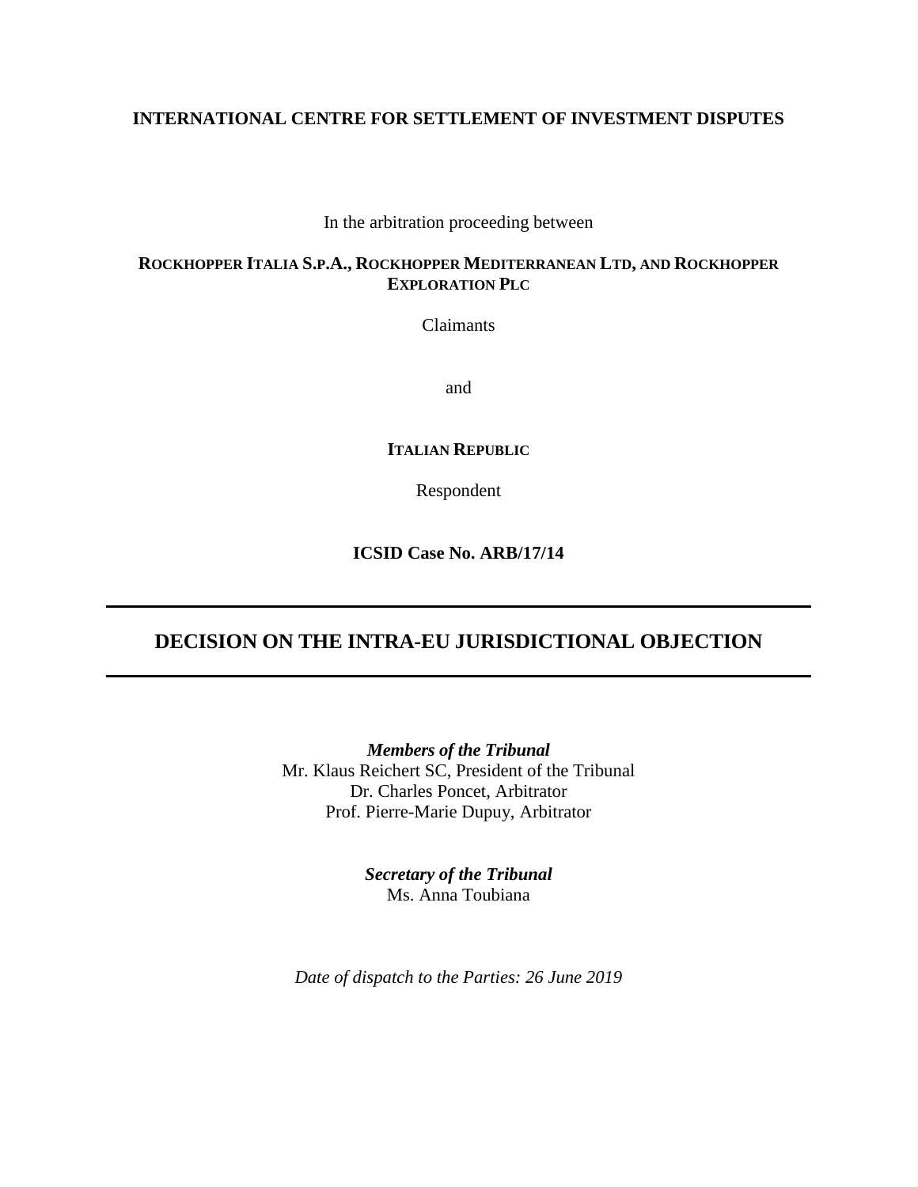**INTERNATIONAL CENTRE FOR SETTLEMENT OF INVESTMENT DISPUTES**

In the arbitration proceeding between

**ROCKHOPPER ITALIA S.P.A., ROCKHOPPER MEDITERRANEAN LTD, AND ROCKHOPPER EXPLORATION PLC**

Claimants

and

**ITALIAN REPUBLIC**

Respondent

**ICSID Case No. ARB/17/14**

---

# DECISION ON THE INTRA-EU JURISDICTIONAL OBJECTION

---

***Members of the Tribunal***
Mr. Klaus Reichert SC, President of the Tribunal
Dr. Charles Poncet, Arbitrator
Prof. Pierre-Marie Dupuy, Arbitrator

***Secretary of the Tribunal***
Ms. Anna Toubiana

*Date of dispatch to the Parties: 26 June 2019*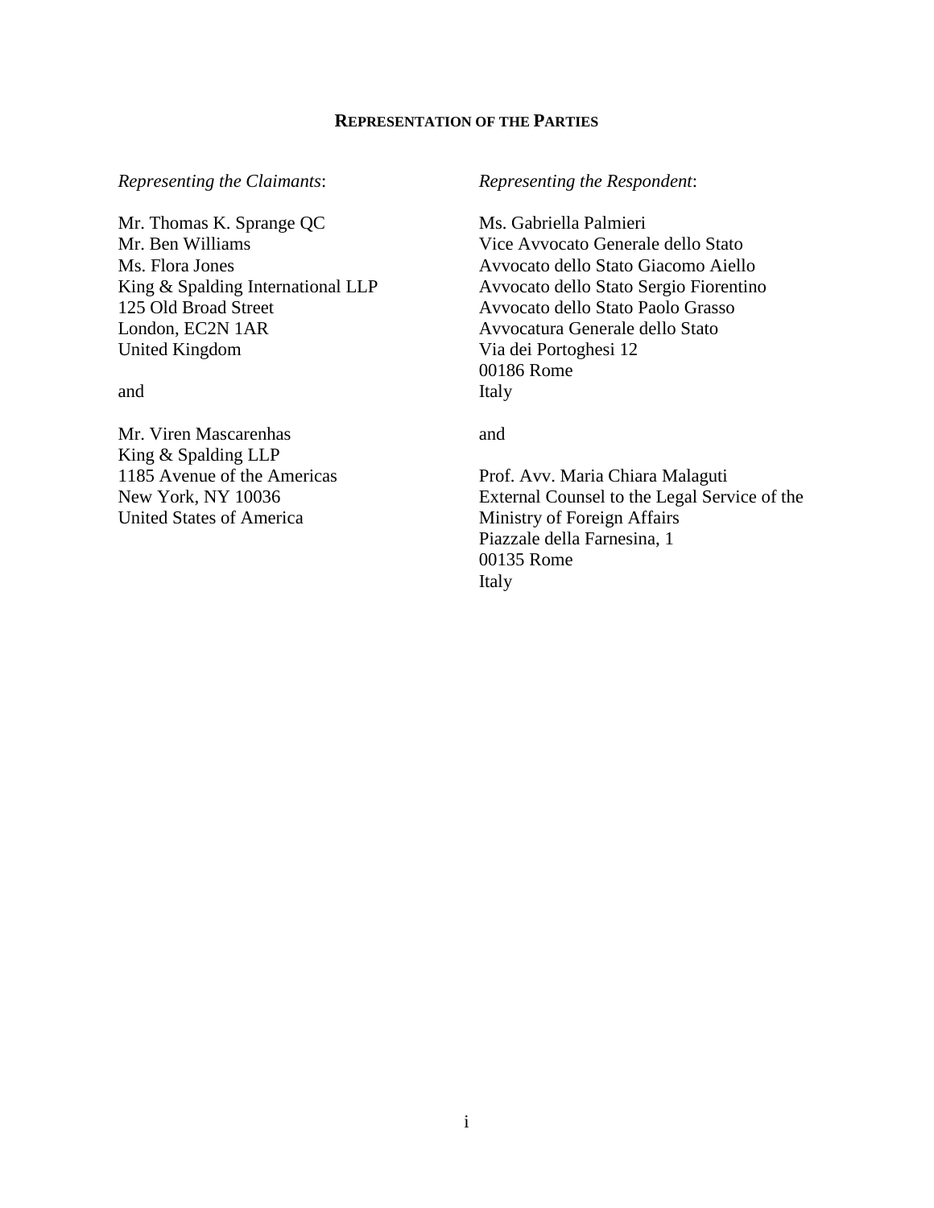**REPRESENTATION OF THE PARTIES**

*Representing the Claimants*:

Mr. Thomas K. Sprange QC
Mr. Ben Williams
Ms. Flora Jones
King & Spalding International LLP
125 Old Broad Street
London, EC2N 1AR
United Kingdom

and

Mr. Viren Mascarenhas
King & Spalding LLP
1185 Avenue of the Americas
New York, NY 10036
United States of America

*Representing the Respondent*:

Ms. Gabriella Palmieri
Vice Avvocato Generale dello Stato
Avvocato dello Stato Giacomo Aiello
Avvocato dello Stato Sergio Fiorentino
Avvocato dello Stato Paolo Grasso
Avvocatura Generale dello Stato
Via dei Portoghesi 12
00186 Rome
Italy

and

Prof. Avv. Maria Chiara Malaguti
External Counsel to the Legal Service of the Ministry of Foreign Affairs
Piazzale della Farnesina, 1
00135 Rome
Italy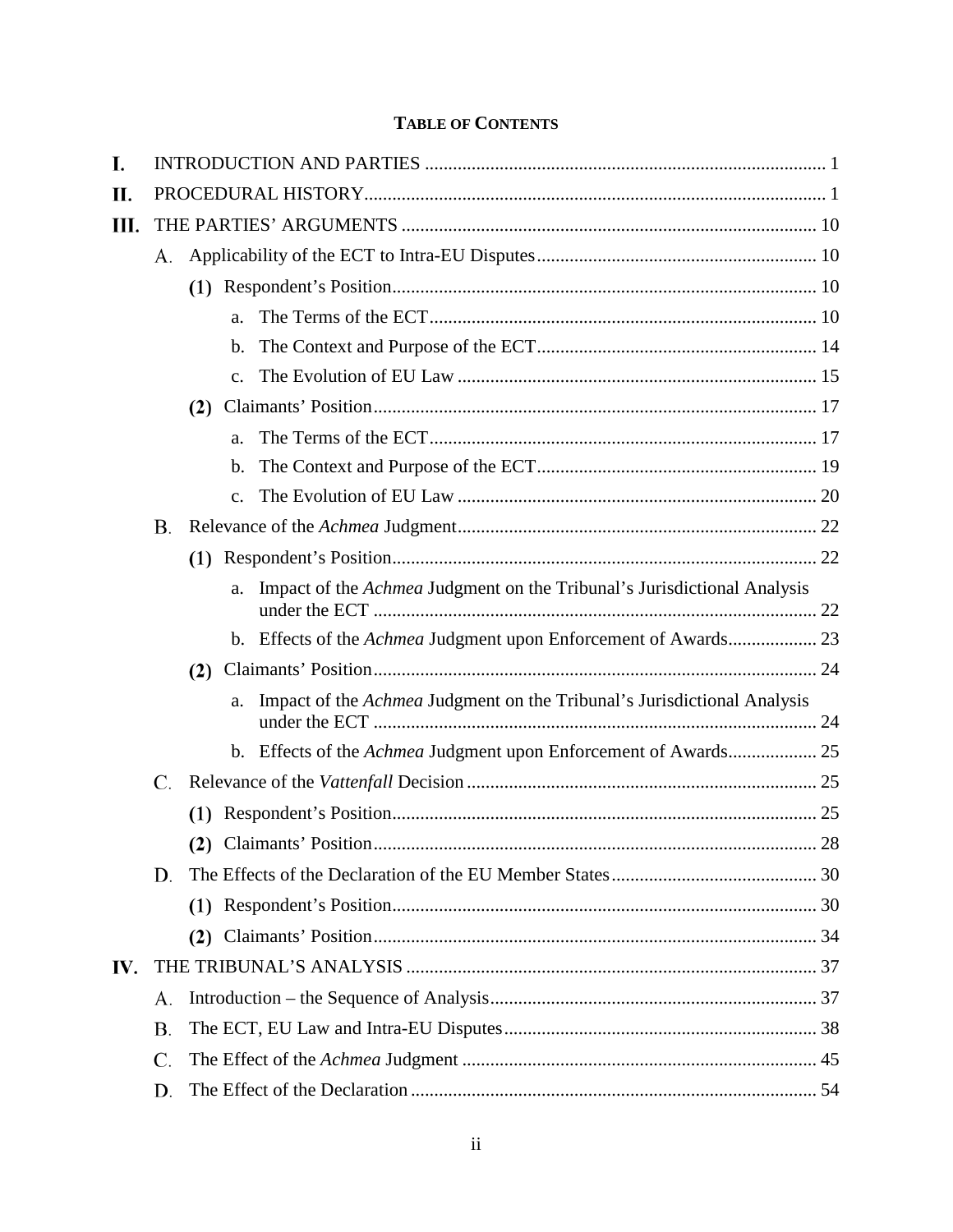**TABLE OF CONTENTS**

- I. INTRODUCTION AND PARTIES ..... 1
- II. PROCEDURAL HISTORY ..... 1
- III. THE PARTIES' ARGUMENTS ..... 10
  - A. Applicability of the ECT to Intra-EU Disputes ..... 10
    - (1) Respondent's Position ..... 10
      - a. The Terms of the ECT ..... 10
      - b. The Context and Purpose of the ECT ..... 14
      - c. The Evolution of EU Law ..... 15
    - (2) Claimants' Position ..... 17
      - a. The Terms of the ECT ..... 17
      - b. The Context and Purpose of the ECT ..... 19
      - c. The Evolution of EU Law ..... 20
  - B. Relevance of the *Achmea* Judgment ..... 22
    - (1) Respondent's Position ..... 22
      - a. Impact of the *Achmea* Judgment on the Tribunal's Jurisdictional Analysis under the ECT ..... 22
      - b. Effects of the *Achmea* Judgment upon Enforcement of Awards ..... 23
    - (2) Claimants' Position ..... 24
      - a. Impact of the *Achmea* Judgment on the Tribunal's Jurisdictional Analysis under the ECT ..... 24
      - b. Effects of the *Achmea* Judgment upon Enforcement of Awards ..... 25
  - C. Relevance of the *Vattenfall* Decision ..... 25
    - (1) Respondent's Position ..... 25
    - (2) Claimants' Position ..... 28
  - D. The Effects of the Declaration of the EU Member States ..... 30
    - (1) Respondent's Position ..... 30
    - (2) Claimants' Position ..... 34
- IV. THE TRIBUNAL'S ANALYSIS ..... 37
  - A. Introduction – the Sequence of Analysis ..... 37
  - B. The ECT, EU Law and Intra-EU Disputes ..... 38
  - C. The Effect of the *Achmea* Judgment ..... 45
  - D. The Effect of the Declaration ..... 54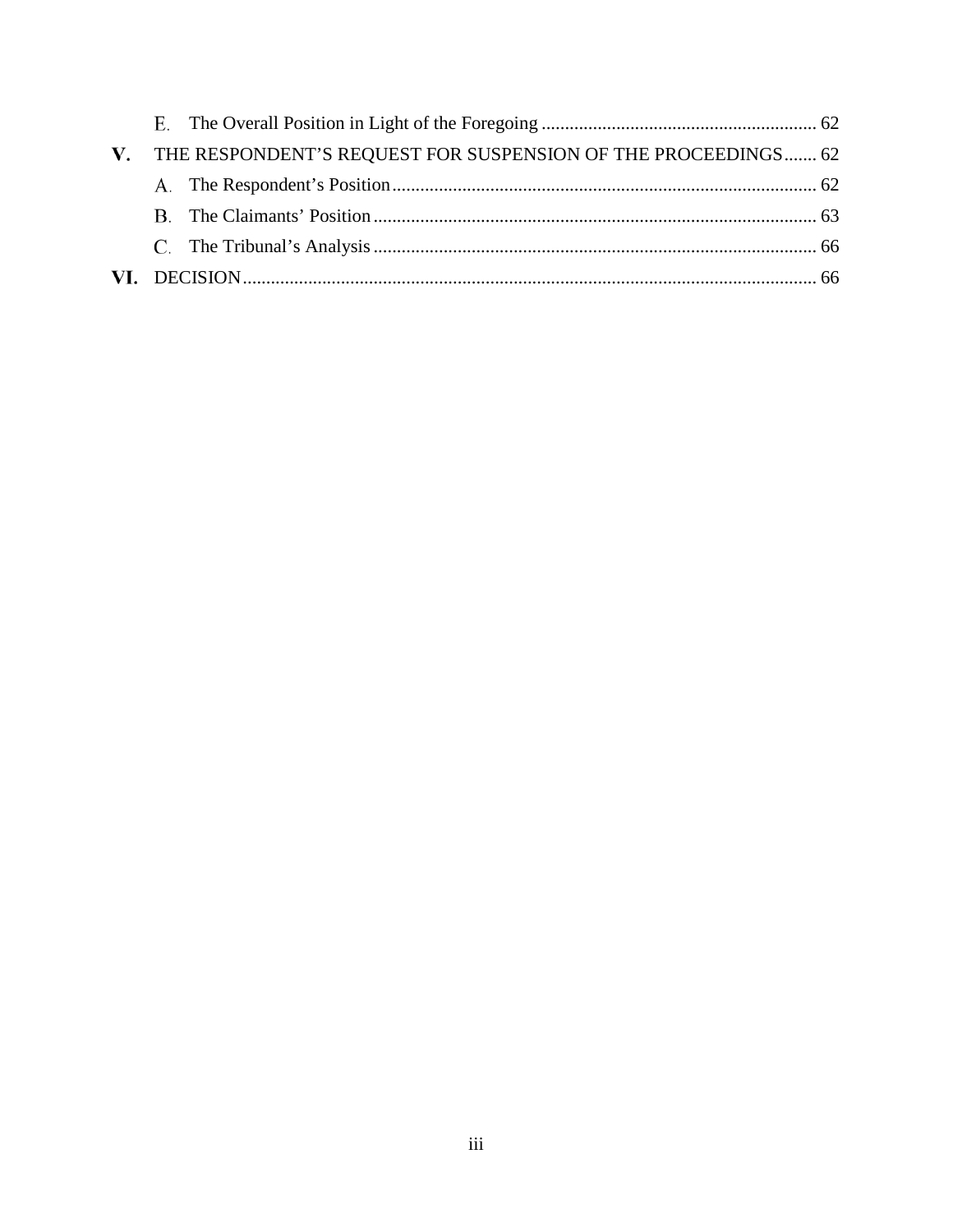E. The Overall Position in Light of the Foregoing .......... 62

**V.** THE RESPONDENT'S REQUEST FOR SUSPENSION OF THE PROCEEDINGS .......... 62

A. The Respondent's Position .......... 62

B. The Claimants' Position .......... 63

C. The Tribunal's Analysis .......... 66

**VI.** DECISION .......... 66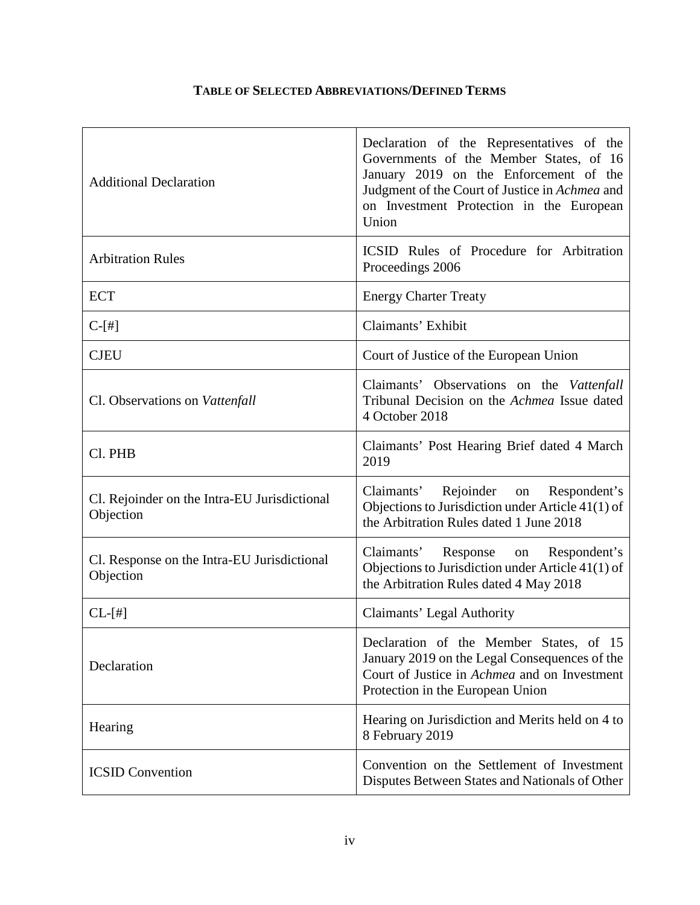**TABLE OF SELECTED ABBREVIATIONS/DEFINED TERMS**

| | |
|---|---|
| Additional Declaration | Declaration of the Representatives of the Governments of the Member States, of 16 January 2019 on the Enforcement of the Judgment of the Court of Justice in *Achmea* and on Investment Protection in the European Union |
| Arbitration Rules | ICSID Rules of Procedure for Arbitration Proceedings 2006 |
| ECT | Energy Charter Treaty |
| C-[#] | Claimants' Exhibit |
| CJEU | Court of Justice of the European Union |
| Cl. Observations on *Vattenfall* | Claimants' Observations on the *Vattenfall* Tribunal Decision on the *Achmea* Issue dated 4 October 2018 |
| Cl. PHB | Claimants' Post Hearing Brief dated 4 March 2019 |
| Cl. Rejoinder on the Intra-EU Jurisdictional Objection | Claimants' Rejoinder on Respondent's Objections to Jurisdiction under Article 41(1) of the Arbitration Rules dated 1 June 2018 |
| Cl. Response on the Intra-EU Jurisdictional Objection | Claimants' Response on Respondent's Objections to Jurisdiction under Article 41(1) of the Arbitration Rules dated 4 May 2018 |
| CL-[#] | Claimants' Legal Authority |
| Declaration | Declaration of the Member States, of 15 January 2019 on the Legal Consequences of the Court of Justice in *Achmea* and on Investment Protection in the European Union |
| Hearing | Hearing on Jurisdiction and Merits held on 4 to 8 February 2019 |
| ICSID Convention | Convention on the Settlement of Investment Disputes Between States and Nationals of Other |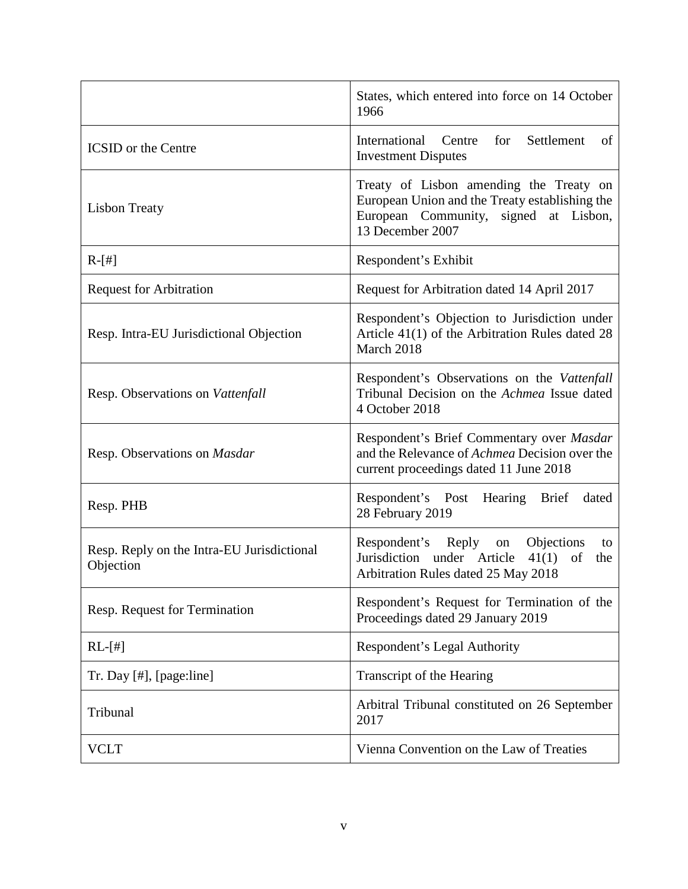| | |
|---|---|
| | States, which entered into force on 14 October 1966 |
| ICSID or the Centre | International Centre for Settlement of Investment Disputes |
| Lisbon Treaty | Treaty of Lisbon amending the Treaty on European Union and the Treaty establishing the European Community, signed at Lisbon, 13 December 2007 |
| R-[#] | Respondent's Exhibit |
| Request for Arbitration | Request for Arbitration dated 14 April 2017 |
| Resp. Intra-EU Jurisdictional Objection | Respondent's Objection to Jurisdiction under Article 41(1) of the Arbitration Rules dated 28 March 2018 |
| Resp. Observations on *Vattenfall* | Respondent's Observations on the *Vattenfall* Tribunal Decision on the *Achmea* Issue dated 4 October 2018 |
| Resp. Observations on *Masdar* | Respondent's Brief Commentary over *Masdar* and the Relevance of *Achmea* Decision over the current proceedings dated 11 June 2018 |
| Resp. PHB | Respondent's Post Hearing Brief dated 28 February 2019 |
| Resp. Reply on the Intra-EU Jurisdictional Objection | Respondent's Reply on Objections to Jurisdiction under Article 41(1) of the Arbitration Rules dated 25 May 2018 |
| Resp. Request for Termination | Respondent's Request for Termination of the Proceedings dated 29 January 2019 |
| RL-[#] | Respondent's Legal Authority |
| Tr. Day [#], [page:line] | Transcript of the Hearing |
| Tribunal | Arbitral Tribunal constituted on 26 September 2017 |
| VCLT | Vienna Convention on the Law of Treaties |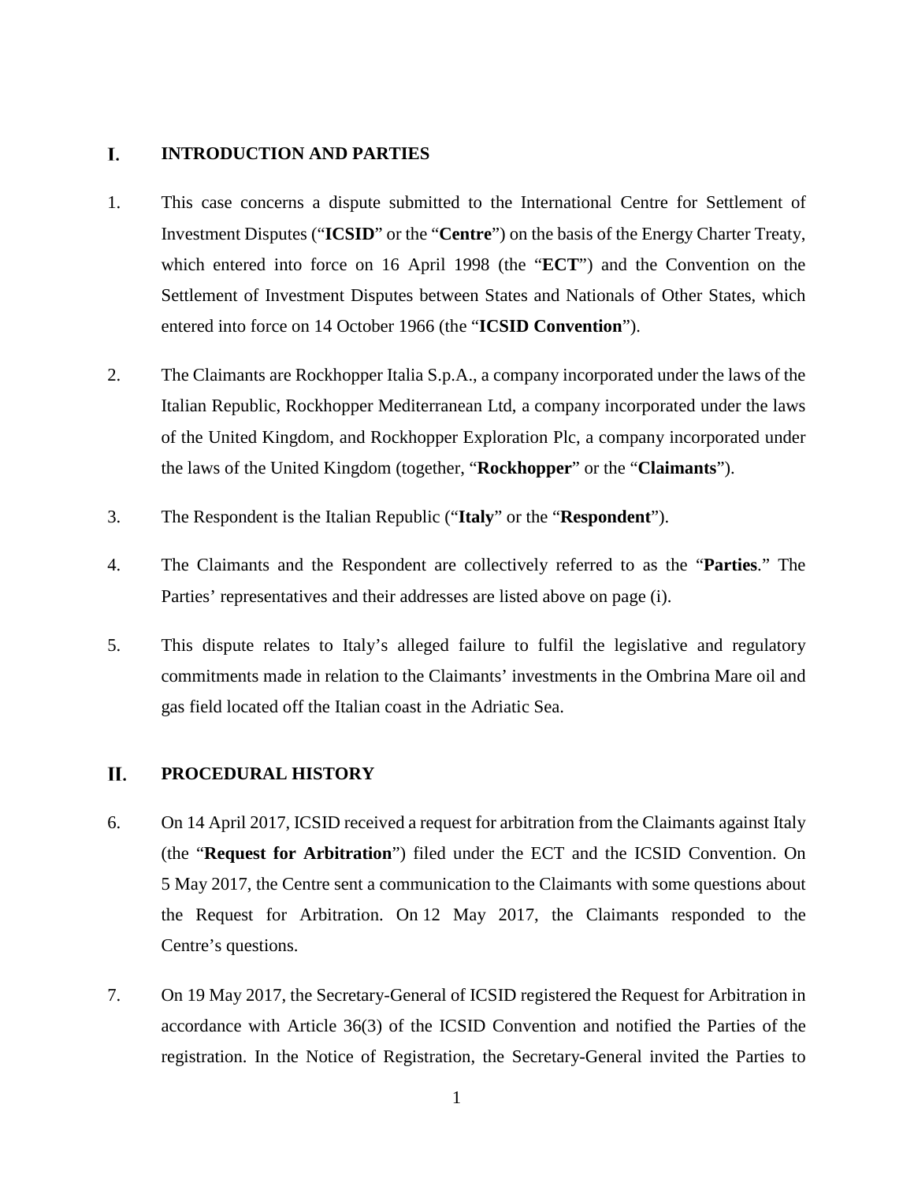## I. INTRODUCTION AND PARTIES

1. This case concerns a dispute submitted to the International Centre for Settlement of Investment Disputes ("**ICSID**" or the "**Centre**") on the basis of the Energy Charter Treaty, which entered into force on 16 April 1998 (the "**ECT**") and the Convention on the Settlement of Investment Disputes between States and Nationals of Other States, which entered into force on 14 October 1966 (the "**ICSID Convention**").

2. The Claimants are Rockhopper Italia S.p.A., a company incorporated under the laws of the Italian Republic, Rockhopper Mediterranean Ltd, a company incorporated under the laws of the United Kingdom, and Rockhopper Exploration Plc, a company incorporated under the laws of the United Kingdom (together, "**Rockhopper**" or the "**Claimants**").

3. The Respondent is the Italian Republic ("**Italy**" or the "**Respondent**").

4. The Claimants and the Respondent are collectively referred to as the "**Parties**." The Parties' representatives and their addresses are listed above on page (i).

5. This dispute relates to Italy's alleged failure to fulfil the legislative and regulatory commitments made in relation to the Claimants' investments in the Ombrina Mare oil and gas field located off the Italian coast in the Adriatic Sea.

## II. PROCEDURAL HISTORY

6. On 14 April 2017, ICSID received a request for arbitration from the Claimants against Italy (the "**Request for Arbitration**") filed under the ECT and the ICSID Convention. On 5 May 2017, the Centre sent a communication to the Claimants with some questions about the Request for Arbitration. On 12 May 2017, the Claimants responded to the Centre's questions.

7. On 19 May 2017, the Secretary-General of ICSID registered the Request for Arbitration in accordance with Article 36(3) of the ICSID Convention and notified the Parties of the registration. In the Notice of Registration, the Secretary-General invited the Parties to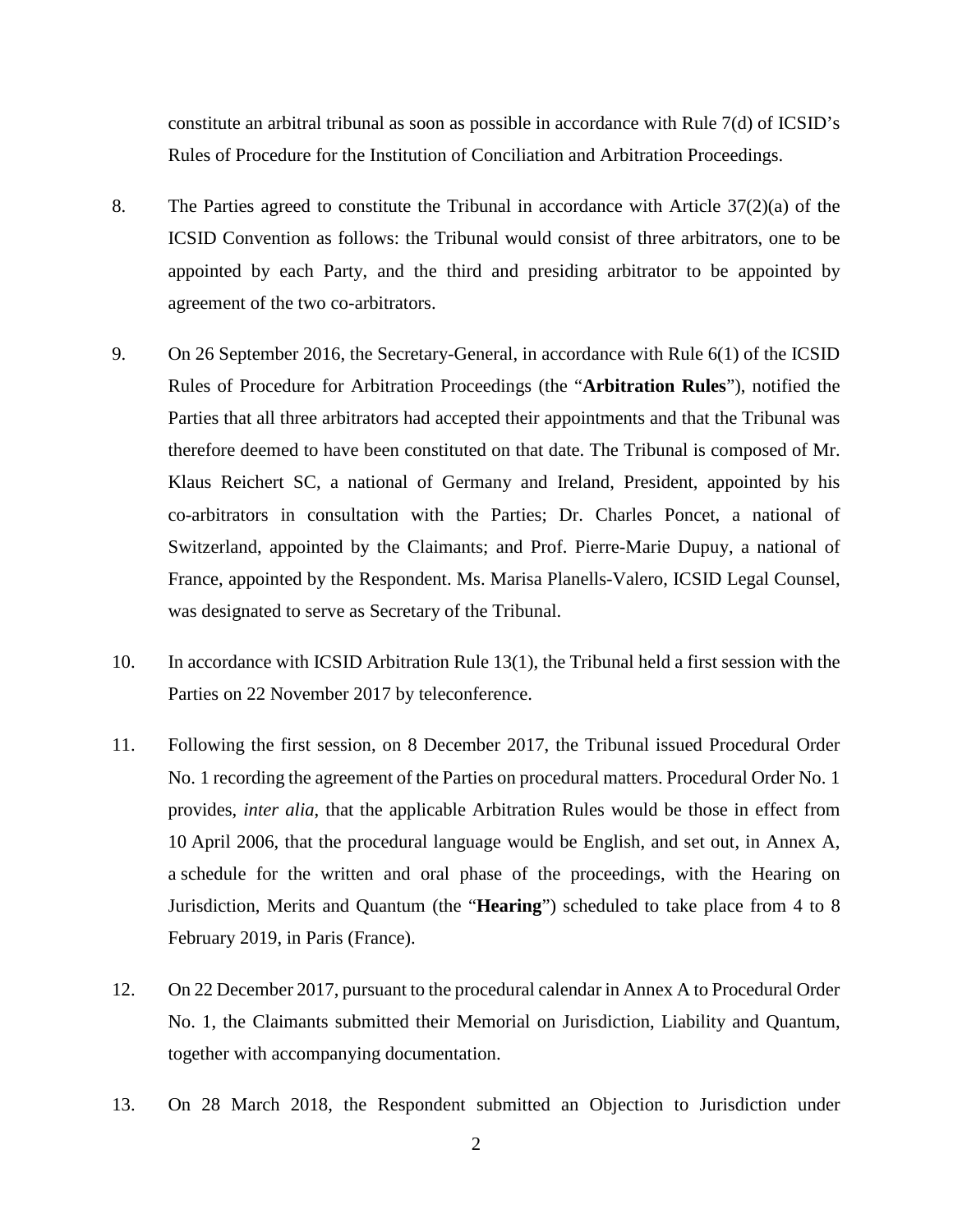constitute an arbitral tribunal as soon as possible in accordance with Rule 7(d) of ICSID's Rules of Procedure for the Institution of Conciliation and Arbitration Proceedings.

8. The Parties agreed to constitute the Tribunal in accordance with Article 37(2)(a) of the ICSID Convention as follows: the Tribunal would consist of three arbitrators, one to be appointed by each Party, and the third and presiding arbitrator to be appointed by agreement of the two co-arbitrators.

9. On 26 September 2016, the Secretary-General, in accordance with Rule 6(1) of the ICSID Rules of Procedure for Arbitration Proceedings (the "**Arbitration Rules**"), notified the Parties that all three arbitrators had accepted their appointments and that the Tribunal was therefore deemed to have been constituted on that date. The Tribunal is composed of Mr. Klaus Reichert SC, a national of Germany and Ireland, President, appointed by his co-arbitrators in consultation with the Parties; Dr. Charles Poncet, a national of Switzerland, appointed by the Claimants; and Prof. Pierre-Marie Dupuy, a national of France, appointed by the Respondent. Ms. Marisa Planells-Valero, ICSID Legal Counsel, was designated to serve as Secretary of the Tribunal.

10. In accordance with ICSID Arbitration Rule 13(1), the Tribunal held a first session with the Parties on 22 November 2017 by teleconference.

11. Following the first session, on 8 December 2017, the Tribunal issued Procedural Order No. 1 recording the agreement of the Parties on procedural matters. Procedural Order No. 1 provides, *inter alia*, that the applicable Arbitration Rules would be those in effect from 10 April 2006, that the procedural language would be English, and set out, in Annex A, a schedule for the written and oral phase of the proceedings, with the Hearing on Jurisdiction, Merits and Quantum (the "**Hearing**") scheduled to take place from 4 to 8 February 2019, in Paris (France).

12. On 22 December 2017, pursuant to the procedural calendar in Annex A to Procedural Order No. 1, the Claimants submitted their Memorial on Jurisdiction, Liability and Quantum, together with accompanying documentation.

13. On 28 March 2018, the Respondent submitted an Objection to Jurisdiction under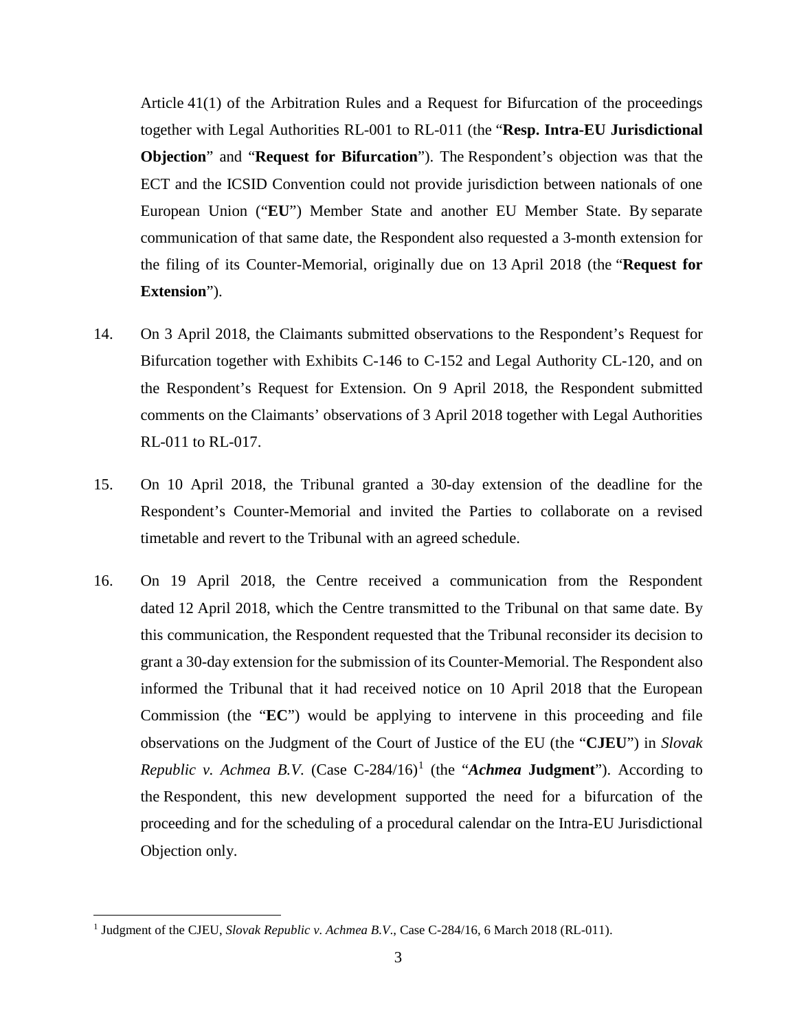Article 41(1) of the Arbitration Rules and a Request for Bifurcation of the proceedings together with Legal Authorities RL-001 to RL-011 (the "**Resp. Intra-EU Jurisdictional Objection**" and "**Request for Bifurcation**"). The Respondent's objection was that the ECT and the ICSID Convention could not provide jurisdiction between nationals of one European Union ("**EU**") Member State and another EU Member State. By separate communication of that same date, the Respondent also requested a 3-month extension for the filing of its Counter-Memorial, originally due on 13 April 2018 (the "**Request for Extension**").

14. On 3 April 2018, the Claimants submitted observations to the Respondent's Request for Bifurcation together with Exhibits C-146 to C-152 and Legal Authority CL-120, and on the Respondent's Request for Extension. On 9 April 2018, the Respondent submitted comments on the Claimants' observations of 3 April 2018 together with Legal Authorities RL-011 to RL-017.

15. On 10 April 2018, the Tribunal granted a 30-day extension of the deadline for the Respondent's Counter-Memorial and invited the Parties to collaborate on a revised timetable and revert to the Tribunal with an agreed schedule.

16. On 19 April 2018, the Centre received a communication from the Respondent dated 12 April 2018, which the Centre transmitted to the Tribunal on that same date. By this communication, the Respondent requested that the Tribunal reconsider its decision to grant a 30-day extension for the submission of its Counter-Memorial. The Respondent also informed the Tribunal that it had received notice on 10 April 2018 that the European Commission (the "**EC**") would be applying to intervene in this proceeding and file observations on the Judgment of the Court of Justice of the EU (the "**CJEU**") in *Slovak Republic v. Achmea B.V.* (Case C-284/16)[1] (the "***Achmea* Judgment**"). According to the Respondent, this new development supported the need for a bifurcation of the proceeding and for the scheduling of a procedural calendar on the Intra-EU Jurisdictional Objection only.

[1] Judgment of the CJEU, *Slovak Republic v. Achmea B.V.*, Case C-284/16, 6 March 2018 (RL-011).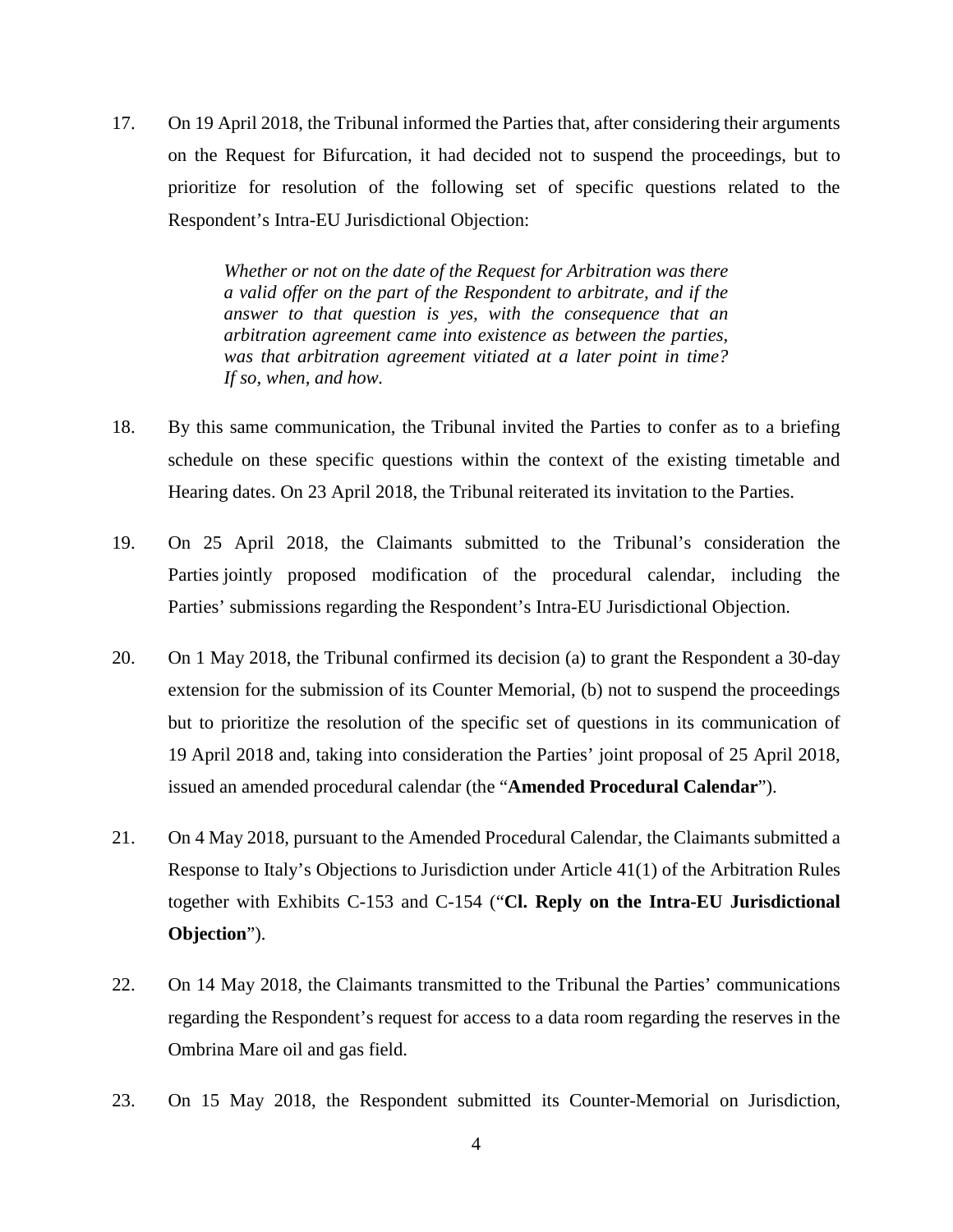17. On 19 April 2018, the Tribunal informed the Parties that, after considering their arguments on the Request for Bifurcation, it had decided not to suspend the proceedings, but to prioritize for resolution of the following set of specific questions related to the Respondent's Intra-EU Jurisdictional Objection:

> *Whether or not on the date of the Request for Arbitration was there a valid offer on the part of the Respondent to arbitrate, and if the answer to that question is yes, with the consequence that an arbitration agreement came into existence as between the parties, was that arbitration agreement vitiated at a later point in time? If so, when, and how.*

18. By this same communication, the Tribunal invited the Parties to confer as to a briefing schedule on these specific questions within the context of the existing timetable and Hearing dates. On 23 April 2018, the Tribunal reiterated its invitation to the Parties.

19. On 25 April 2018, the Claimants submitted to the Tribunal's consideration the Parties jointly proposed modification of the procedural calendar, including the Parties' submissions regarding the Respondent's Intra-EU Jurisdictional Objection.

20. On 1 May 2018, the Tribunal confirmed its decision (a) to grant the Respondent a 30-day extension for the submission of its Counter Memorial, (b) not to suspend the proceedings but to prioritize the resolution of the specific set of questions in its communication of 19 April 2018 and, taking into consideration the Parties' joint proposal of 25 April 2018, issued an amended procedural calendar (the "**Amended Procedural Calendar**").

21. On 4 May 2018, pursuant to the Amended Procedural Calendar, the Claimants submitted a Response to Italy's Objections to Jurisdiction under Article 41(1) of the Arbitration Rules together with Exhibits C-153 and C-154 ("**Cl. Reply on the Intra-EU Jurisdictional Objection**").

22. On 14 May 2018, the Claimants transmitted to the Tribunal the Parties' communications regarding the Respondent's request for access to a data room regarding the reserves in the Ombrina Mare oil and gas field.

23. On 15 May 2018, the Respondent submitted its Counter-Memorial on Jurisdiction,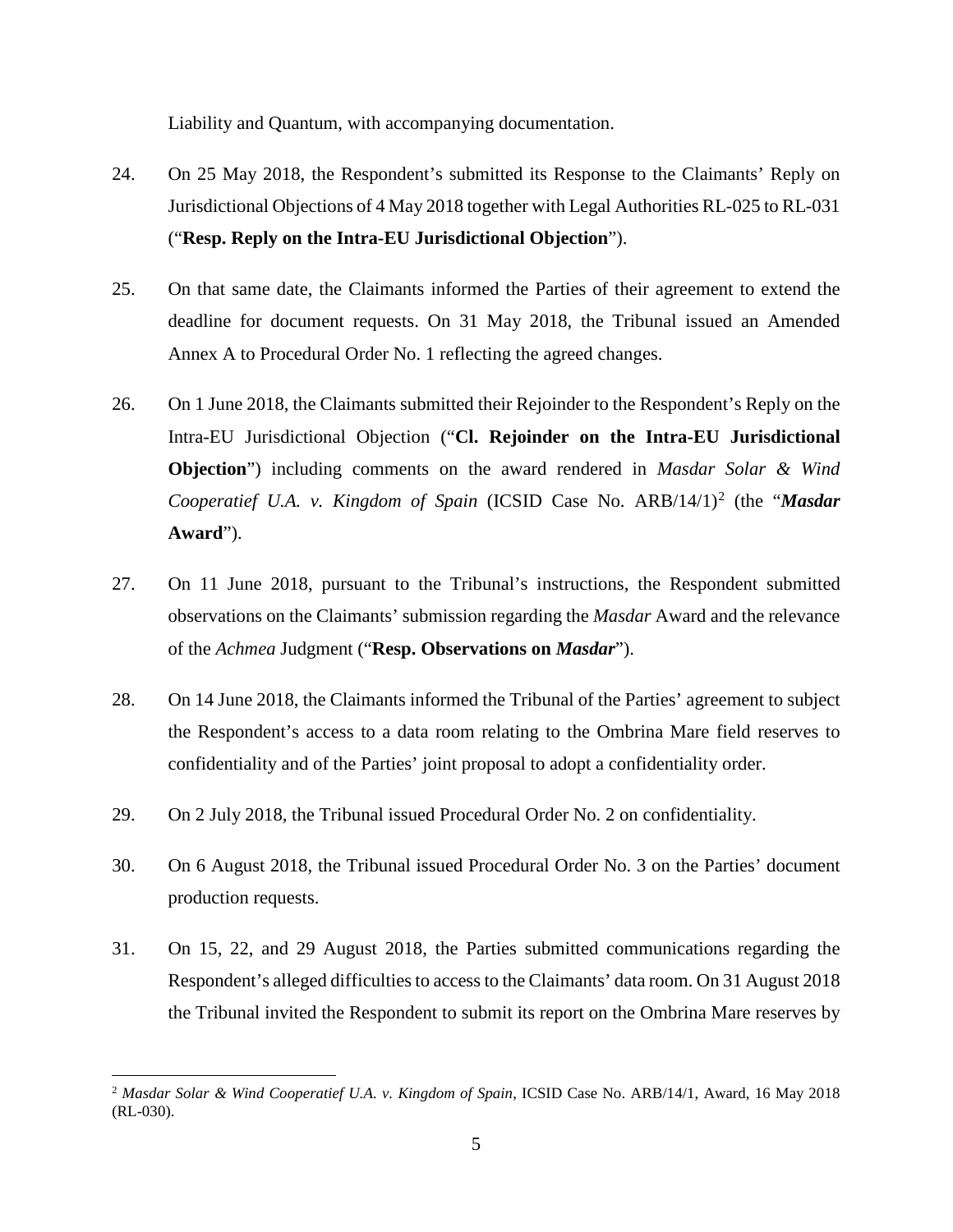Liability and Quantum, with accompanying documentation.

24. On 25 May 2018, the Respondent's submitted its Response to the Claimants' Reply on Jurisdictional Objections of 4 May 2018 together with Legal Authorities RL-025 to RL-031 ("**Resp. Reply on the Intra-EU Jurisdictional Objection**").

25. On that same date, the Claimants informed the Parties of their agreement to extend the deadline for document requests. On 31 May 2018, the Tribunal issued an Amended Annex A to Procedural Order No. 1 reflecting the agreed changes.

26. On 1 June 2018, the Claimants submitted their Rejoinder to the Respondent's Reply on the Intra-EU Jurisdictional Objection ("**Cl. Rejoinder on the Intra-EU Jurisdictional Objection**") including comments on the award rendered in *Masdar Solar & Wind Cooperatief U.A. v. Kingdom of Spain* (ICSID Case No. ARB/14/1)[2] (the "***Masdar* Award**").

27. On 11 June 2018, pursuant to the Tribunal's instructions, the Respondent submitted observations on the Claimants' submission regarding the *Masdar* Award and the relevance of the *Achmea* Judgment ("**Resp. Observations on *Masdar***").

28. On 14 June 2018, the Claimants informed the Tribunal of the Parties' agreement to subject the Respondent's access to a data room relating to the Ombrina Mare field reserves to confidentiality and of the Parties' joint proposal to adopt a confidentiality order.

29. On 2 July 2018, the Tribunal issued Procedural Order No. 2 on confidentiality.

30. On 6 August 2018, the Tribunal issued Procedural Order No. 3 on the Parties' document production requests.

31. On 15, 22, and 29 August 2018, the Parties submitted communications regarding the Respondent's alleged difficulties to access to the Claimants' data room. On 31 August 2018 the Tribunal invited the Respondent to submit its report on the Ombrina Mare reserves by

---

[2] *Masdar Solar & Wind Cooperatief U.A. v. Kingdom of Spain*, ICSID Case No. ARB/14/1, Award, 16 May 2018 (RL-030).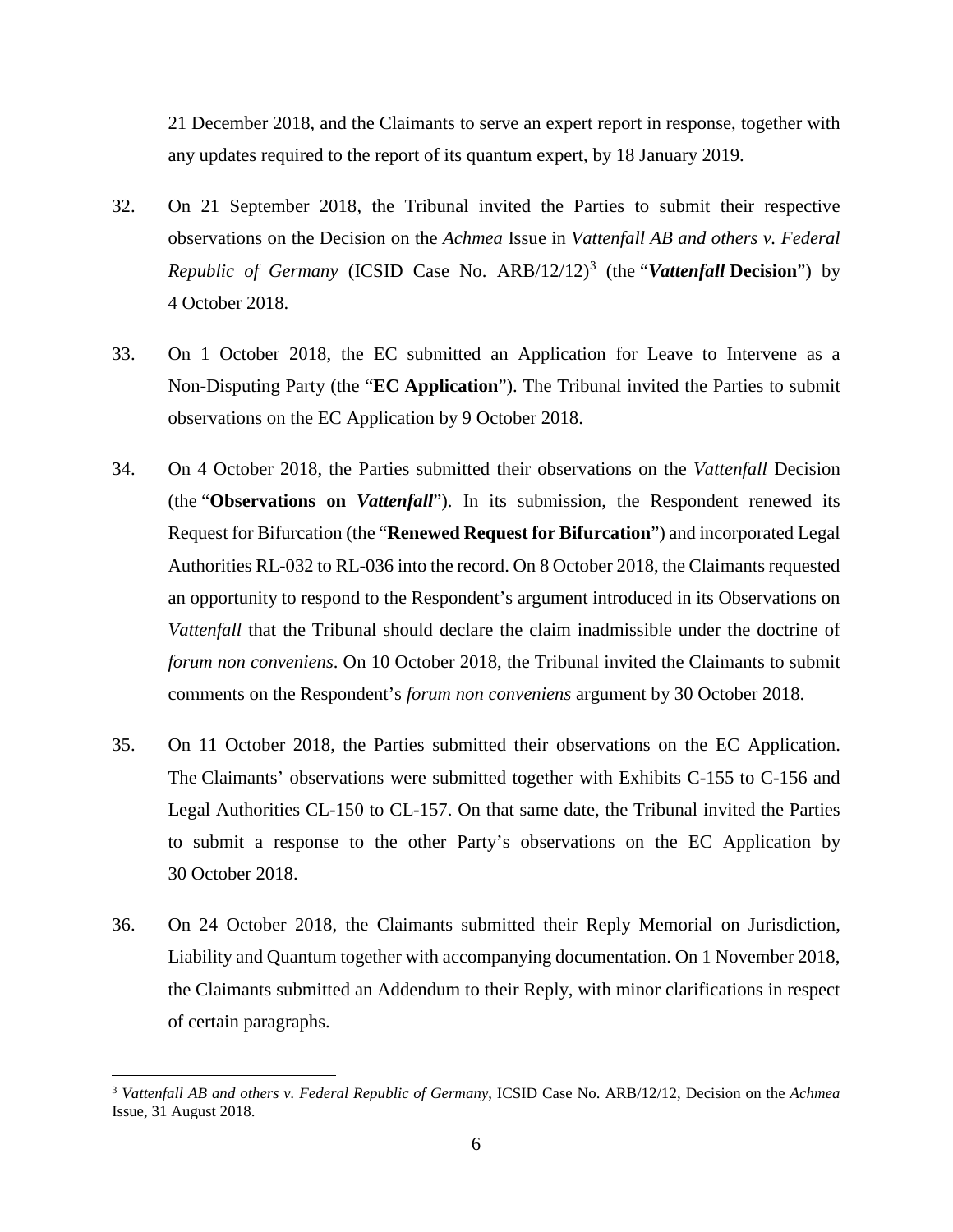21 December 2018, and the Claimants to serve an expert report in response, together with any updates required to the report of its quantum expert, by 18 January 2019.

32. On 21 September 2018, the Tribunal invited the Parties to submit their respective observations on the Decision on the *Achmea* Issue in *Vattenfall AB and others v. Federal Republic of Germany* (ICSID Case No. ARB/12/12)[3] (the "***Vattenfall*** **Decision**") by 4 October 2018.

33. On 1 October 2018, the EC submitted an Application for Leave to Intervene as a Non-Disputing Party (the "**EC Application**"). The Tribunal invited the Parties to submit observations on the EC Application by 9 October 2018.

34. On 4 October 2018, the Parties submitted their observations on the *Vattenfall* Decision (the "**Observations on *Vattenfall***"). In its submission, the Respondent renewed its Request for Bifurcation (the "**Renewed Request for Bifurcation**") and incorporated Legal Authorities RL-032 to RL-036 into the record. On 8 October 2018, the Claimants requested an opportunity to respond to the Respondent's argument introduced in its Observations on *Vattenfall* that the Tribunal should declare the claim inadmissible under the doctrine of *forum non conveniens*. On 10 October 2018, the Tribunal invited the Claimants to submit comments on the Respondent's *forum non conveniens* argument by 30 October 2018.

35. On 11 October 2018, the Parties submitted their observations on the EC Application. The Claimants' observations were submitted together with Exhibits C-155 to C-156 and Legal Authorities CL-150 to CL-157. On that same date, the Tribunal invited the Parties to submit a response to the other Party's observations on the EC Application by 30 October 2018.

36. On 24 October 2018, the Claimants submitted their Reply Memorial on Jurisdiction, Liability and Quantum together with accompanying documentation. On 1 November 2018, the Claimants submitted an Addendum to their Reply, with minor clarifications in respect of certain paragraphs.

---

[3] *Vattenfall AB and others v. Federal Republic of Germany*, ICSID Case No. ARB/12/12, Decision on the *Achmea* Issue, 31 August 2018.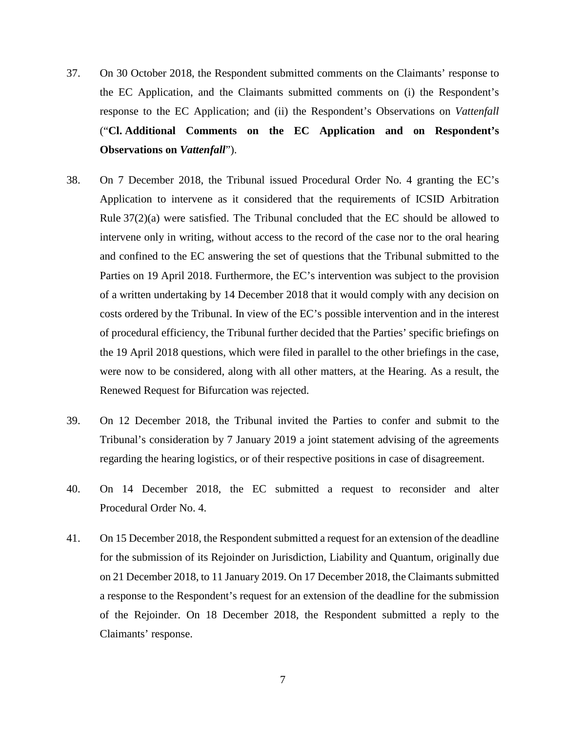37. On 30 October 2018, the Respondent submitted comments on the Claimants' response to the EC Application, and the Claimants submitted comments on (i) the Respondent's response to the EC Application; and (ii) the Respondent's Observations on *Vattenfall* ("**Cl. Additional Comments on the EC Application and on Respondent's Observations on *Vattenfall***").

38. On 7 December 2018, the Tribunal issued Procedural Order No. 4 granting the EC's Application to intervene as it considered that the requirements of ICSID Arbitration Rule 37(2)(a) were satisfied. The Tribunal concluded that the EC should be allowed to intervene only in writing, without access to the record of the case nor to the oral hearing and confined to the EC answering the set of questions that the Tribunal submitted to the Parties on 19 April 2018. Furthermore, the EC's intervention was subject to the provision of a written undertaking by 14 December 2018 that it would comply with any decision on costs ordered by the Tribunal. In view of the EC's possible intervention and in the interest of procedural efficiency, the Tribunal further decided that the Parties' specific briefings on the 19 April 2018 questions, which were filed in parallel to the other briefings in the case, were now to be considered, along with all other matters, at the Hearing. As a result, the Renewed Request for Bifurcation was rejected.

39. On 12 December 2018, the Tribunal invited the Parties to confer and submit to the Tribunal's consideration by 7 January 2019 a joint statement advising of the agreements regarding the hearing logistics, or of their respective positions in case of disagreement.

40. On 14 December 2018, the EC submitted a request to reconsider and alter Procedural Order No. 4.

41. On 15 December 2018, the Respondent submitted a request for an extension of the deadline for the submission of its Rejoinder on Jurisdiction, Liability and Quantum, originally due on 21 December 2018, to 11 January 2019. On 17 December 2018, the Claimants submitted a response to the Respondent's request for an extension of the deadline for the submission of the Rejoinder. On 18 December 2018, the Respondent submitted a reply to the Claimants' response.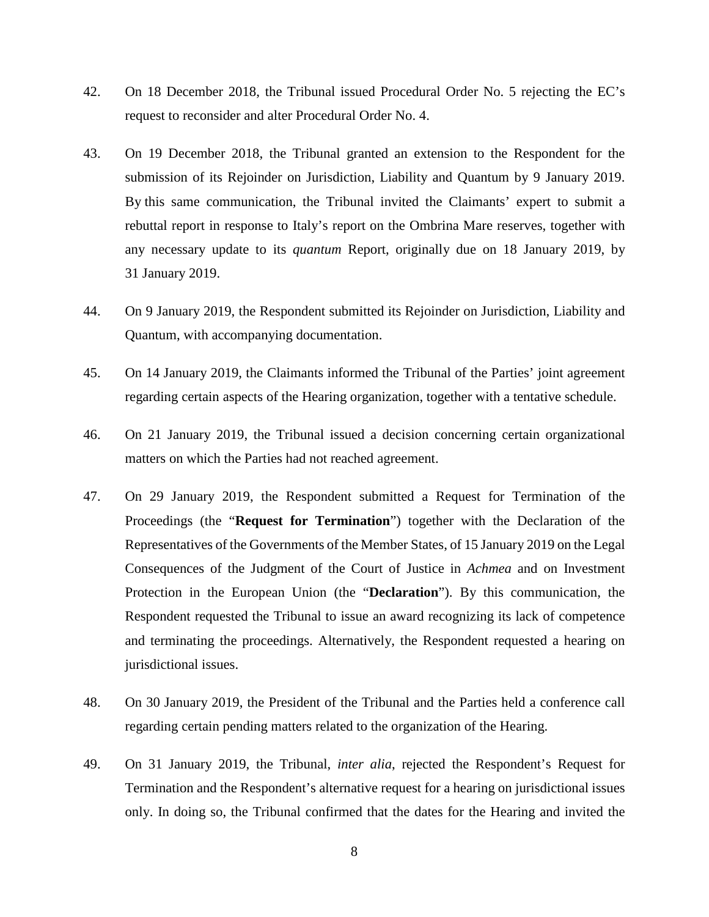42. On 18 December 2018, the Tribunal issued Procedural Order No. 5 rejecting the EC's request to reconsider and alter Procedural Order No. 4.

43. On 19 December 2018, the Tribunal granted an extension to the Respondent for the submission of its Rejoinder on Jurisdiction, Liability and Quantum by 9 January 2019. By this same communication, the Tribunal invited the Claimants' expert to submit a rebuttal report in response to Italy's report on the Ombrina Mare reserves, together with any necessary update to its *quantum* Report, originally due on 18 January 2019, by 31 January 2019.

44. On 9 January 2019, the Respondent submitted its Rejoinder on Jurisdiction, Liability and Quantum, with accompanying documentation.

45. On 14 January 2019, the Claimants informed the Tribunal of the Parties' joint agreement regarding certain aspects of the Hearing organization, together with a tentative schedule.

46. On 21 January 2019, the Tribunal issued a decision concerning certain organizational matters on which the Parties had not reached agreement.

47. On 29 January 2019, the Respondent submitted a Request for Termination of the Proceedings (the "**Request for Termination**") together with the Declaration of the Representatives of the Governments of the Member States, of 15 January 2019 on the Legal Consequences of the Judgment of the Court of Justice in *Achmea* and on Investment Protection in the European Union (the "**Declaration**"). By this communication, the Respondent requested the Tribunal to issue an award recognizing its lack of competence and terminating the proceedings. Alternatively, the Respondent requested a hearing on jurisdictional issues.

48. On 30 January 2019, the President of the Tribunal and the Parties held a conference call regarding certain pending matters related to the organization of the Hearing.

49. On 31 January 2019, the Tribunal, *inter alia*, rejected the Respondent's Request for Termination and the Respondent's alternative request for a hearing on jurisdictional issues only. In doing so, the Tribunal confirmed that the dates for the Hearing and invited the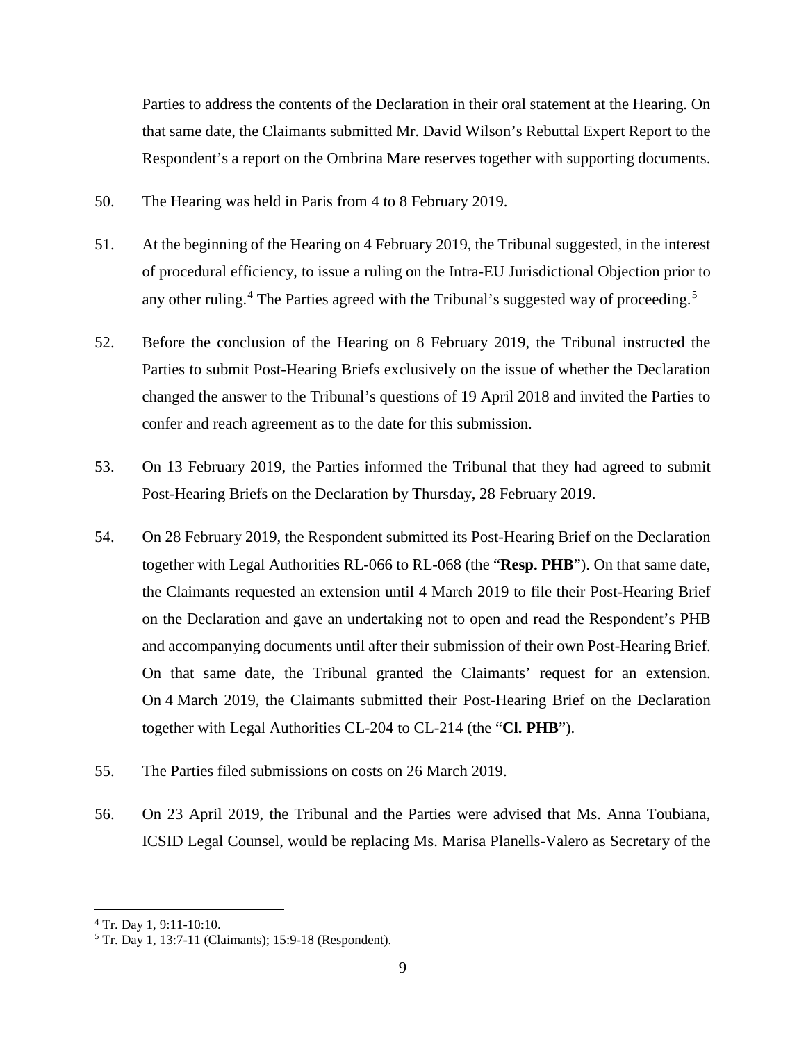Parties to address the contents of the Declaration in their oral statement at the Hearing. On that same date, the Claimants submitted Mr. David Wilson's Rebuttal Expert Report to the Respondent's a report on the Ombrina Mare reserves together with supporting documents.

50. The Hearing was held in Paris from 4 to 8 February 2019.

51. At the beginning of the Hearing on 4 February 2019, the Tribunal suggested, in the interest of procedural efficiency, to issue a ruling on the Intra-EU Jurisdictional Objection prior to any other ruling.[4] The Parties agreed with the Tribunal's suggested way of proceeding.[5]

52. Before the conclusion of the Hearing on 8 February 2019, the Tribunal instructed the Parties to submit Post-Hearing Briefs exclusively on the issue of whether the Declaration changed the answer to the Tribunal's questions of 19 April 2018 and invited the Parties to confer and reach agreement as to the date for this submission.

53. On 13 February 2019, the Parties informed the Tribunal that they had agreed to submit Post-Hearing Briefs on the Declaration by Thursday, 28 February 2019.

54. On 28 February 2019, the Respondent submitted its Post-Hearing Brief on the Declaration together with Legal Authorities RL-066 to RL-068 (the "**Resp. PHB**"). On that same date, the Claimants requested an extension until 4 March 2019 to file their Post-Hearing Brief on the Declaration and gave an undertaking not to open and read the Respondent's PHB and accompanying documents until after their submission of their own Post-Hearing Brief. On that same date, the Tribunal granted the Claimants' request for an extension. On 4 March 2019, the Claimants submitted their Post-Hearing Brief on the Declaration together with Legal Authorities CL-204 to CL-214 (the "**Cl. PHB**").

55. The Parties filed submissions on costs on 26 March 2019.

56. On 23 April 2019, the Tribunal and the Parties were advised that Ms. Anna Toubiana, ICSID Legal Counsel, would be replacing Ms. Marisa Planells-Valero as Secretary of the

---

[4] Tr. Day 1, 9:11-10:10.

[5] Tr. Day 1, 13:7-11 (Claimants); 15:9-18 (Respondent).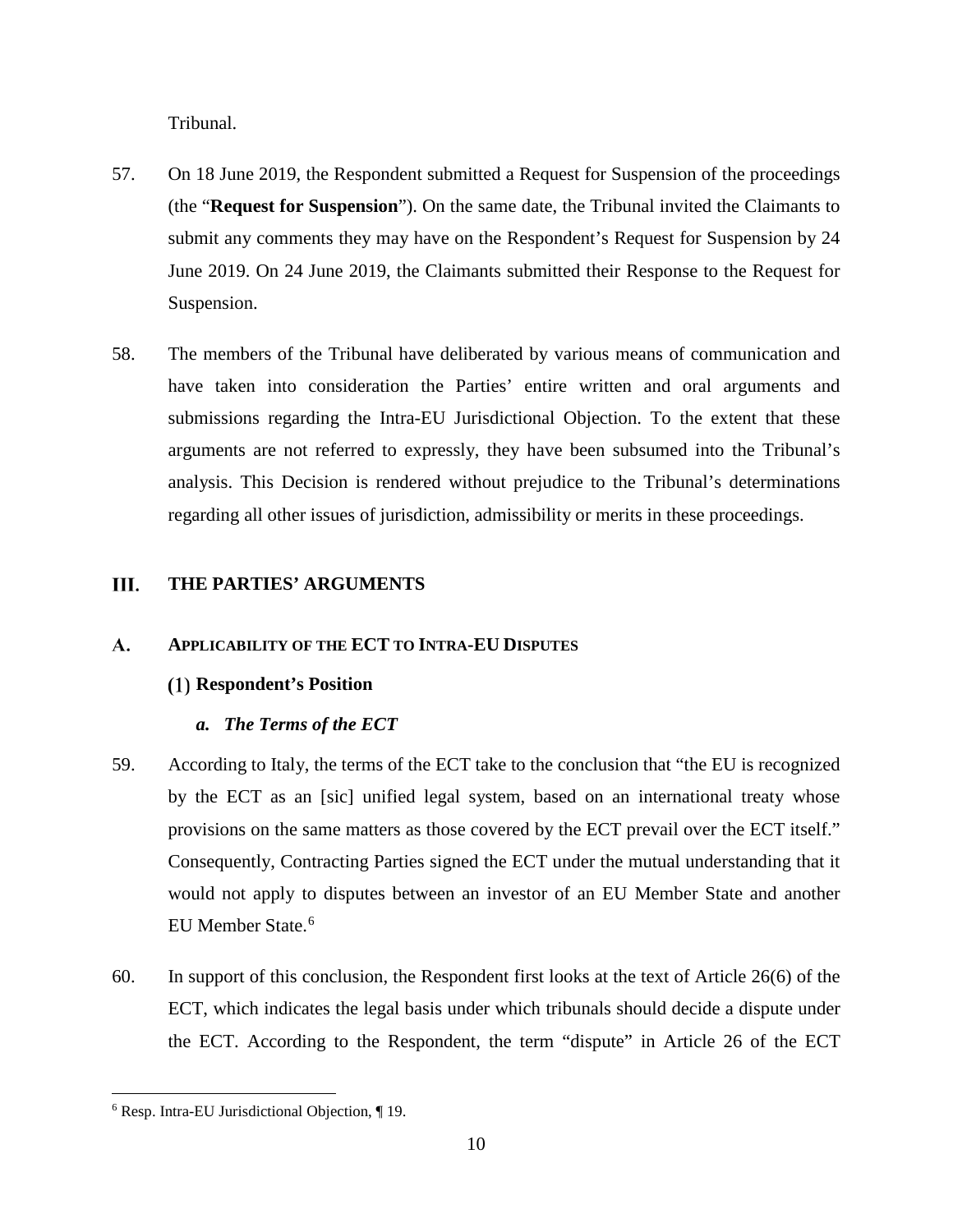Tribunal.

57. On 18 June 2019, the Respondent submitted a Request for Suspension of the proceedings (the "**Request for Suspension**"). On the same date, the Tribunal invited the Claimants to submit any comments they may have on the Respondent's Request for Suspension by 24 June 2019. On 24 June 2019, the Claimants submitted their Response to the Request for Suspension.

58. The members of the Tribunal have deliberated by various means of communication and have taken into consideration the Parties' entire written and oral arguments and submissions regarding the Intra-EU Jurisdictional Objection. To the extent that these arguments are not referred to expressly, they have been subsumed into the Tribunal's analysis. This Decision is rendered without prejudice to the Tribunal's determinations regarding all other issues of jurisdiction, admissibility or merits in these proceedings.

## III. THE PARTIES' ARGUMENTS

### A. APPLICABILITY OF THE ECT TO INTRA-EU DISPUTES

#### (1) Respondent's Position

##### *a. The Terms of the ECT*

59. According to Italy, the terms of the ECT take to the conclusion that "the EU is recognized by the ECT as an [sic] unified legal system, based on an international treaty whose provisions on the same matters as those covered by the ECT prevail over the ECT itself." Consequently, Contracting Parties signed the ECT under the mutual understanding that it would not apply to disputes between an investor of an EU Member State and another EU Member State.[6]

60. In support of this conclusion, the Respondent first looks at the text of Article 26(6) of the ECT, which indicates the legal basis under which tribunals should decide a dispute under the ECT. According to the Respondent, the term "dispute" in Article 26 of the ECT

---

[6] Resp. Intra-EU Jurisdictional Objection, ¶ 19.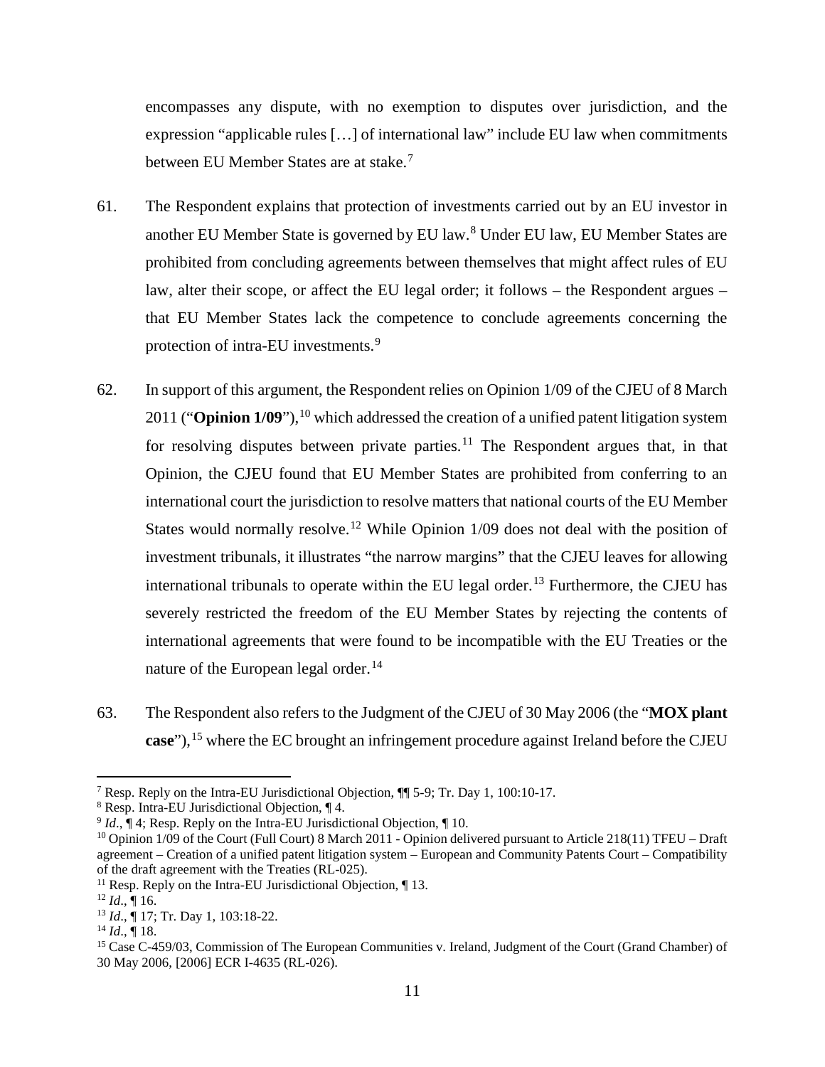encompasses any dispute, with no exemption to disputes over jurisdiction, and the expression "applicable rules […] of international law" include EU law when commitments between EU Member States are at stake.[7]

61. The Respondent explains that protection of investments carried out by an EU investor in another EU Member State is governed by EU law.[8] Under EU law, EU Member States are prohibited from concluding agreements between themselves that might affect rules of EU law, alter their scope, or affect the EU legal order; it follows – the Respondent argues – that EU Member States lack the competence to conclude agreements concerning the protection of intra-EU investments.[9]

62. In support of this argument, the Respondent relies on Opinion 1/09 of the CJEU of 8 March 2011 ("**Opinion 1/09**"),[10] which addressed the creation of a unified patent litigation system for resolving disputes between private parties.[11] The Respondent argues that, in that Opinion, the CJEU found that EU Member States are prohibited from conferring to an international court the jurisdiction to resolve matters that national courts of the EU Member States would normally resolve.[12] While Opinion 1/09 does not deal with the position of investment tribunals, it illustrates "the narrow margins" that the CJEU leaves for allowing international tribunals to operate within the EU legal order.[13] Furthermore, the CJEU has severely restricted the freedom of the EU Member States by rejecting the contents of international agreements that were found to be incompatible with the EU Treaties or the nature of the European legal order.[14]

63. The Respondent also refers to the Judgment of the CJEU of 30 May 2006 (the "**MOX plant case**"),[15] where the EC brought an infringement procedure against Ireland before the CJEU

---

[7] Resp. Reply on the Intra-EU Jurisdictional Objection, ¶¶ 5-9; Tr. Day 1, 100:10-17.

[8] Resp. Intra-EU Jurisdictional Objection, ¶ 4.

[9] *Id*., ¶ 4; Resp. Reply on the Intra-EU Jurisdictional Objection, ¶ 10.

[10] Opinion 1/09 of the Court (Full Court) 8 March 2011 - Opinion delivered pursuant to Article 218(11) TFEU – Draft agreement – Creation of a unified patent litigation system – European and Community Patents Court – Compatibility of the draft agreement with the Treaties (RL-025).

[11] Resp. Reply on the Intra-EU Jurisdictional Objection, ¶ 13.

[12] *Id*., ¶ 16.

[13] *Id*., ¶ 17; Tr. Day 1, 103:18-22.

[14] *Id*., ¶ 18.

[15] Case C-459/03, Commission of The European Communities v. Ireland, Judgment of the Court (Grand Chamber) of 30 May 2006, [2006] ECR I-4635 (RL-026).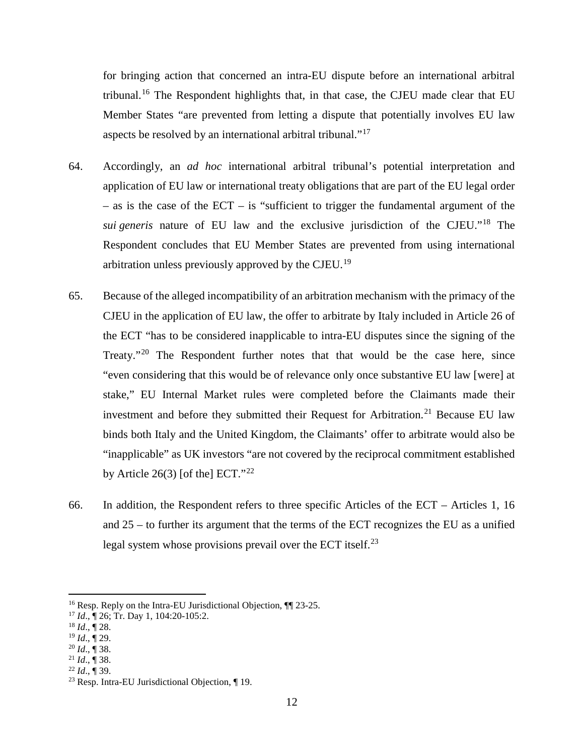for bringing action that concerned an intra-EU dispute before an international arbitral tribunal.[16] The Respondent highlights that, in that case, the CJEU made clear that EU Member States "are prevented from letting a dispute that potentially involves EU law aspects be resolved by an international arbitral tribunal."[17]

64. Accordingly, an *ad hoc* international arbitral tribunal's potential interpretation and application of EU law or international treaty obligations that are part of the EU legal order – as is the case of the ECT – is "sufficient to trigger the fundamental argument of the *sui generis* nature of EU law and the exclusive jurisdiction of the CJEU."[18] The Respondent concludes that EU Member States are prevented from using international arbitration unless previously approved by the CJEU.[19]

65. Because of the alleged incompatibility of an arbitration mechanism with the primacy of the CJEU in the application of EU law, the offer to arbitrate by Italy included in Article 26 of the ECT "has to be considered inapplicable to intra-EU disputes since the signing of the Treaty."[20] The Respondent further notes that that would be the case here, since "even considering that this would be of relevance only once substantive EU law [were] at stake," EU Internal Market rules were completed before the Claimants made their investment and before they submitted their Request for Arbitration.[21] Because EU law binds both Italy and the United Kingdom, the Claimants' offer to arbitrate would also be "inapplicable" as UK investors "are not covered by the reciprocal commitment established by Article 26(3) [of the] ECT."[22]

66. In addition, the Respondent refers to three specific Articles of the ECT – Articles 1, 16 and 25 – to further its argument that the terms of the ECT recognizes the EU as a unified legal system whose provisions prevail over the ECT itself.[23]

---

[16] Resp. Reply on the Intra-EU Jurisdictional Objection, ¶¶ 23-25.
[17] *Id*., ¶ 26; Tr. Day 1, 104:20-105:2.
[18] *Id*., ¶ 28.
[19] *Id*., ¶ 29.
[20] *Id*., ¶ 38.
[21] *Id*., ¶ 38.
[22] *Id*., ¶ 39.
[23] Resp. Intra-EU Jurisdictional Objection, ¶ 19.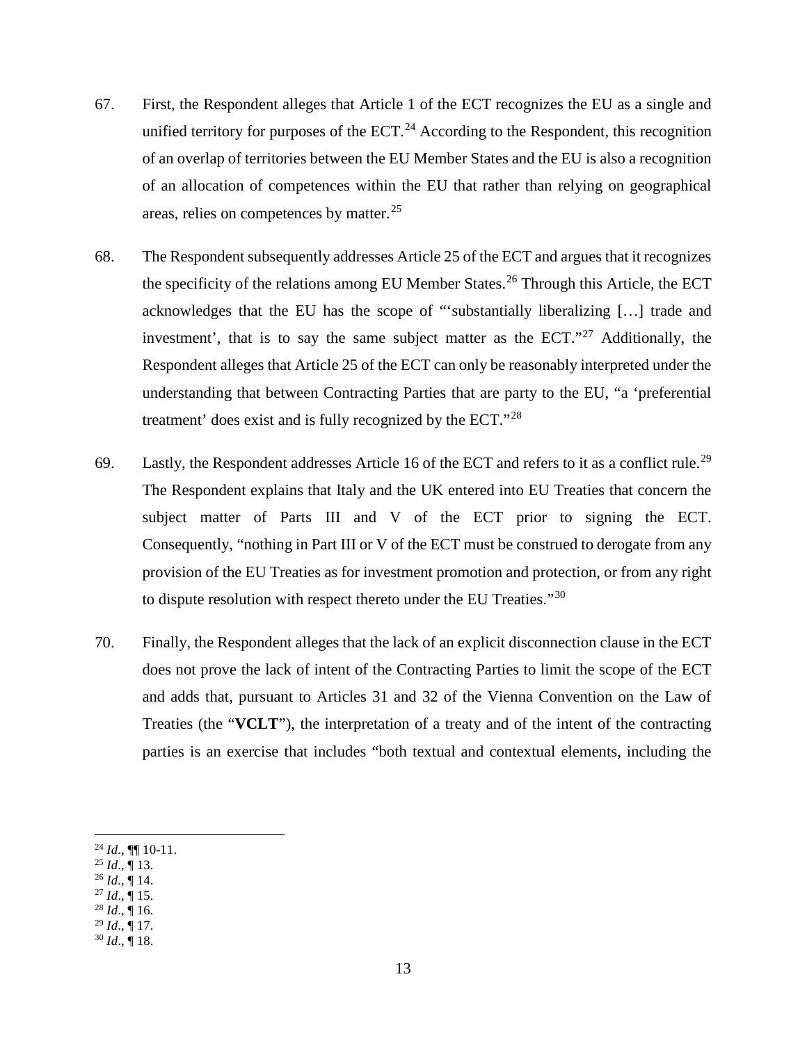67. First, the Respondent alleges that Article 1 of the ECT recognizes the EU as a single and unified territory for purposes of the ECT.[24] According to the Respondent, this recognition of an overlap of territories between the EU Member States and the EU is also a recognition of an allocation of competences within the EU that rather than relying on geographical areas, relies on competences by matter.[25]

68. The Respondent subsequently addresses Article 25 of the ECT and argues that it recognizes the specificity of the relations among EU Member States.[26] Through this Article, the ECT acknowledges that the EU has the scope of "'substantially liberalizing […] trade and investment', that is to say the same subject matter as the ECT."[27] Additionally, the Respondent alleges that Article 25 of the ECT can only be reasonably interpreted under the understanding that between Contracting Parties that are party to the EU, "a 'preferential treatment' does exist and is fully recognized by the ECT."[28]

69. Lastly, the Respondent addresses Article 16 of the ECT and refers to it as a conflict rule.[29] The Respondent explains that Italy and the UK entered into EU Treaties that concern the subject matter of Parts III and V of the ECT prior to signing the ECT. Consequently, "nothing in Part III or V of the ECT must be construed to derogate from any provision of the EU Treaties as for investment promotion and protection, or from any right to dispute resolution with respect thereto under the EU Treaties."[30]

70. Finally, the Respondent alleges that the lack of an explicit disconnection clause in the ECT does not prove the lack of intent of the Contracting Parties to limit the scope of the ECT and adds that, pursuant to Articles 31 and 32 of the Vienna Convention on the Law of Treaties (the "**VCLT**"), the interpretation of a treaty and of the intent of the contracting parties is an exercise that includes "both textual and contextual elements, including the

---

[24] *Id*., ¶¶ 10-11.

[25] *Id*., ¶ 13.

[26] *Id*., ¶ 14.

[27] *Id*., ¶ 15.

[28] *Id*., ¶ 16.

[29] *Id*., ¶ 17.

[30] *Id*., ¶ 18.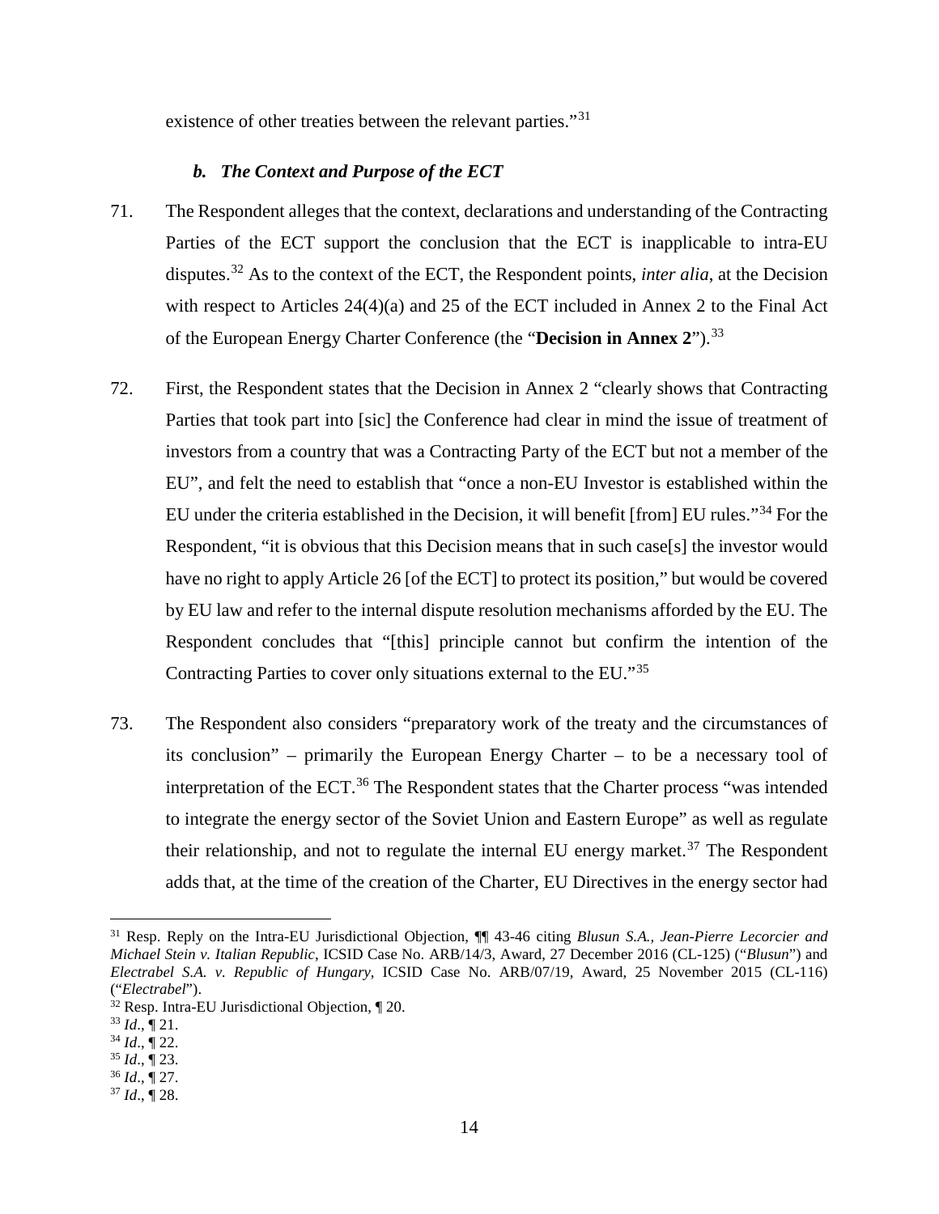existence of other treaties between the relevant parties."[31]

### *b. The Context and Purpose of the ECT*

71. The Respondent alleges that the context, declarations and understanding of the Contracting Parties of the ECT support the conclusion that the ECT is inapplicable to intra-EU disputes.[32] As to the context of the ECT, the Respondent points, *inter alia*, at the Decision with respect to Articles 24(4)(a) and 25 of the ECT included in Annex 2 to the Final Act of the European Energy Charter Conference (the "**Decision in Annex 2**").[33]

72. First, the Respondent states that the Decision in Annex 2 "clearly shows that Contracting Parties that took part into [sic] the Conference had clear in mind the issue of treatment of investors from a country that was a Contracting Party of the ECT but not a member of the EU", and felt the need to establish that "once a non-EU Investor is established within the EU under the criteria established in the Decision, it will benefit [from] EU rules."[34] For the Respondent, "it is obvious that this Decision means that in such case[s] the investor would have no right to apply Article 26 [of the ECT] to protect its position," but would be covered by EU law and refer to the internal dispute resolution mechanisms afforded by the EU. The Respondent concludes that "[this] principle cannot but confirm the intention of the Contracting Parties to cover only situations external to the EU."[35]

73. The Respondent also considers "preparatory work of the treaty and the circumstances of its conclusion" – primarily the European Energy Charter – to be a necessary tool of interpretation of the ECT.[36] The Respondent states that the Charter process "was intended to integrate the energy sector of the Soviet Union and Eastern Europe" as well as regulate their relationship, and not to regulate the internal EU energy market.[37] The Respondent adds that, at the time of the creation of the Charter, EU Directives in the energy sector had

---

[31] Resp. Reply on the Intra-EU Jurisdictional Objection, ¶¶ 43-46 citing *Blusun S.A., Jean-Pierre Lecorcier and Michael Stein v. Italian Republic*, ICSID Case No. ARB/14/3, Award, 27 December 2016 (CL-125) ("*Blusun*") and *Electrabel S.A. v. Republic of Hungary*, ICSID Case No. ARB/07/19, Award, 25 November 2015 (CL-116) ("*Electrabel*").

[32] Resp. Intra-EU Jurisdictional Objection, ¶ 20.

[33] *Id*., ¶ 21.

[34] *Id*., ¶ 22.

[35] *Id*., ¶ 23.

[36] *Id*., ¶ 27.

[37] *Id*., ¶ 28.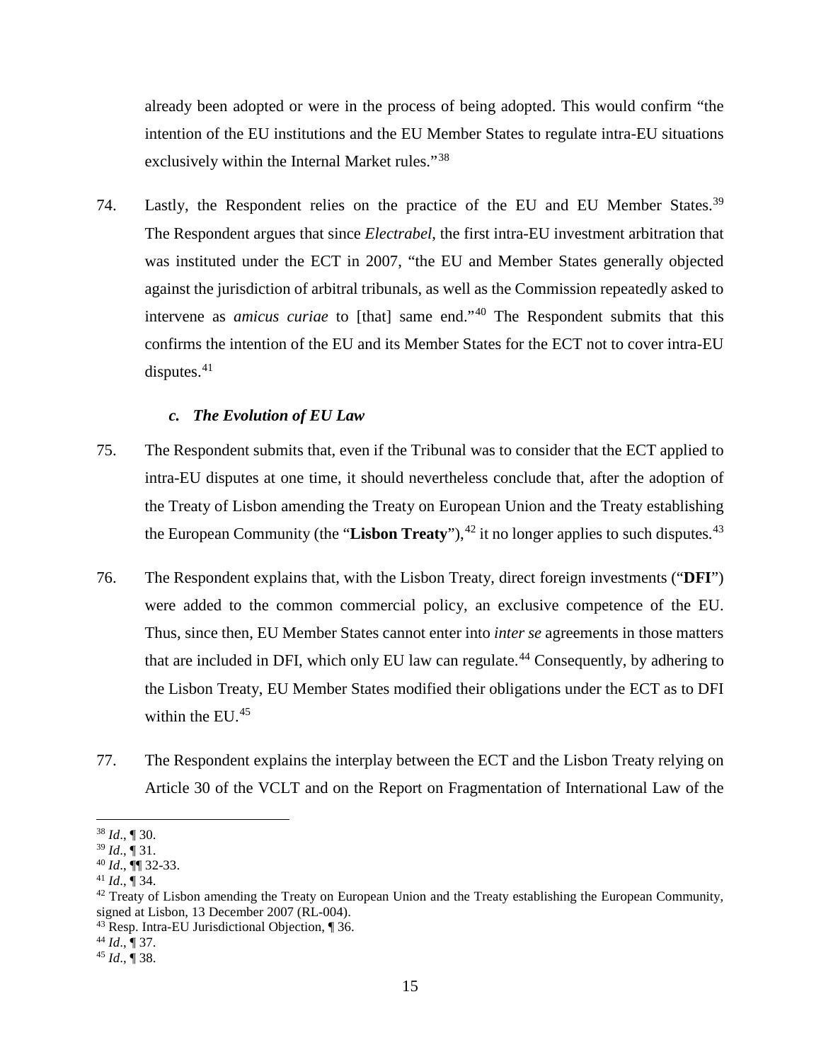already been adopted or were in the process of being adopted. This would confirm "the intention of the EU institutions and the EU Member States to regulate intra-EU situations exclusively within the Internal Market rules."[38]

74. Lastly, the Respondent relies on the practice of the EU and EU Member States.[39] The Respondent argues that since *Electrabel*, the first intra-EU investment arbitration that was instituted under the ECT in 2007, "the EU and Member States generally objected against the jurisdiction of arbitral tribunals, as well as the Commission repeatedly asked to intervene as *amicus curiae* to [that] same end."[40] The Respondent submits that this confirms the intention of the EU and its Member States for the ECT not to cover intra-EU disputes.[41]

### *c. The Evolution of EU Law*

75. The Respondent submits that, even if the Tribunal was to consider that the ECT applied to intra-EU disputes at one time, it should nevertheless conclude that, after the adoption of the Treaty of Lisbon amending the Treaty on European Union and the Treaty establishing the European Community (the "**Lisbon Treaty**"),[42] it no longer applies to such disputes.[43]

76. The Respondent explains that, with the Lisbon Treaty, direct foreign investments ("**DFI**") were added to the common commercial policy, an exclusive competence of the EU. Thus, since then, EU Member States cannot enter into *inter se* agreements in those matters that are included in DFI, which only EU law can regulate.[44] Consequently, by adhering to the Lisbon Treaty, EU Member States modified their obligations under the ECT as to DFI within the EU.[45]

77. The Respondent explains the interplay between the ECT and the Lisbon Treaty relying on Article 30 of the VCLT and on the Report on Fragmentation of International Law of the

---

[38] *Id*., ¶ 30.

[39] *Id*., ¶ 31.

[40] *Id*., ¶¶ 32-33.

[41] *Id*., ¶ 34.

[42] Treaty of Lisbon amending the Treaty on European Union and the Treaty establishing the European Community, signed at Lisbon, 13 December 2007 (RL-004).

[43] Resp. Intra-EU Jurisdictional Objection, ¶ 36.

[44] *Id*., ¶ 37.

[45] *Id*., ¶ 38.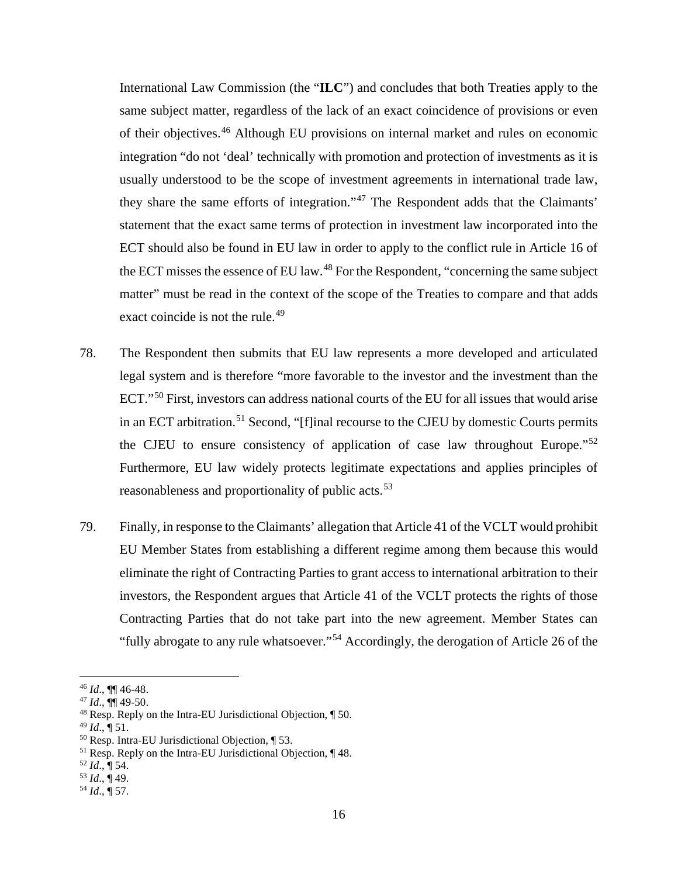International Law Commission (the "**ILC**") and concludes that both Treaties apply to the same subject matter, regardless of the lack of an exact coincidence of provisions or even of their objectives.[46] Although EU provisions on internal market and rules on economic integration "do not 'deal' technically with promotion and protection of investments as it is usually understood to be the scope of investment agreements in international trade law, they share the same efforts of integration."[47] The Respondent adds that the Claimants' statement that the exact same terms of protection in investment law incorporated into the ECT should also be found in EU law in order to apply to the conflict rule in Article 16 of the ECT misses the essence of EU law.[48] For the Respondent, "concerning the same subject matter" must be read in the context of the scope of the Treaties to compare and that adds exact coincide is not the rule.[49]

78. The Respondent then submits that EU law represents a more developed and articulated legal system and is therefore "more favorable to the investor and the investment than the ECT."[50] First, investors can address national courts of the EU for all issues that would arise in an ECT arbitration.[51] Second, "[f]inal recourse to the CJEU by domestic Courts permits the CJEU to ensure consistency of application of case law throughout Europe."[52] Furthermore, EU law widely protects legitimate expectations and applies principles of reasonableness and proportionality of public acts.[53]

79. Finally, in response to the Claimants' allegation that Article 41 of the VCLT would prohibit EU Member States from establishing a different regime among them because this would eliminate the right of Contracting Parties to grant access to international arbitration to their investors, the Respondent argues that Article 41 of the VCLT protects the rights of those Contracting Parties that do not take part into the new agreement. Member States can "fully abrogate to any rule whatsoever."[54] Accordingly, the derogation of Article 26 of the

---

[46] *Id*., ¶¶ 46-48.

[47] *Id*., ¶¶ 49-50.

[48] Resp. Reply on the Intra-EU Jurisdictional Objection, ¶ 50.

[49] *Id*., ¶ 51.

[50] Resp. Intra-EU Jurisdictional Objection, ¶ 53.

[51] Resp. Reply on the Intra-EU Jurisdictional Objection, ¶ 48.

[52] *Id*., ¶ 54.

[53] *Id*., ¶ 49.

[54] *Id*., ¶ 57.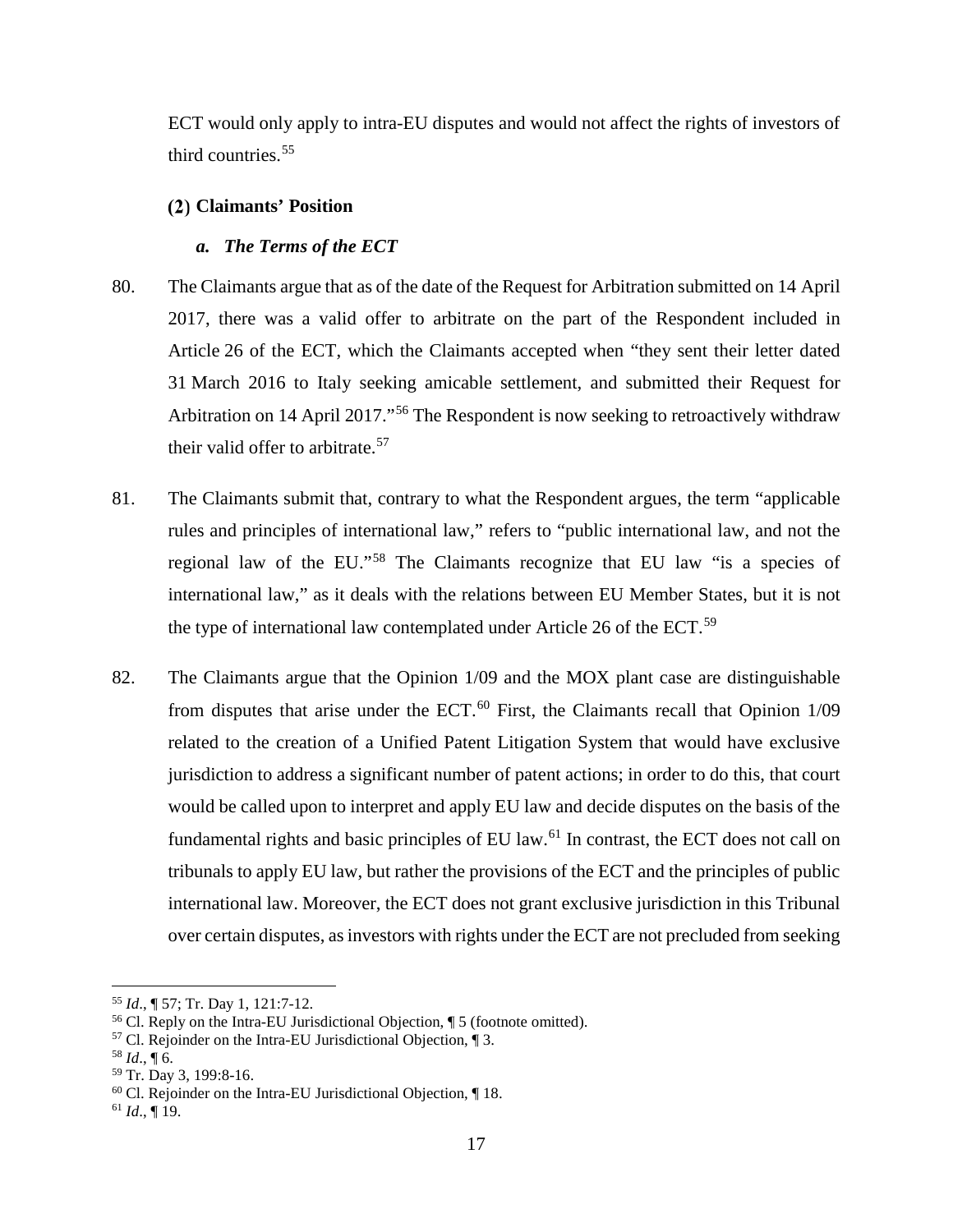ECT would only apply to intra-EU disputes and would not affect the rights of investors of third countries.[55]

### (2) Claimants' Position

#### *a. The Terms of the ECT*

80. The Claimants argue that as of the date of the Request for Arbitration submitted on 14 April 2017, there was a valid offer to arbitrate on the part of the Respondent included in Article 26 of the ECT, which the Claimants accepted when "they sent their letter dated 31 March 2016 to Italy seeking amicable settlement, and submitted their Request for Arbitration on 14 April 2017."[56] The Respondent is now seeking to retroactively withdraw their valid offer to arbitrate.[57]

81. The Claimants submit that, contrary to what the Respondent argues, the term "applicable rules and principles of international law," refers to "public international law, and not the regional law of the EU."[58] The Claimants recognize that EU law "is a species of international law," as it deals with the relations between EU Member States, but it is not the type of international law contemplated under Article 26 of the ECT.[59]

82. The Claimants argue that the Opinion 1/09 and the MOX plant case are distinguishable from disputes that arise under the ECT.[60] First, the Claimants recall that Opinion 1/09 related to the creation of a Unified Patent Litigation System that would have exclusive jurisdiction to address a significant number of patent actions; in order to do this, that court would be called upon to interpret and apply EU law and decide disputes on the basis of the fundamental rights and basic principles of EU law.[61] In contrast, the ECT does not call on tribunals to apply EU law, but rather the provisions of the ECT and the principles of public international law. Moreover, the ECT does not grant exclusive jurisdiction in this Tribunal over certain disputes, as investors with rights under the ECT are not precluded from seeking

---

[55] *Id*., ¶ 57; Tr. Day 1, 121:7-12.

[56] Cl. Reply on the Intra-EU Jurisdictional Objection, ¶ 5 (footnote omitted).

[57] Cl. Rejoinder on the Intra-EU Jurisdictional Objection, ¶ 3.

[58] *Id*., ¶ 6.

[59] Tr. Day 3, 199:8-16.

[60] Cl. Rejoinder on the Intra-EU Jurisdictional Objection, ¶ 18.

[61] *Id*., ¶ 19.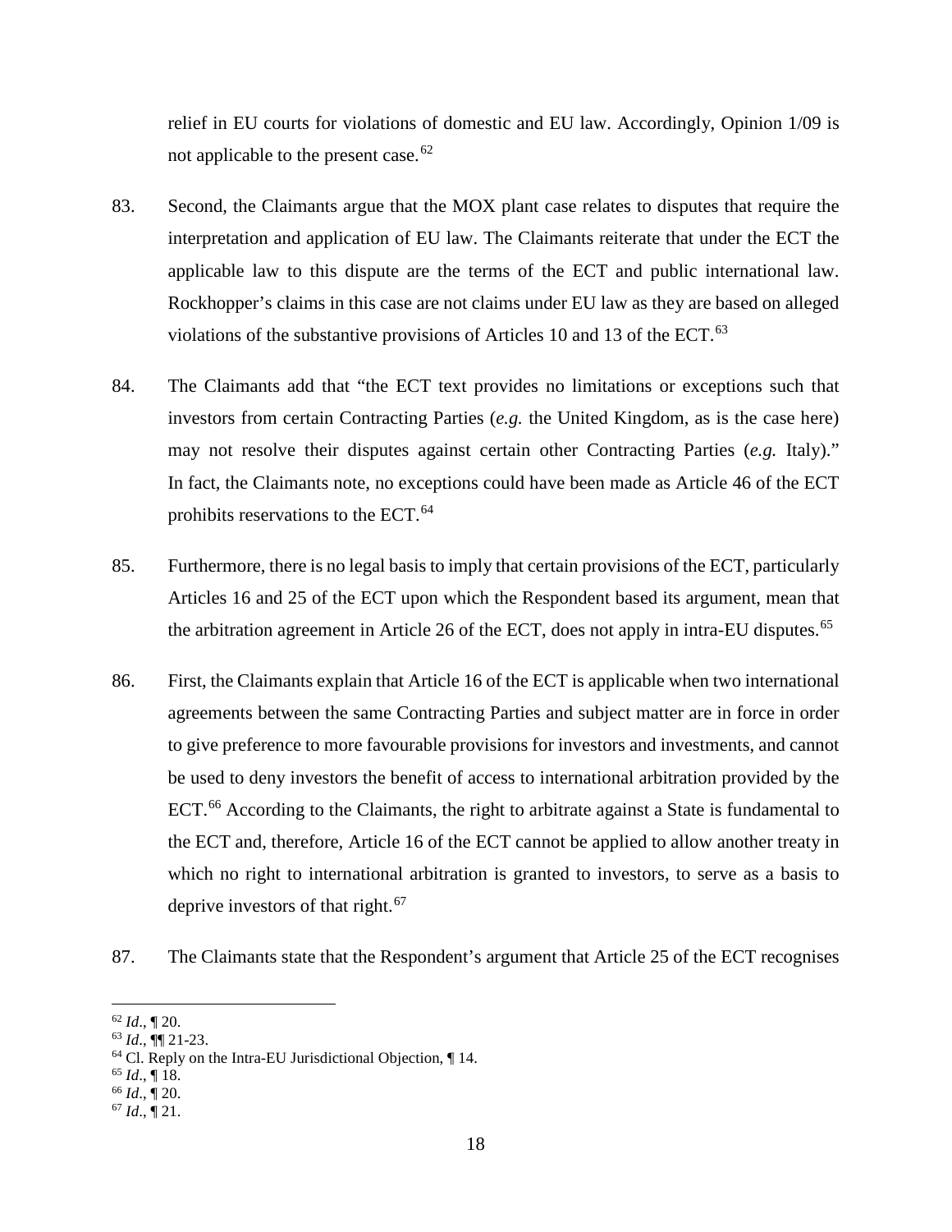relief in EU courts for violations of domestic and EU law. Accordingly, Opinion 1/09 is not applicable to the present case.[62]

83. Second, the Claimants argue that the MOX plant case relates to disputes that require the interpretation and application of EU law. The Claimants reiterate that under the ECT the applicable law to this dispute are the terms of the ECT and public international law. Rockhopper's claims in this case are not claims under EU law as they are based on alleged violations of the substantive provisions of Articles 10 and 13 of the ECT.[63]

84. The Claimants add that "the ECT text provides no limitations or exceptions such that investors from certain Contracting Parties (*e.g.* the United Kingdom, as is the case here) may not resolve their disputes against certain other Contracting Parties (*e.g.* Italy)." In fact, the Claimants note, no exceptions could have been made as Article 46 of the ECT prohibits reservations to the ECT.[64]

85. Furthermore, there is no legal basis to imply that certain provisions of the ECT, particularly Articles 16 and 25 of the ECT upon which the Respondent based its argument, mean that the arbitration agreement in Article 26 of the ECT, does not apply in intra-EU disputes.[65]

86. First, the Claimants explain that Article 16 of the ECT is applicable when two international agreements between the same Contracting Parties and subject matter are in force in order to give preference to more favourable provisions for investors and investments, and cannot be used to deny investors the benefit of access to international arbitration provided by the ECT.[66] According to the Claimants, the right to arbitrate against a State is fundamental to the ECT and, therefore, Article 16 of the ECT cannot be applied to allow another treaty in which no right to international arbitration is granted to investors, to serve as a basis to deprive investors of that right.[67]

87. The Claimants state that the Respondent's argument that Article 25 of the ECT recognises

---

[62] *Id*., ¶ 20.

[63] *Id*., ¶¶ 21-23.

[64] Cl. Reply on the Intra-EU Jurisdictional Objection, ¶ 14.

[65] *Id*., ¶ 18.

[66] *Id*., ¶ 20.

[67] *Id*., ¶ 21.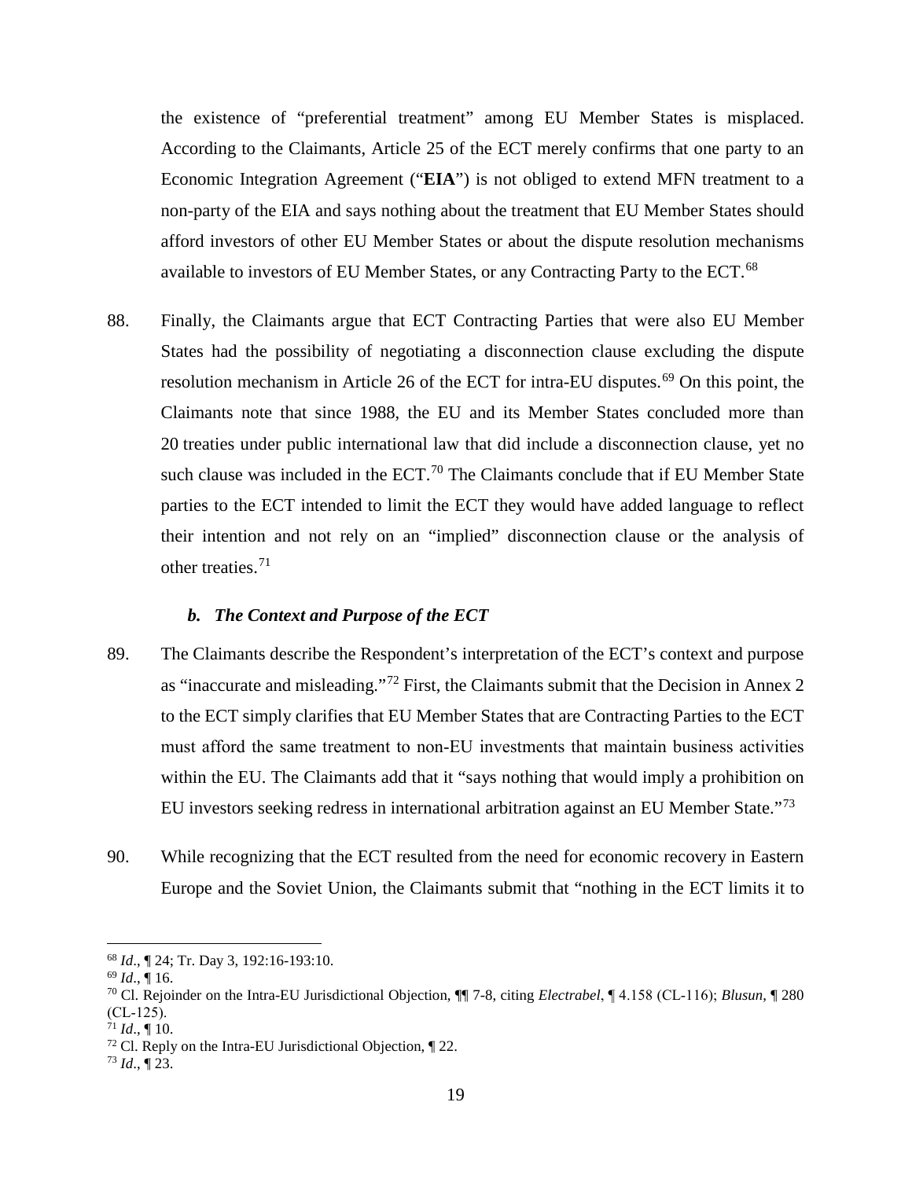the existence of "preferential treatment" among EU Member States is misplaced. According to the Claimants, Article 25 of the ECT merely confirms that one party to an Economic Integration Agreement ("**EIA**") is not obliged to extend MFN treatment to a non-party of the EIA and says nothing about the treatment that EU Member States should afford investors of other EU Member States or about the dispute resolution mechanisms available to investors of EU Member States, or any Contracting Party to the ECT.[68]

88. Finally, the Claimants argue that ECT Contracting Parties that were also EU Member States had the possibility of negotiating a disconnection clause excluding the dispute resolution mechanism in Article 26 of the ECT for intra-EU disputes.[69] On this point, the Claimants note that since 1988, the EU and its Member States concluded more than 20 treaties under public international law that did include a disconnection clause, yet no such clause was included in the ECT.[70] The Claimants conclude that if EU Member State parties to the ECT intended to limit the ECT they would have added language to reflect their intention and not rely on an "implied" disconnection clause or the analysis of other treaties.[71]

### *b. The Context and Purpose of the ECT*

89. The Claimants describe the Respondent's interpretation of the ECT's context and purpose as "inaccurate and misleading."[72] First, the Claimants submit that the Decision in Annex 2 to the ECT simply clarifies that EU Member States that are Contracting Parties to the ECT must afford the same treatment to non-EU investments that maintain business activities within the EU. The Claimants add that it "says nothing that would imply a prohibition on EU investors seeking redress in international arbitration against an EU Member State."[73]

90. While recognizing that the ECT resulted from the need for economic recovery in Eastern Europe and the Soviet Union, the Claimants submit that "nothing in the ECT limits it to

---

[68] *Id*., ¶ 24; Tr. Day 3, 192:16-193:10.

[69] *Id*., ¶ 16.

[70] Cl. Rejoinder on the Intra-EU Jurisdictional Objection, ¶¶ 7-8, citing *Electrabel*, ¶ 4.158 (CL-116); *Blusun*, ¶ 280 (CL-125).

[71] *Id*., ¶ 10.

[72] Cl. Reply on the Intra-EU Jurisdictional Objection, ¶ 22.

[73] *Id*., ¶ 23.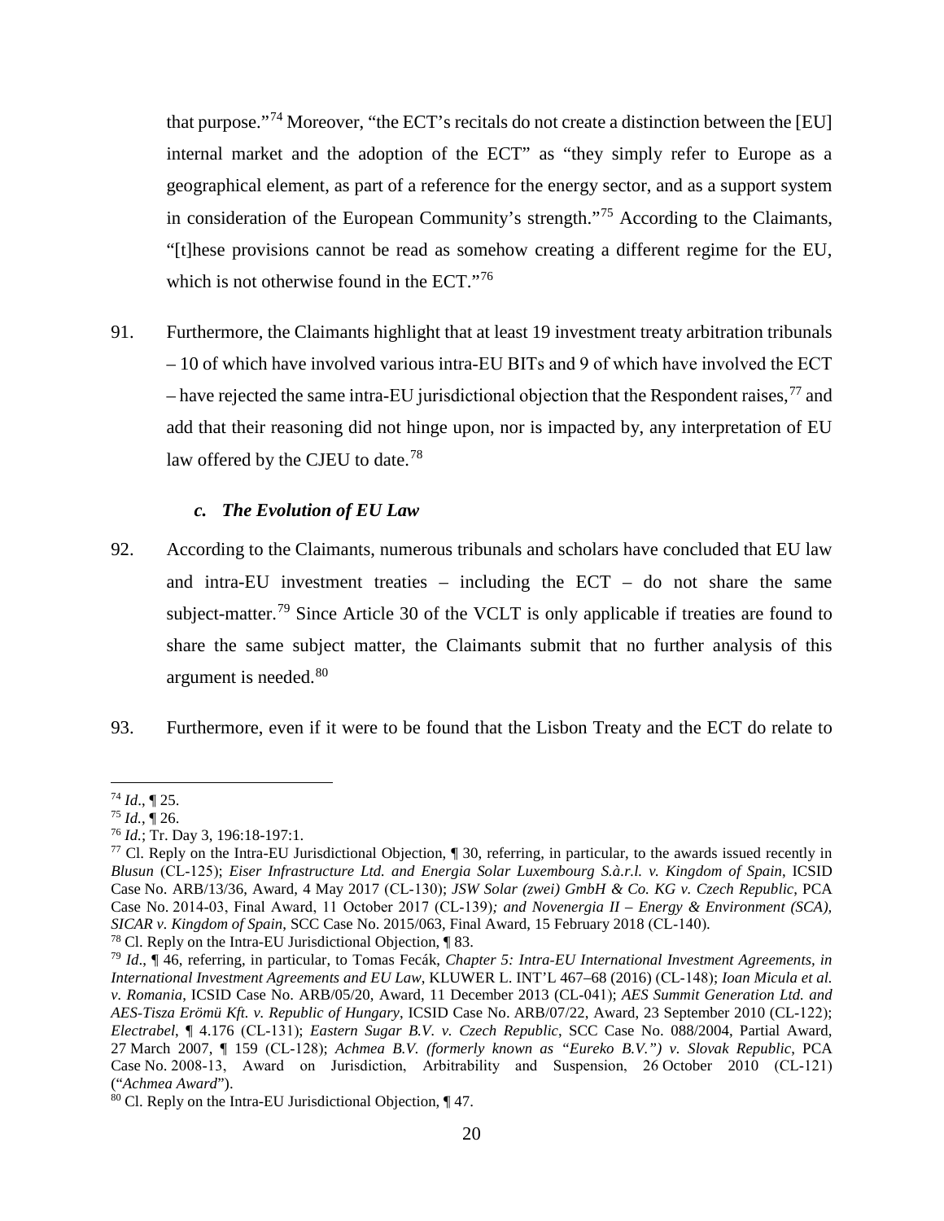that purpose."[74] Moreover, "the ECT's recitals do not create a distinction between the [EU] internal market and the adoption of the ECT" as "they simply refer to Europe as a geographical element, as part of a reference for the energy sector, and as a support system in consideration of the European Community's strength."[75] According to the Claimants, "[t]hese provisions cannot be read as somehow creating a different regime for the EU, which is not otherwise found in the ECT."[76]

91. Furthermore, the Claimants highlight that at least 19 investment treaty arbitration tribunals – 10 of which have involved various intra-EU BITs and 9 of which have involved the ECT – have rejected the same intra-EU jurisdictional objection that the Respondent raises,[77] and add that their reasoning did not hinge upon, nor is impacted by, any interpretation of EU law offered by the CJEU to date.[78]

### *c. The Evolution of EU Law*

92. According to the Claimants, numerous tribunals and scholars have concluded that EU law and intra-EU investment treaties – including the ECT – do not share the same subject-matter.[79] Since Article 30 of the VCLT is only applicable if treaties are found to share the same subject matter, the Claimants submit that no further analysis of this argument is needed.[80]

93. Furthermore, even if it were to be found that the Lisbon Treaty and the ECT do relate to

---

[74] *Id*., ¶ 25.

[75] *Id.*, ¶ 26.

[76] *Id.*; Tr. Day 3, 196:18-197:1.

[77] Cl. Reply on the Intra-EU Jurisdictional Objection, ¶ 30, referring, in particular, to the awards issued recently in *Blusun* (CL-125); *Eiser Infrastructure Ltd. and Energia Solar Luxembourg S.à.r.l. v. Kingdom of Spain*, ICSID Case No. ARB/13/36, Award, 4 May 2017 (CL-130); *JSW Solar (zwei) GmbH & Co. KG v. Czech Republic*, PCA Case No. 2014-03, Final Award, 11 October 2017 (CL-139)*; and Novenergia II – Energy & Environment (SCA), SICAR v. Kingdom of Spain*, SCC Case No. 2015/063, Final Award, 15 February 2018 (CL-140).

[78] Cl. Reply on the Intra-EU Jurisdictional Objection, ¶ 83.

[79] *Id*., ¶ 46, referring, in particular, to Tomas Fecák, *Chapter 5: Intra-EU International Investment Agreements, in International Investment Agreements and EU Law*, KLUWER L. INT'L 467–68 (2016) (CL-148); *Ioan Micula et al. v. Romania*, ICSID Case No. ARB/05/20, Award, 11 December 2013 (CL-041); *AES Summit Generation Ltd. and AES-Tisza Erömü Kft. v. Republic of Hungary*, ICSID Case No. ARB/07/22, Award, 23 September 2010 (CL-122); *Electrabel*, ¶ 4.176 (CL-131); *Eastern Sugar B.V. v. Czech Republic*, SCC Case No. 088/2004, Partial Award, 27 March 2007, ¶ 159 (CL-128); *Achmea B.V. (formerly known as "Eureko B.V.") v. Slovak Republic*, PCA Case No. 2008-13, Award on Jurisdiction, Arbitrability and Suspension, 26 October 2010 (CL-121) ("*Achmea Award*").

[80] Cl. Reply on the Intra-EU Jurisdictional Objection, ¶ 47.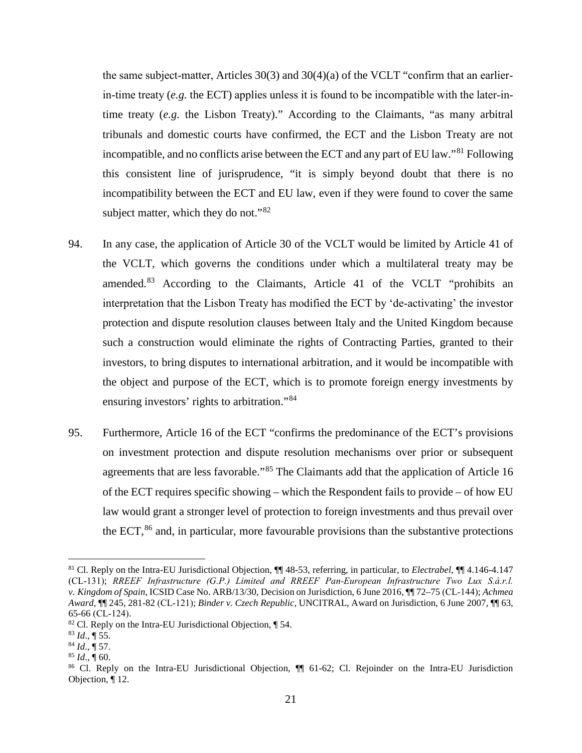the same subject-matter, Articles 30(3) and 30(4)(a) of the VCLT "confirm that an earlier-in-time treaty (*e.g.* the ECT) applies unless it is found to be incompatible with the later-in-time treaty (*e.g.* the Lisbon Treaty)." According to the Claimants, "as many arbitral tribunals and domestic courts have confirmed, the ECT and the Lisbon Treaty are not incompatible, and no conflicts arise between the ECT and any part of EU law."[81] Following this consistent line of jurisprudence, "it is simply beyond doubt that there is no incompatibility between the ECT and EU law, even if they were found to cover the same subject matter, which they do not."[82]

94. In any case, the application of Article 30 of the VCLT would be limited by Article 41 of the VCLT, which governs the conditions under which a multilateral treaty may be amended.[83] According to the Claimants, Article 41 of the VCLT "prohibits an interpretation that the Lisbon Treaty has modified the ECT by 'de-activating' the investor protection and dispute resolution clauses between Italy and the United Kingdom because such a construction would eliminate the rights of Contracting Parties, granted to their investors, to bring disputes to international arbitration, and it would be incompatible with the object and purpose of the ECT, which is to promote foreign energy investments by ensuring investors' rights to arbitration."[84]

95. Furthermore, Article 16 of the ECT "confirms the predominance of the ECT's provisions on investment protection and dispute resolution mechanisms over prior or subsequent agreements that are less favorable."[85] The Claimants add that the application of Article 16 of the ECT requires specific showing – which the Respondent fails to provide – of how EU law would grant a stronger level of protection to foreign investments and thus prevail over the ECT,[86] and, in particular, more favourable provisions than the substantive protections

---

[81] Cl. Reply on the Intra-EU Jurisdictional Objection, ¶¶ 48-53, referring, in particular, to *Electrabel*, ¶¶ 4.146-4.147 (CL-131); *RREEF Infrastructure (G.P.) Limited and RREEF Pan-European Infrastructure Two Lux S.à.r.l. v. Kingdom of Spain*, ICSID Case No. ARB/13/30, Decision on Jurisdiction, 6 June 2016, ¶¶ 72–75 (CL-144); *Achmea Award*, ¶¶ 245, 281-82 (CL-121); *Binder v. Czech Republic*, UNCITRAL, Award on Jurisdiction, 6 June 2007, ¶¶ 63, 65-66 (CL-124).

[82] Cl. Reply on the Intra-EU Jurisdictional Objection, ¶ 54.

[83] *Id*., ¶ 55.

[84] *Id*., ¶ 57.

[85] *Id*., ¶ 60.

[86] Cl. Reply on the Intra-EU Jurisdictional Objection, ¶¶ 61-62; Cl. Rejoinder on the Intra-EU Jurisdiction Objection, ¶ 12.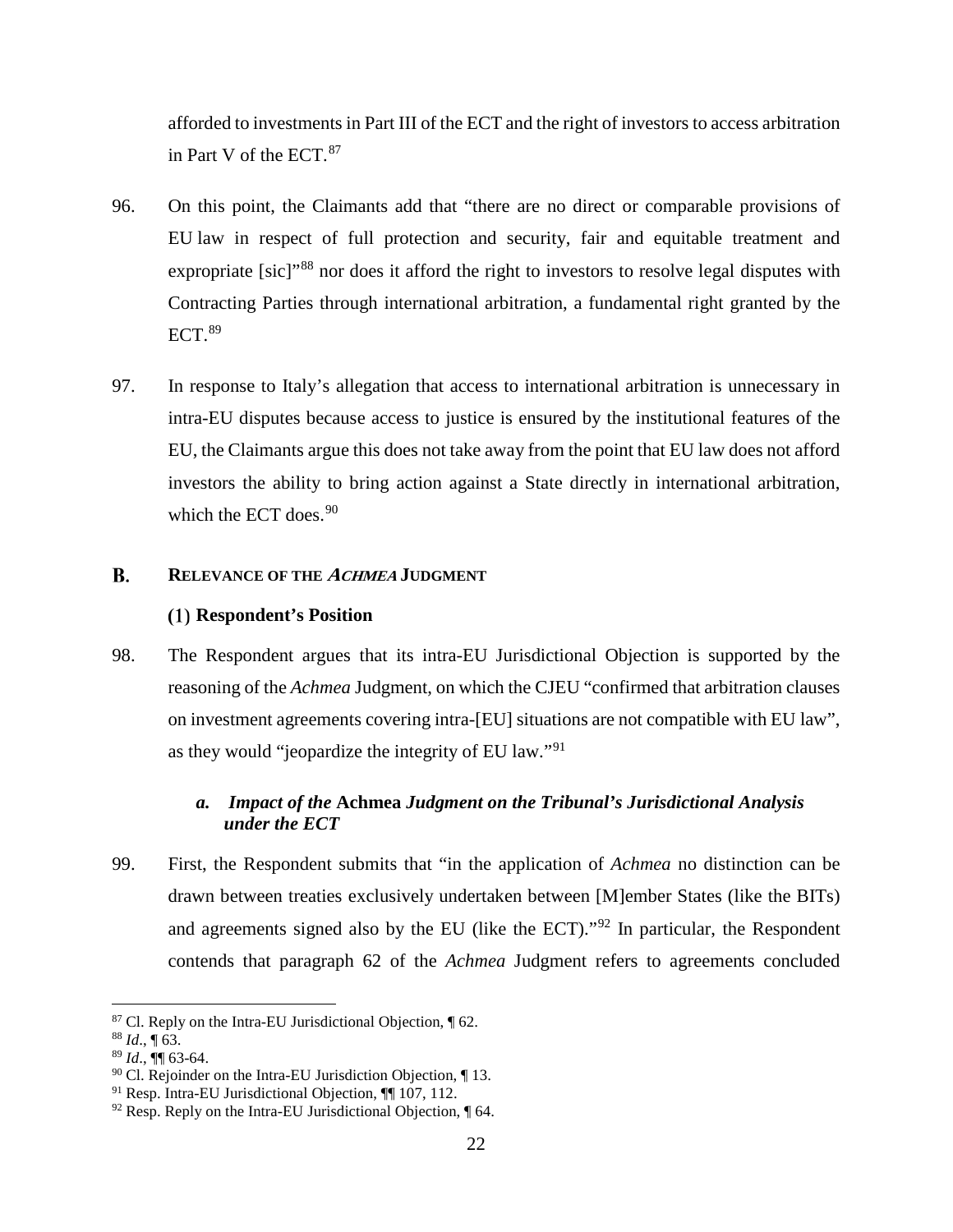afforded to investments in Part III of the ECT and the right of investors to access arbitration in Part V of the ECT.[87]

96. On this point, the Claimants add that "there are no direct or comparable provisions of EU law in respect of full protection and security, fair and equitable treatment and expropriate [sic]"[88] nor does it afford the right to investors to resolve legal disputes with Contracting Parties through international arbitration, a fundamental right granted by the ECT.[89]

97. In response to Italy's allegation that access to international arbitration is unnecessary in intra-EU disputes because access to justice is ensured by the institutional features of the EU, the Claimants argue this does not take away from the point that EU law does not afford investors the ability to bring action against a State directly in international arbitration, which the ECT does.[90]

## B. RELEVANCE OF THE *ACHMEA* JUDGMENT

### (1) Respondent's Position

98. The Respondent argues that its intra-EU Jurisdictional Objection is supported by the reasoning of the *Achmea* Judgment, on which the CJEU "confirmed that arbitration clauses on investment agreements covering intra-[EU] situations are not compatible with EU law", as they would "jeopardize the integrity of EU law."[91]

#### *a. Impact of the* **Achmea** *Judgment on the Tribunal's Jurisdictional Analysis under the ECT*

99. First, the Respondent submits that "in the application of *Achmea* no distinction can be drawn between treaties exclusively undertaken between [M]ember States (like the BITs) and agreements signed also by the EU (like the ECT)."[92] In particular, the Respondent contends that paragraph 62 of the *Achmea* Judgment refers to agreements concluded

---

[87] Cl. Reply on the Intra-EU Jurisdictional Objection, ¶ 62.

[88] *Id*., ¶ 63.

[89] *Id*., ¶¶ 63-64.

[90] Cl. Rejoinder on the Intra-EU Jurisdiction Objection, ¶ 13.

[91] Resp. Intra-EU Jurisdictional Objection, ¶¶ 107, 112.

[92] Resp. Reply on the Intra-EU Jurisdictional Objection, ¶ 64.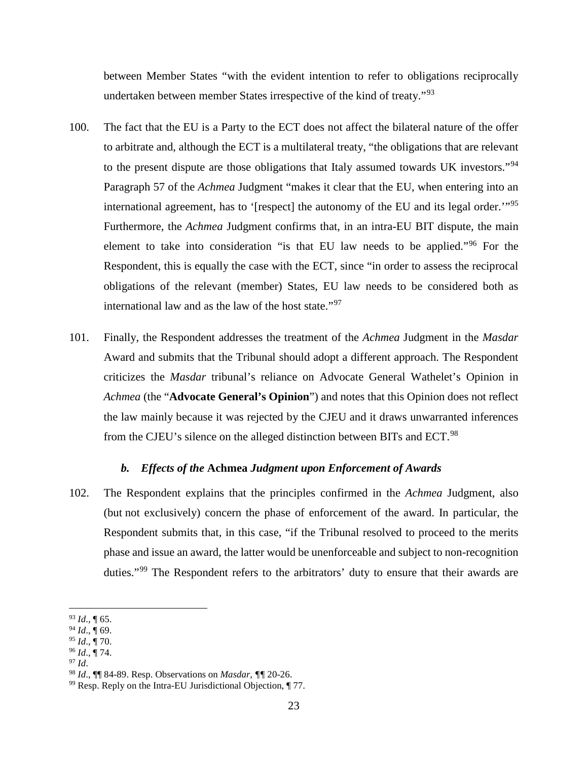between Member States "with the evident intention to refer to obligations reciprocally undertaken between member States irrespective of the kind of treaty."[93]

100. The fact that the EU is a Party to the ECT does not affect the bilateral nature of the offer to arbitrate and, although the ECT is a multilateral treaty, "the obligations that are relevant to the present dispute are those obligations that Italy assumed towards UK investors."[94] Paragraph 57 of the *Achmea* Judgment "makes it clear that the EU, when entering into an international agreement, has to '[respect] the autonomy of the EU and its legal order.'"[95] Furthermore, the *Achmea* Judgment confirms that, in an intra-EU BIT dispute, the main element to take into consideration "is that EU law needs to be applied."[96] For the Respondent, this is equally the case with the ECT, since "in order to assess the reciprocal obligations of the relevant (member) States, EU law needs to be considered both as international law and as the law of the host state."[97]

101. Finally, the Respondent addresses the treatment of the *Achmea* Judgment in the *Masdar* Award and submits that the Tribunal should adopt a different approach. The Respondent criticizes the *Masdar* tribunal's reliance on Advocate General Wathelet's Opinion in *Achmea* (the "**Advocate General's Opinion**") and notes that this Opinion does not reflect the law mainly because it was rejected by the CJEU and it draws unwarranted inferences from the CJEU's silence on the alleged distinction between BITs and ECT.[98]

### *b. Effects of the* Achmea *Judgment upon Enforcement of Awards*

102. The Respondent explains that the principles confirmed in the *Achmea* Judgment, also (but not exclusively) concern the phase of enforcement of the award. In particular, the Respondent submits that, in this case, "if the Tribunal resolved to proceed to the merits phase and issue an award, the latter would be unenforceable and subject to non-recognition duties."[99] The Respondent refers to the arbitrators' duty to ensure that their awards are

---

[93] *Id*., ¶ 65.
[94] *Id*., ¶ 69.
[95] *Id*., ¶ 70.
[96] *Id*., ¶ 74.
[97] *Id*.
[98] *Id*., ¶¶ 84-89. Resp. Observations on *Masdar*, ¶¶ 20-26.
[99] Resp. Reply on the Intra-EU Jurisdictional Objection, ¶ 77.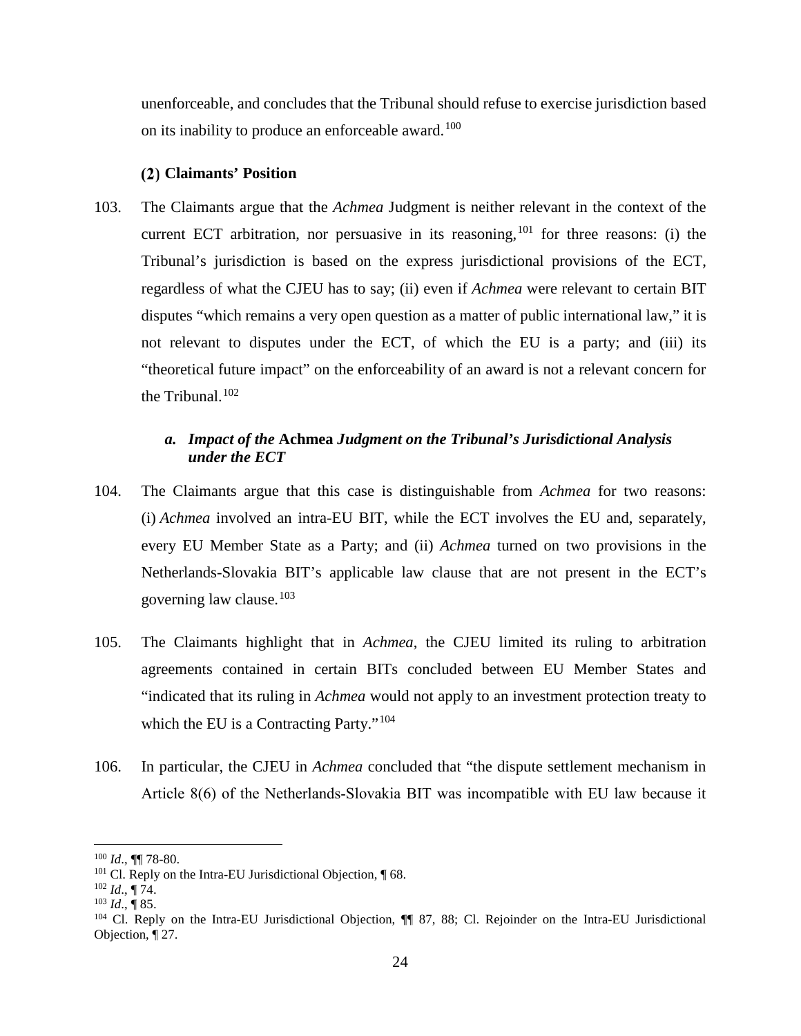unenforceable, and concludes that the Tribunal should refuse to exercise jurisdiction based on its inability to produce an enforceable award.[100]

### (2) Claimants' Position

103. The Claimants argue that the *Achmea* Judgment is neither relevant in the context of the current ECT arbitration, nor persuasive in its reasoning,[101] for three reasons: (i) the Tribunal's jurisdiction is based on the express jurisdictional provisions of the ECT, regardless of what the CJEU has to say; (ii) even if *Achmea* were relevant to certain BIT disputes "which remains a very open question as a matter of public international law," it is not relevant to disputes under the ECT, of which the EU is a party; and (iii) its "theoretical future impact" on the enforceability of an award is not a relevant concern for the Tribunal.[102]

#### *a. Impact of the* Achmea *Judgment on the Tribunal's Jurisdictional Analysis under the ECT*

104. The Claimants argue that this case is distinguishable from *Achmea* for two reasons: (i) *Achmea* involved an intra-EU BIT, while the ECT involves the EU and, separately, every EU Member State as a Party; and (ii) *Achmea* turned on two provisions in the Netherlands-Slovakia BIT's applicable law clause that are not present in the ECT's governing law clause.[103]

105. The Claimants highlight that in *Achmea*, the CJEU limited its ruling to arbitration agreements contained in certain BITs concluded between EU Member States and "indicated that its ruling in *Achmea* would not apply to an investment protection treaty to which the EU is a Contracting Party."[104]

106. In particular, the CJEU in *Achmea* concluded that "the dispute settlement mechanism in Article 8(6) of the Netherlands-Slovakia BIT was incompatible with EU law because it

---

[100] *Id*., ¶¶ 78-80.

[101] Cl. Reply on the Intra-EU Jurisdictional Objection, ¶ 68.

[102] *Id*., ¶ 74.

[103] *Id*., ¶ 85.

[104] Cl. Reply on the Intra-EU Jurisdictional Objection, ¶¶ 87, 88; Cl. Rejoinder on the Intra-EU Jurisdictional Objection, ¶ 27.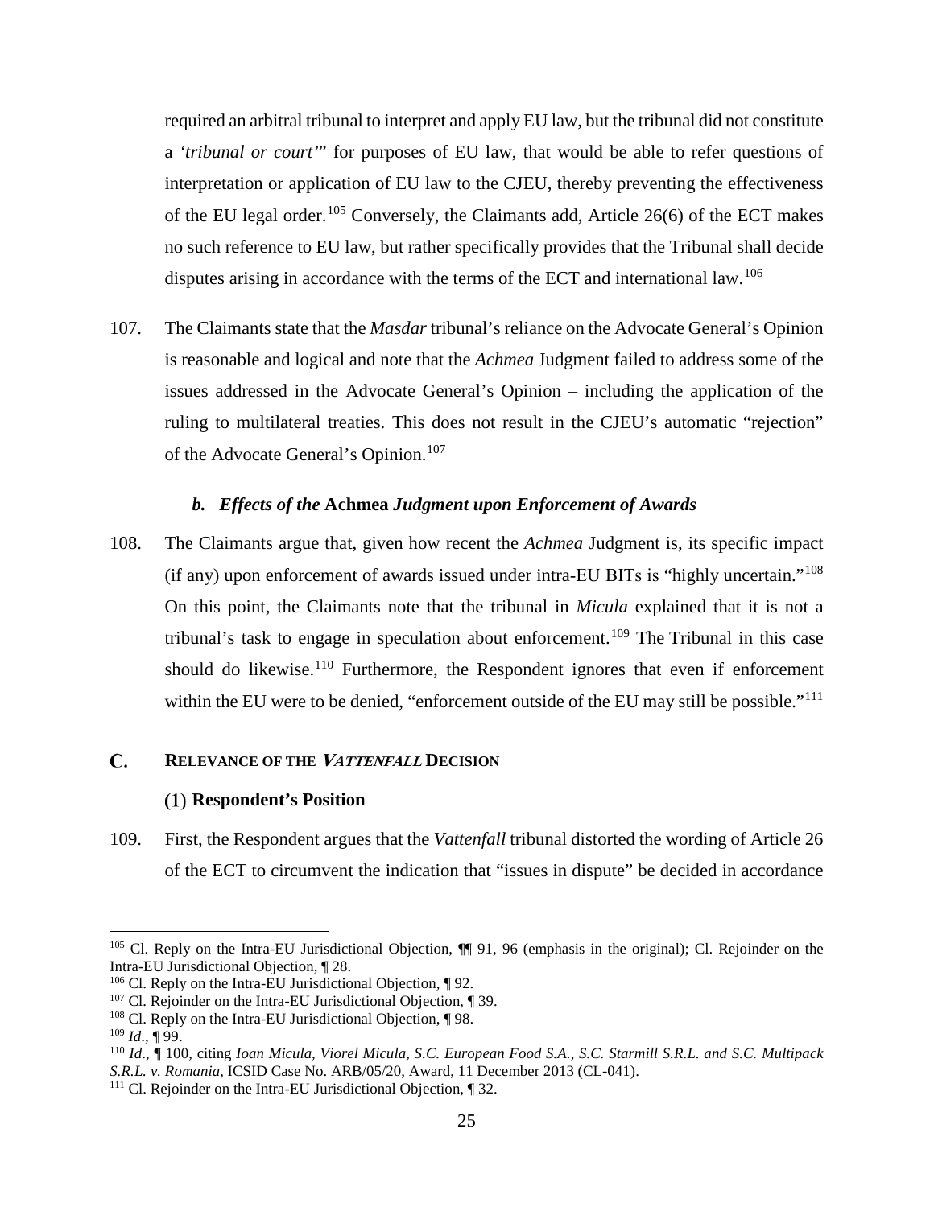required an arbitral tribunal to interpret and apply EU law, but the tribunal did not constitute a '*tribunal or court'*" for purposes of EU law, that would be able to refer questions of interpretation or application of EU law to the CJEU, thereby preventing the effectiveness of the EU legal order.[105] Conversely, the Claimants add, Article 26(6) of the ECT makes no such reference to EU law, but rather specifically provides that the Tribunal shall decide disputes arising in accordance with the terms of the ECT and international law.[106]

107. The Claimants state that the *Masdar* tribunal's reliance on the Advocate General's Opinion is reasonable and logical and note that the *Achmea* Judgment failed to address some of the issues addressed in the Advocate General's Opinion – including the application of the ruling to multilateral treaties. This does not result in the CJEU's automatic "rejection" of the Advocate General's Opinion.[107]

#### *b. Effects of the* **Achmea** *Judgment upon Enforcement of Awards*

108. The Claimants argue that, given how recent the *Achmea* Judgment is, its specific impact (if any) upon enforcement of awards issued under intra-EU BITs is "highly uncertain."[108] On this point, the Claimants note that the tribunal in *Micula* explained that it is not a tribunal's task to engage in speculation about enforcement.[109] The Tribunal in this case should do likewise.[110] Furthermore, the Respondent ignores that even if enforcement within the EU were to be denied, "enforcement outside of the EU may still be possible."[111]

## C. RELEVANCE OF THE *VATTENFALL* DECISION

### (1) Respondent's Position

109. First, the Respondent argues that the *Vattenfall* tribunal distorted the wording of Article 26 of the ECT to circumvent the indication that "issues in dispute" be decided in accordance

---

[105] Cl. Reply on the Intra-EU Jurisdictional Objection, ¶¶ 91, 96 (emphasis in the original); Cl. Rejoinder on the Intra-EU Jurisdictional Objection, ¶ 28.

[106] Cl. Reply on the Intra-EU Jurisdictional Objection, ¶ 92.

[107] Cl. Rejoinder on the Intra-EU Jurisdictional Objection, ¶ 39.

[108] Cl. Reply on the Intra-EU Jurisdictional Objection, ¶ 98.

[109] *Id*., ¶ 99.

[110] *Id*., ¶ 100, citing *Ioan Micula, Viorel Micula, S.C. European Food S.A., S.C. Starmill S.R.L. and S.C. Multipack S.R.L. v. Romania*, ICSID Case No. ARB/05/20, Award, 11 December 2013 (CL-041).

[111] Cl. Rejoinder on the Intra-EU Jurisdictional Objection, ¶ 32.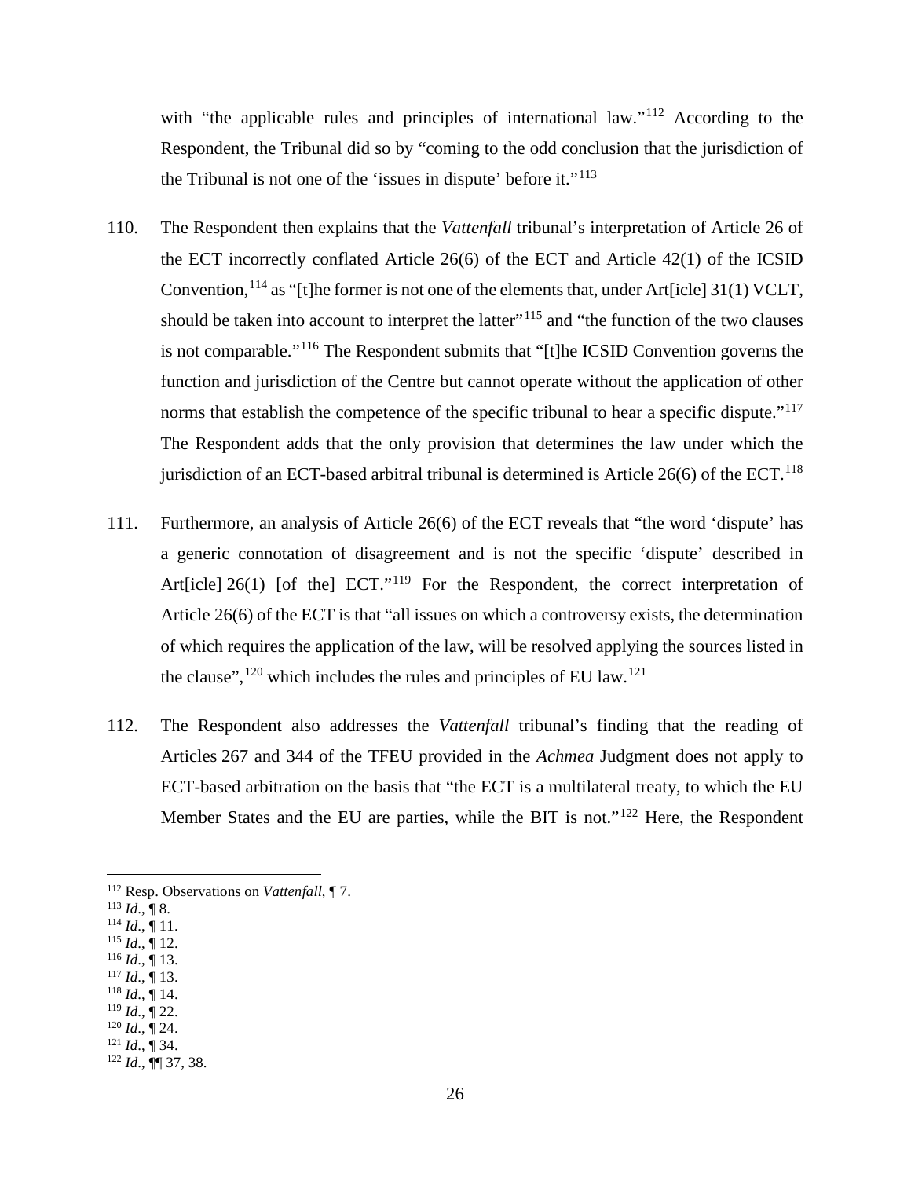with "the applicable rules and principles of international law."[112] According to the Respondent, the Tribunal did so by "coming to the odd conclusion that the jurisdiction of the Tribunal is not one of the 'issues in dispute' before it."[113]

110. The Respondent then explains that the *Vattenfall* tribunal's interpretation of Article 26 of the ECT incorrectly conflated Article 26(6) of the ECT and Article 42(1) of the ICSID Convention,[114] as "[t]he former is not one of the elements that, under Art[icle] 31(1) VCLT, should be taken into account to interpret the latter"[115] and "the function of the two clauses is not comparable."[116] The Respondent submits that "[t]he ICSID Convention governs the function and jurisdiction of the Centre but cannot operate without the application of other norms that establish the competence of the specific tribunal to hear a specific dispute."[117] The Respondent adds that the only provision that determines the law under which the jurisdiction of an ECT-based arbitral tribunal is determined is Article 26(6) of the ECT.[118]

111. Furthermore, an analysis of Article 26(6) of the ECT reveals that "the word 'dispute' has a generic connotation of disagreement and is not the specific 'dispute' described in Art[icle] 26(1) [of the] ECT."[119] For the Respondent, the correct interpretation of Article 26(6) of the ECT is that "all issues on which a controversy exists, the determination of which requires the application of the law, will be resolved applying the sources listed in the clause",[120] which includes the rules and principles of EU law.[121]

112. The Respondent also addresses the *Vattenfall* tribunal's finding that the reading of Articles 267 and 344 of the TFEU provided in the *Achmea* Judgment does not apply to ECT-based arbitration on the basis that "the ECT is a multilateral treaty, to which the EU Member States and the EU are parties, while the BIT is not."[122] Here, the Respondent

---

[112] Resp. Observations on *Vattenfall*, ¶ 7.
[113] *Id*., ¶ 8.
[114] *Id*., ¶ 11.
[115] *Id*., ¶ 12.
[116] *Id*., ¶ 13.
[117] *Id*., ¶ 13.
[118] *Id*., ¶ 14.
[119] *Id*., ¶ 22.
[120] *Id*., ¶ 24.
[121] *Id*., ¶ 34.
[122] *Id*., ¶¶ 37, 38.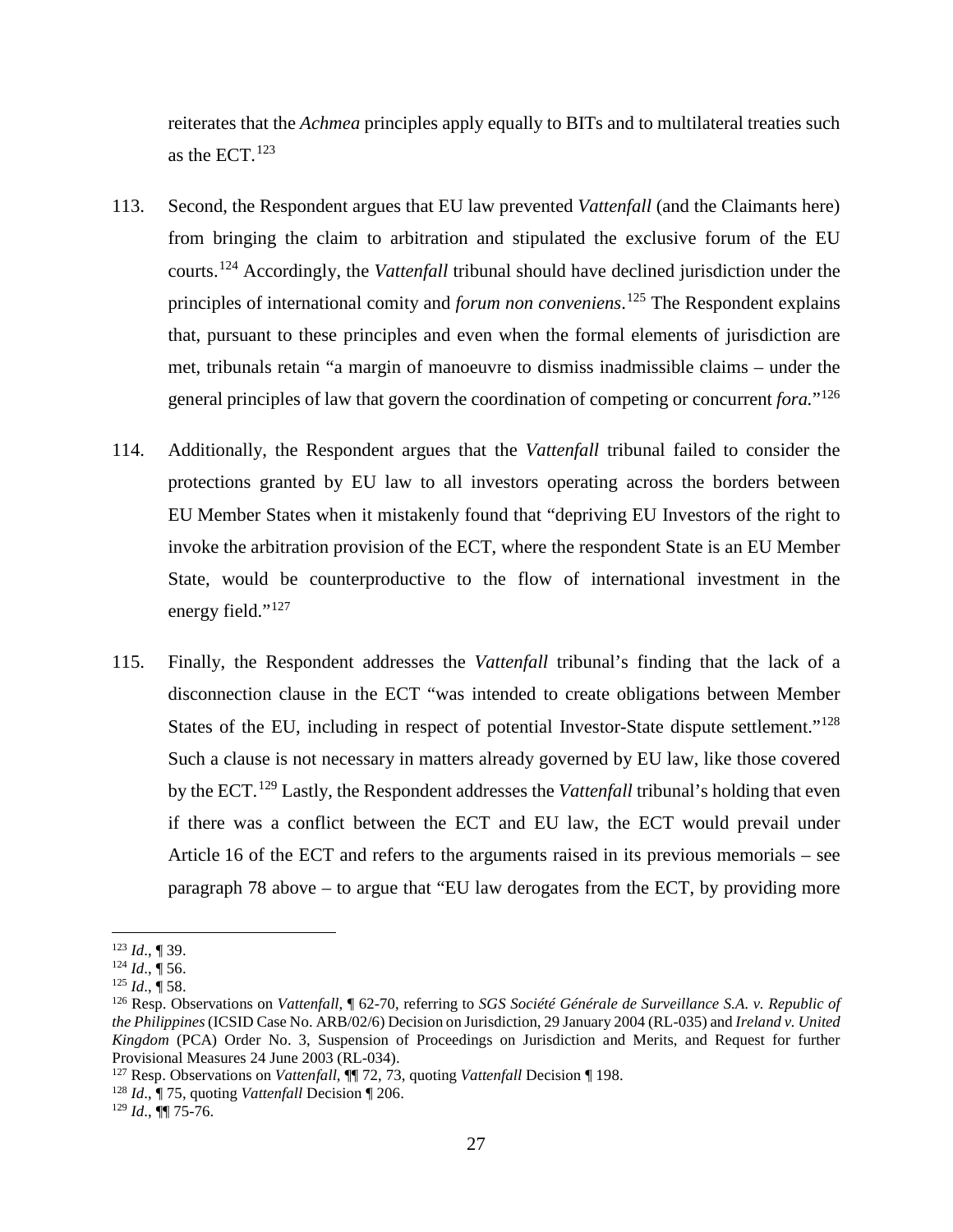reiterates that the *Achmea* principles apply equally to BITs and to multilateral treaties such as the ECT.[123]

113. Second, the Respondent argues that EU law prevented *Vattenfall* (and the Claimants here) from bringing the claim to arbitration and stipulated the exclusive forum of the EU courts.[124] Accordingly, the *Vattenfall* tribunal should have declined jurisdiction under the principles of international comity and *forum non conveniens*.[125] The Respondent explains that, pursuant to these principles and even when the formal elements of jurisdiction are met, tribunals retain "a margin of manoeuvre to dismiss inadmissible claims – under the general principles of law that govern the coordination of competing or concurrent *fora.*"[126]

114. Additionally, the Respondent argues that the *Vattenfall* tribunal failed to consider the protections granted by EU law to all investors operating across the borders between EU Member States when it mistakenly found that "depriving EU Investors of the right to invoke the arbitration provision of the ECT, where the respondent State is an EU Member State, would be counterproductive to the flow of international investment in the energy field."[127]

115. Finally, the Respondent addresses the *Vattenfall* tribunal's finding that the lack of a disconnection clause in the ECT "was intended to create obligations between Member States of the EU, including in respect of potential Investor-State dispute settlement."[128] Such a clause is not necessary in matters already governed by EU law, like those covered by the ECT.[129] Lastly, the Respondent addresses the *Vattenfall* tribunal's holding that even if there was a conflict between the ECT and EU law, the ECT would prevail under Article 16 of the ECT and refers to the arguments raised in its previous memorials – see paragraph 78 above – to argue that "EU law derogates from the ECT, by providing more

---

[123] *Id.*, ¶ 39.

[124] *Id.*, ¶ 56.

[125] *Id.*, ¶ 58.

[126] Resp. Observations on *Vattenfall*, ¶ 62-70, referring to *SGS Société Générale de Surveillance S.A. v. Republic of the Philippines* (ICSID Case No. ARB/02/6) Decision on Jurisdiction, 29 January 2004 (RL-035) and *Ireland v. United Kingdom* (PCA) Order No. 3, Suspension of Proceedings on Jurisdiction and Merits, and Request for further Provisional Measures 24 June 2003 (RL-034).

[127] Resp. Observations on *Vattenfall*, ¶¶ 72, 73, quoting *Vattenfall* Decision ¶ 198.

[128] *Id.*, ¶ 75, quoting *Vattenfall* Decision ¶ 206.

[129] *Id.*, ¶¶ 75-76.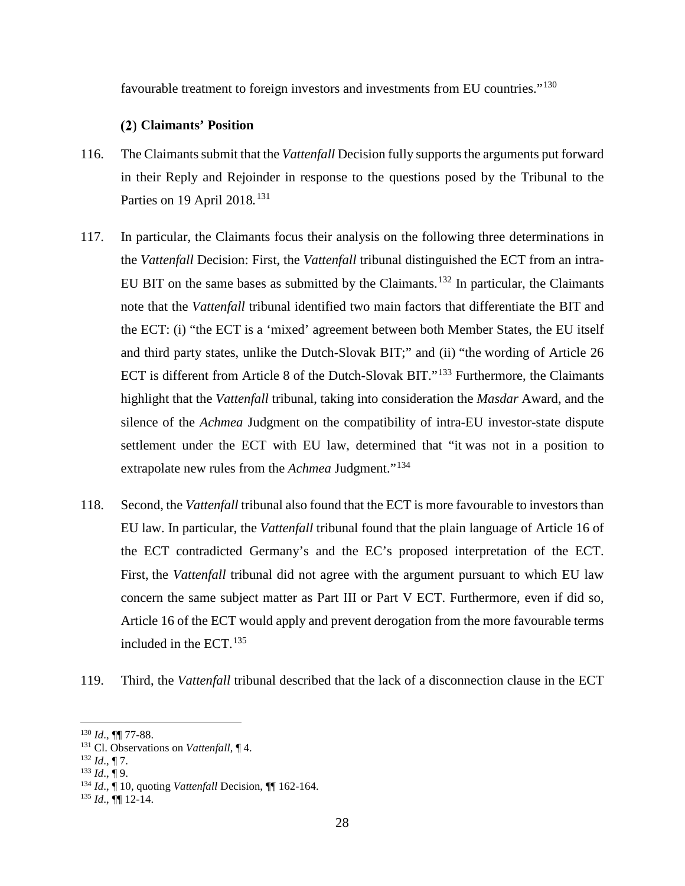favourable treatment to foreign investors and investments from EU countries."[130]

### (2) Claimants' Position

116. The Claimants submit that the *Vattenfall* Decision fully supports the arguments put forward in their Reply and Rejoinder in response to the questions posed by the Tribunal to the Parties on 19 April 2018.[131]

117. In particular, the Claimants focus their analysis on the following three determinations in the *Vattenfall* Decision: First, the *Vattenfall* tribunal distinguished the ECT from an intra-EU BIT on the same bases as submitted by the Claimants.[132] In particular, the Claimants note that the *Vattenfall* tribunal identified two main factors that differentiate the BIT and the ECT: (i) "the ECT is a 'mixed' agreement between both Member States, the EU itself and third party states, unlike the Dutch-Slovak BIT;" and (ii) "the wording of Article 26 ECT is different from Article 8 of the Dutch-Slovak BIT."[133] Furthermore, the Claimants highlight that the *Vattenfall* tribunal, taking into consideration the *Masdar* Award, and the silence of the *Achmea* Judgment on the compatibility of intra-EU investor-state dispute settlement under the ECT with EU law, determined that "it was not in a position to extrapolate new rules from the *Achmea* Judgment."[134]

118. Second, the *Vattenfall* tribunal also found that the ECT is more favourable to investors than EU law. In particular, the *Vattenfall* tribunal found that the plain language of Article 16 of the ECT contradicted Germany's and the EC's proposed interpretation of the ECT. First, the *Vattenfall* tribunal did not agree with the argument pursuant to which EU law concern the same subject matter as Part III or Part V ECT. Furthermore, even if did so, Article 16 of the ECT would apply and prevent derogation from the more favourable terms included in the ECT.[135]

119. Third, the *Vattenfall* tribunal described that the lack of a disconnection clause in the ECT

---

[130] *Id*., ¶¶ 77-88.

[131] Cl. Observations on *Vattenfall*, ¶ 4.

[132] *Id*., ¶ 7.

[133] *Id*., ¶ 9.

[134] *Id*., ¶ 10, quoting *Vattenfall* Decision, ¶¶ 162-164.

[135] *Id*., ¶¶ 12-14.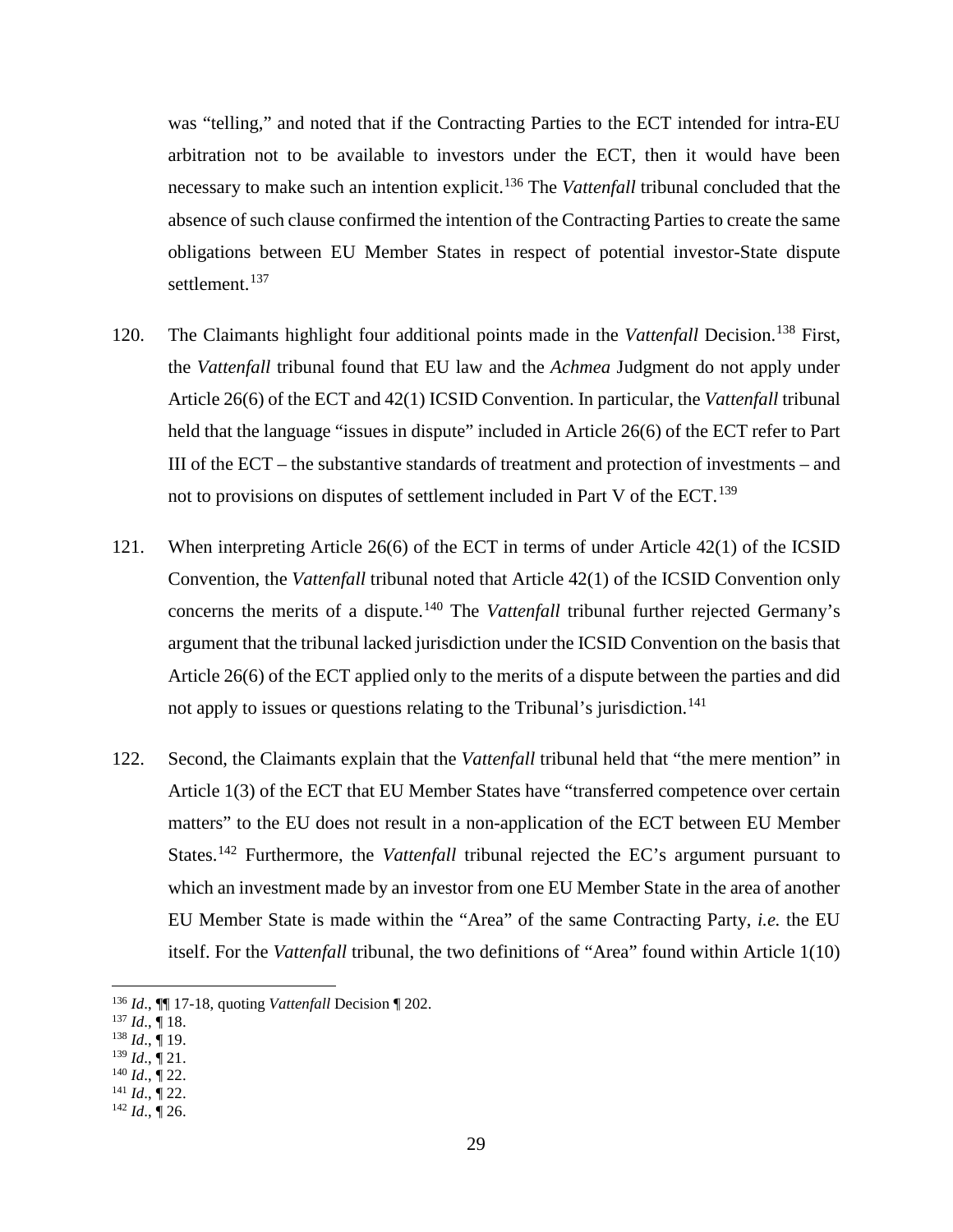was "telling," and noted that if the Contracting Parties to the ECT intended for intra-EU arbitration not to be available to investors under the ECT, then it would have been necessary to make such an intention explicit.[136] The *Vattenfall* tribunal concluded that the absence of such clause confirmed the intention of the Contracting Parties to create the same obligations between EU Member States in respect of potential investor-State dispute settlement.[137]

120. The Claimants highlight four additional points made in the *Vattenfall* Decision.[138] First, the *Vattenfall* tribunal found that EU law and the *Achmea* Judgment do not apply under Article 26(6) of the ECT and 42(1) ICSID Convention. In particular, the *Vattenfall* tribunal held that the language "issues in dispute" included in Article 26(6) of the ECT refer to Part III of the ECT – the substantive standards of treatment and protection of investments – and not to provisions on disputes of settlement included in Part V of the ECT.[139]

121. When interpreting Article 26(6) of the ECT in terms of under Article 42(1) of the ICSID Convention, the *Vattenfall* tribunal noted that Article 42(1) of the ICSID Convention only concerns the merits of a dispute.[140] The *Vattenfall* tribunal further rejected Germany's argument that the tribunal lacked jurisdiction under the ICSID Convention on the basis that Article 26(6) of the ECT applied only to the merits of a dispute between the parties and did not apply to issues or questions relating to the Tribunal's jurisdiction.[141]

122. Second, the Claimants explain that the *Vattenfall* tribunal held that "the mere mention" in Article 1(3) of the ECT that EU Member States have "transferred competence over certain matters" to the EU does not result in a non-application of the ECT between EU Member States.[142] Furthermore, the *Vattenfall* tribunal rejected the EC's argument pursuant to which an investment made by an investor from one EU Member State in the area of another EU Member State is made within the "Area" of the same Contracting Party, *i.e.* the EU itself. For the *Vattenfall* tribunal, the two definitions of "Area" found within Article 1(10)

---

[136] *Id*., ¶¶ 17-18, quoting *Vattenfall* Decision ¶ 202.
[137] *Id*., ¶ 18.
[138] *Id*., ¶ 19.
[139] *Id*., ¶ 21.
[140] *Id*., ¶ 22.
[141] *Id*., ¶ 22.
[142] *Id*., ¶ 26.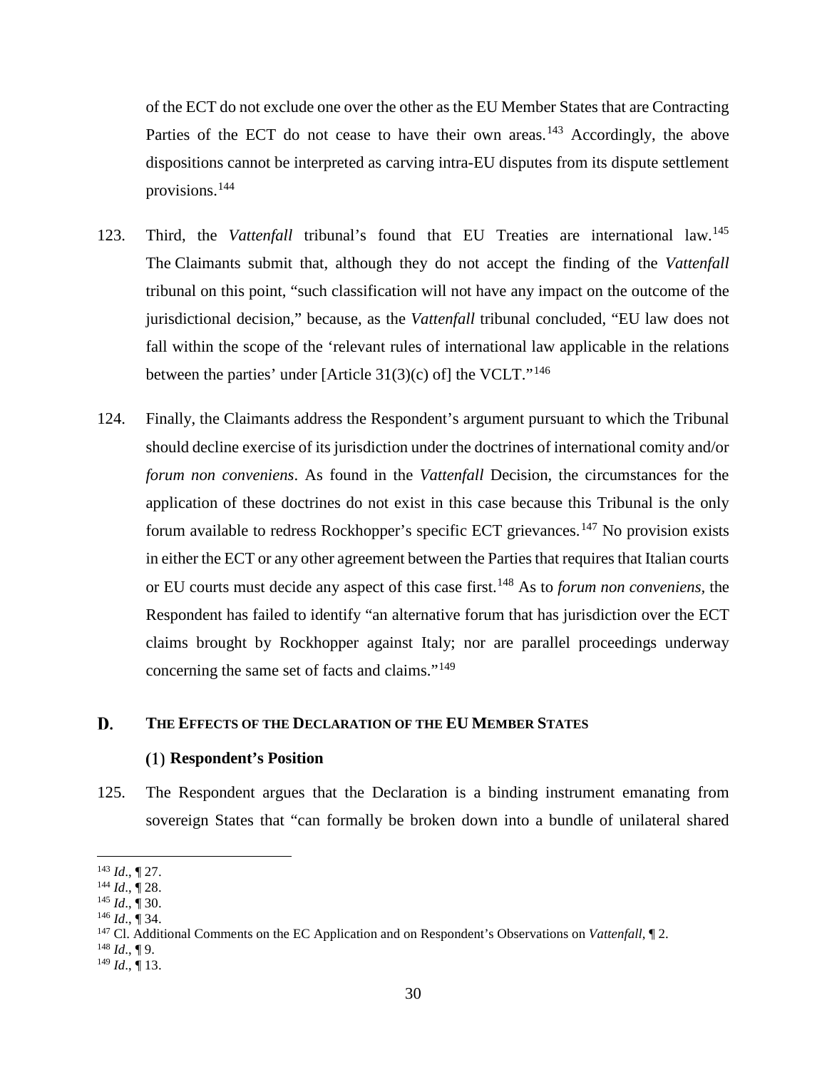of the ECT do not exclude one over the other as the EU Member States that are Contracting Parties of the ECT do not cease to have their own areas.[143] Accordingly, the above dispositions cannot be interpreted as carving intra-EU disputes from its dispute settlement provisions.[144]

123. Third, the *Vattenfall* tribunal's found that EU Treaties are international law.[145] The Claimants submit that, although they do not accept the finding of the *Vattenfall* tribunal on this point, "such classification will not have any impact on the outcome of the jurisdictional decision," because, as the *Vattenfall* tribunal concluded, "EU law does not fall within the scope of the 'relevant rules of international law applicable in the relations between the parties' under [Article 31(3)(c) of] the VCLT."[146]

124. Finally, the Claimants address the Respondent's argument pursuant to which the Tribunal should decline exercise of its jurisdiction under the doctrines of international comity and/or *forum non conveniens*. As found in the *Vattenfall* Decision, the circumstances for the application of these doctrines do not exist in this case because this Tribunal is the only forum available to redress Rockhopper's specific ECT grievances.[147] No provision exists in either the ECT or any other agreement between the Parties that requires that Italian courts or EU courts must decide any aspect of this case first.[148] As to *forum non conveniens*, the Respondent has failed to identify "an alternative forum that has jurisdiction over the ECT claims brought by Rockhopper against Italy; nor are parallel proceedings underway concerning the same set of facts and claims."[149]

## D. THE EFFECTS OF THE DECLARATION OF THE EU MEMBER STATES

### (1) Respondent's Position

125. The Respondent argues that the Declaration is a binding instrument emanating from sovereign States that "can formally be broken down into a bundle of unilateral shared

---

[143] *Id*., ¶ 27.
[144] *Id*., ¶ 28.
[145] *Id*., ¶ 30.
[146] *Id*., ¶ 34.
[147] Cl. Additional Comments on the EC Application and on Respondent's Observations on *Vattenfall*, ¶ 2.
[148] *Id*., ¶ 9.
[149] *Id*., ¶ 13.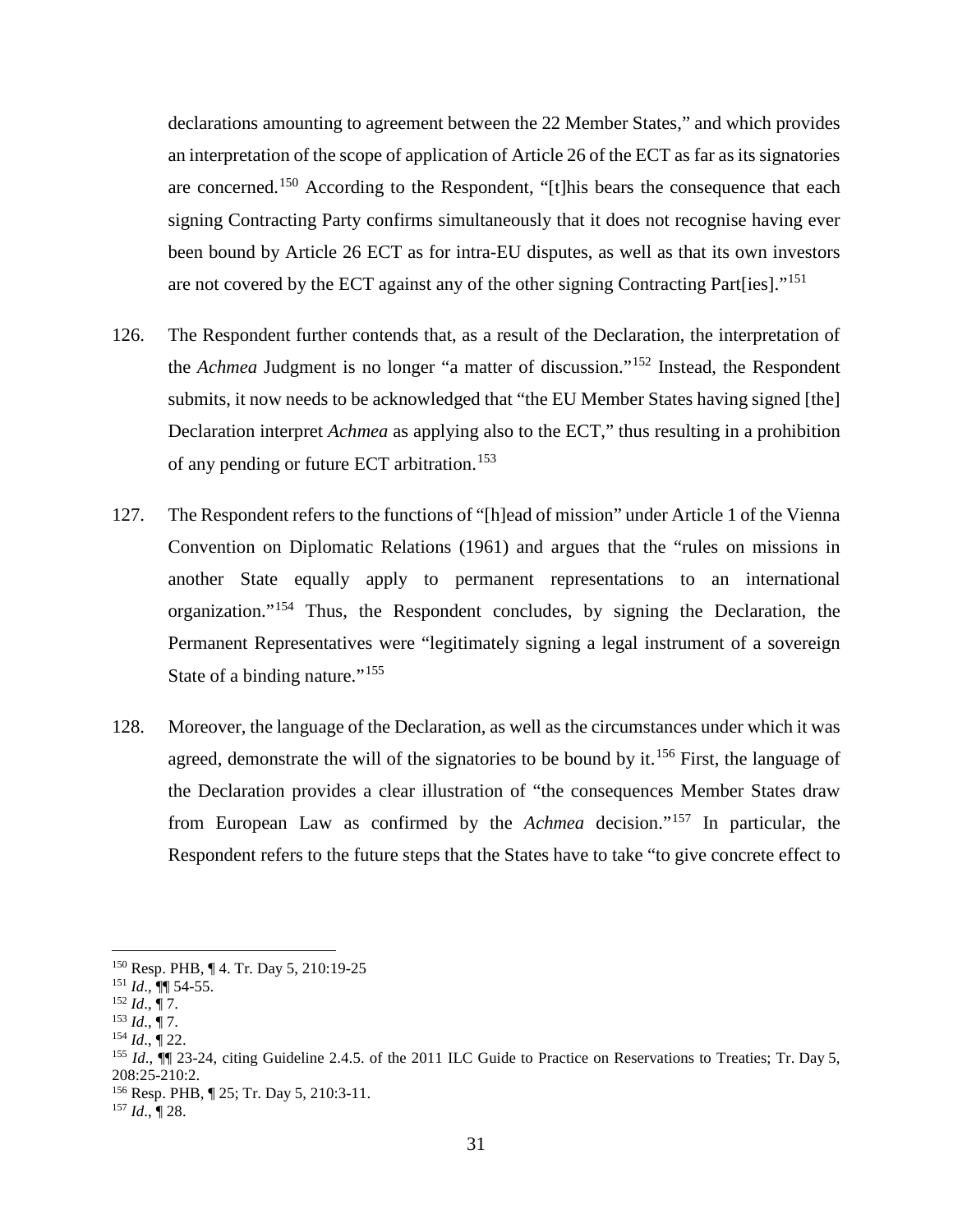declarations amounting to agreement between the 22 Member States," and which provides an interpretation of the scope of application of Article 26 of the ECT as far as its signatories are concerned.[150] According to the Respondent, "[t]his bears the consequence that each signing Contracting Party confirms simultaneously that it does not recognise having ever been bound by Article 26 ECT as for intra-EU disputes, as well as that its own investors are not covered by the ECT against any of the other signing Contracting Part[ies]."[151]

126. The Respondent further contends that, as a result of the Declaration, the interpretation of the *Achmea* Judgment is no longer "a matter of discussion."[152] Instead, the Respondent submits, it now needs to be acknowledged that "the EU Member States having signed [the] Declaration interpret *Achmea* as applying also to the ECT," thus resulting in a prohibition of any pending or future ECT arbitration.[153]

127. The Respondent refers to the functions of "[h]ead of mission" under Article 1 of the Vienna Convention on Diplomatic Relations (1961) and argues that the "rules on missions in another State equally apply to permanent representations to an international organization."[154] Thus, the Respondent concludes, by signing the Declaration, the Permanent Representatives were "legitimately signing a legal instrument of a sovereign State of a binding nature."[155]

128. Moreover, the language of the Declaration, as well as the circumstances under which it was agreed, demonstrate the will of the signatories to be bound by it.[156] First, the language of the Declaration provides a clear illustration of "the consequences Member States draw from European Law as confirmed by the *Achmea* decision."[157] In particular, the Respondent refers to the future steps that the States have to take "to give concrete effect to

---

[150] Resp. PHB, ¶ 4. Tr. Day 5, 210:19-25

[151] *Id*., ¶¶ 54-55.

[152] *Id*., ¶ 7.

[153] *Id*., ¶ 7.

[154] *Id*., ¶ 22.

[155] *Id*., ¶¶ 23-24, citing Guideline 2.4.5. of the 2011 ILC Guide to Practice on Reservations to Treaties; Tr. Day 5, 208:25-210:2.

[156] Resp. PHB, ¶ 25; Tr. Day 5, 210:3-11.

[157] *Id*., ¶ 28.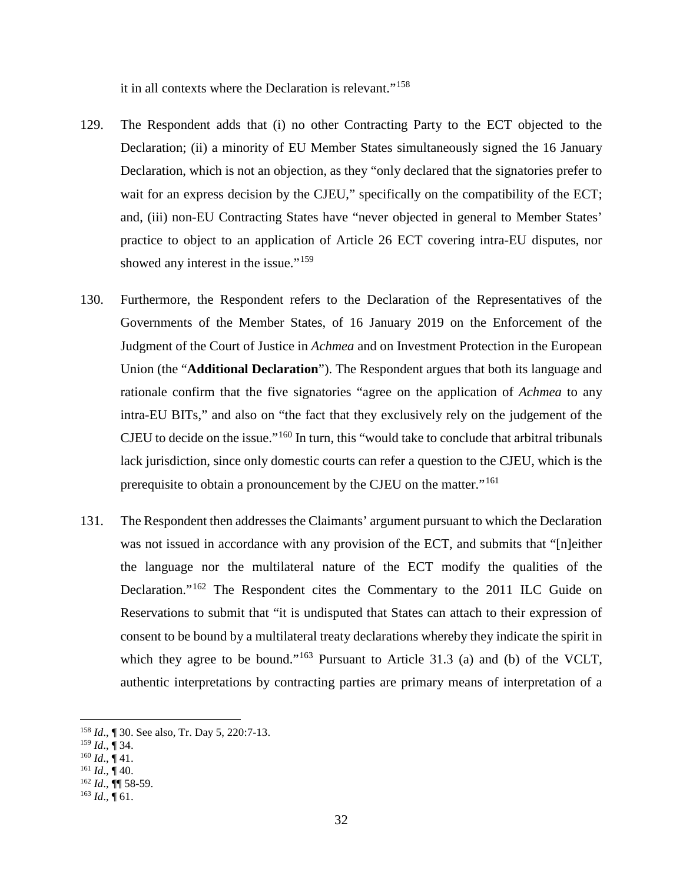it in all contexts where the Declaration is relevant."[158]

129. The Respondent adds that (i) no other Contracting Party to the ECT objected to the Declaration; (ii) a minority of EU Member States simultaneously signed the 16 January Declaration, which is not an objection, as they "only declared that the signatories prefer to wait for an express decision by the CJEU," specifically on the compatibility of the ECT; and, (iii) non-EU Contracting States have "never objected in general to Member States' practice to object to an application of Article 26 ECT covering intra-EU disputes, nor showed any interest in the issue."[159]

130. Furthermore, the Respondent refers to the Declaration of the Representatives of the Governments of the Member States, of 16 January 2019 on the Enforcement of the Judgment of the Court of Justice in *Achmea* and on Investment Protection in the European Union (the "**Additional Declaration**"). The Respondent argues that both its language and rationale confirm that the five signatories "agree on the application of *Achmea* to any intra-EU BITs," and also on "the fact that they exclusively rely on the judgement of the CJEU to decide on the issue."[160] In turn, this "would take to conclude that arbitral tribunals lack jurisdiction, since only domestic courts can refer a question to the CJEU, which is the prerequisite to obtain a pronouncement by the CJEU on the matter."[161]

131. The Respondent then addresses the Claimants' argument pursuant to which the Declaration was not issued in accordance with any provision of the ECT, and submits that "[n]either the language nor the multilateral nature of the ECT modify the qualities of the Declaration."[162] The Respondent cites the Commentary to the 2011 ILC Guide on Reservations to submit that "it is undisputed that States can attach to their expression of consent to be bound by a multilateral treaty declarations whereby they indicate the spirit in which they agree to be bound."[163] Pursuant to Article 31.3 (a) and (b) of the VCLT, authentic interpretations by contracting parties are primary means of interpretation of a

---

[158] *Id*., ¶ 30. See also, Tr. Day 5, 220:7-13.

[159] *Id*., ¶ 34.

[160] *Id*., ¶ 41.

[161] *Id*., ¶ 40.

[162] *Id*., ¶¶ 58-59.

[163] *Id*., ¶ 61.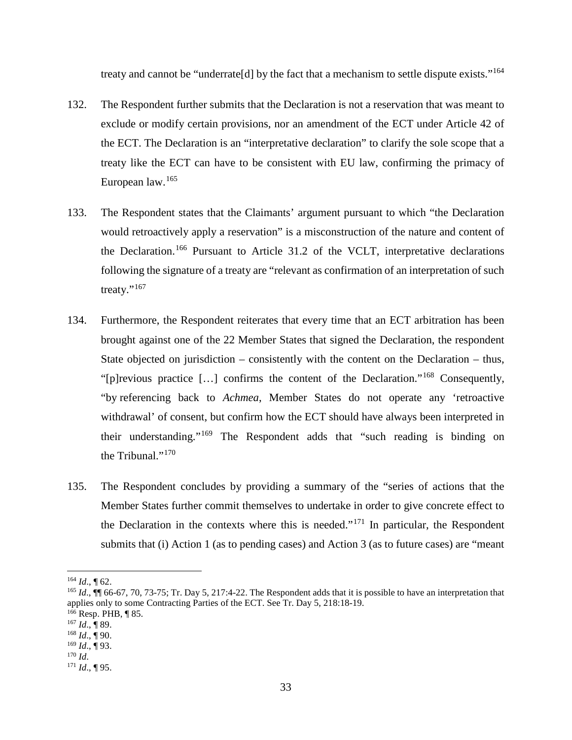treaty and cannot be "underrate[d] by the fact that a mechanism to settle dispute exists."[164]

132. The Respondent further submits that the Declaration is not a reservation that was meant to exclude or modify certain provisions, nor an amendment of the ECT under Article 42 of the ECT. The Declaration is an "interpretative declaration" to clarify the sole scope that a treaty like the ECT can have to be consistent with EU law, confirming the primacy of European law.[165]

133. The Respondent states that the Claimants' argument pursuant to which "the Declaration would retroactively apply a reservation" is a misconstruction of the nature and content of the Declaration.[166] Pursuant to Article 31.2 of the VCLT, interpretative declarations following the signature of a treaty are "relevant as confirmation of an interpretation of such treaty."[167]

134. Furthermore, the Respondent reiterates that every time that an ECT arbitration has been brought against one of the 22 Member States that signed the Declaration, the respondent State objected on jurisdiction – consistently with the content on the Declaration – thus, "[p]revious practice […] confirms the content of the Declaration."[168] Consequently, "by referencing back to *Achmea*, Member States do not operate any 'retroactive withdrawal' of consent, but confirm how the ECT should have always been interpreted in their understanding."[169] The Respondent adds that "such reading is binding on the Tribunal."[170]

135. The Respondent concludes by providing a summary of the "series of actions that the Member States further commit themselves to undertake in order to give concrete effect to the Declaration in the contexts where this is needed."[171] In particular, the Respondent submits that (i) Action 1 (as to pending cases) and Action 3 (as to future cases) are "meant

---

[164] *Id*., ¶ 62.

[165] *Id*., ¶¶ 66-67, 70, 73-75; Tr. Day 5, 217:4-22. The Respondent adds that it is possible to have an interpretation that applies only to some Contracting Parties of the ECT. See Tr. Day 5, 218:18-19.

[166] Resp. PHB, ¶ 85.

[167] *Id*., ¶ 89.

[168] *Id*., ¶ 90.

[169] *Id*., ¶ 93.

[170] *Id*.

[171] *Id*., ¶ 95.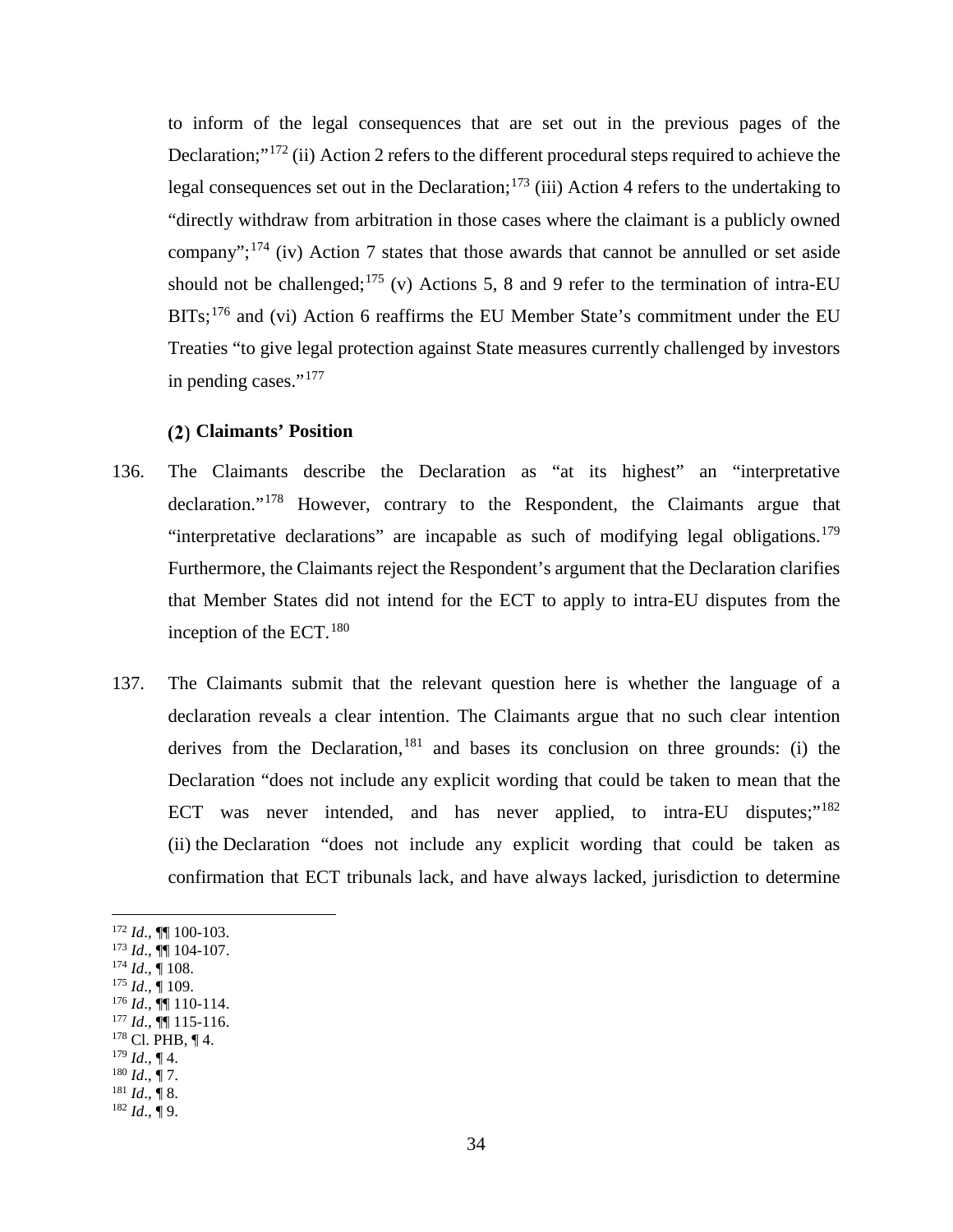to inform of the legal consequences that are set out in the previous pages of the Declaration;"[172] (ii) Action 2 refers to the different procedural steps required to achieve the legal consequences set out in the Declaration;[173] (iii) Action 4 refers to the undertaking to "directly withdraw from arbitration in those cases where the claimant is a publicly owned company";[174] (iv) Action 7 states that those awards that cannot be annulled or set aside should not be challenged;[175] (v) Actions 5, 8 and 9 refer to the termination of intra-EU BITs;[176] and (vi) Action 6 reaffirms the EU Member State's commitment under the EU Treaties "to give legal protection against State measures currently challenged by investors in pending cases."[177]

### (2) Claimants' Position

136. The Claimants describe the Declaration as "at its highest" an "interpretative declaration."[178] However, contrary to the Respondent, the Claimants argue that "interpretative declarations" are incapable as such of modifying legal obligations.[179] Furthermore, the Claimants reject the Respondent's argument that the Declaration clarifies that Member States did not intend for the ECT to apply to intra-EU disputes from the inception of the ECT.[180]

137. The Claimants submit that the relevant question here is whether the language of a declaration reveals a clear intention. The Claimants argue that no such clear intention derives from the Declaration,[181] and bases its conclusion on three grounds: (i) the Declaration "does not include any explicit wording that could be taken to mean that the ECT was never intended, and has never applied, to intra-EU disputes;"[182] (ii) the Declaration "does not include any explicit wording that could be taken as confirmation that ECT tribunals lack, and have always lacked, jurisdiction to determine

---

[172] *Id*., ¶¶ 100-103.
[173] *Id*., ¶¶ 104-107.
[174] *Id*., ¶ 108.
[175] *Id*., ¶ 109.
[176] *Id*., ¶¶ 110-114.
[177] *Id*., ¶¶ 115-116.
[178] Cl. PHB, ¶ 4.
[179] *Id*., ¶ 4.
[180] *Id*., ¶ 7.
[181] *Id*., ¶ 8.
[182] *Id*., ¶ 9.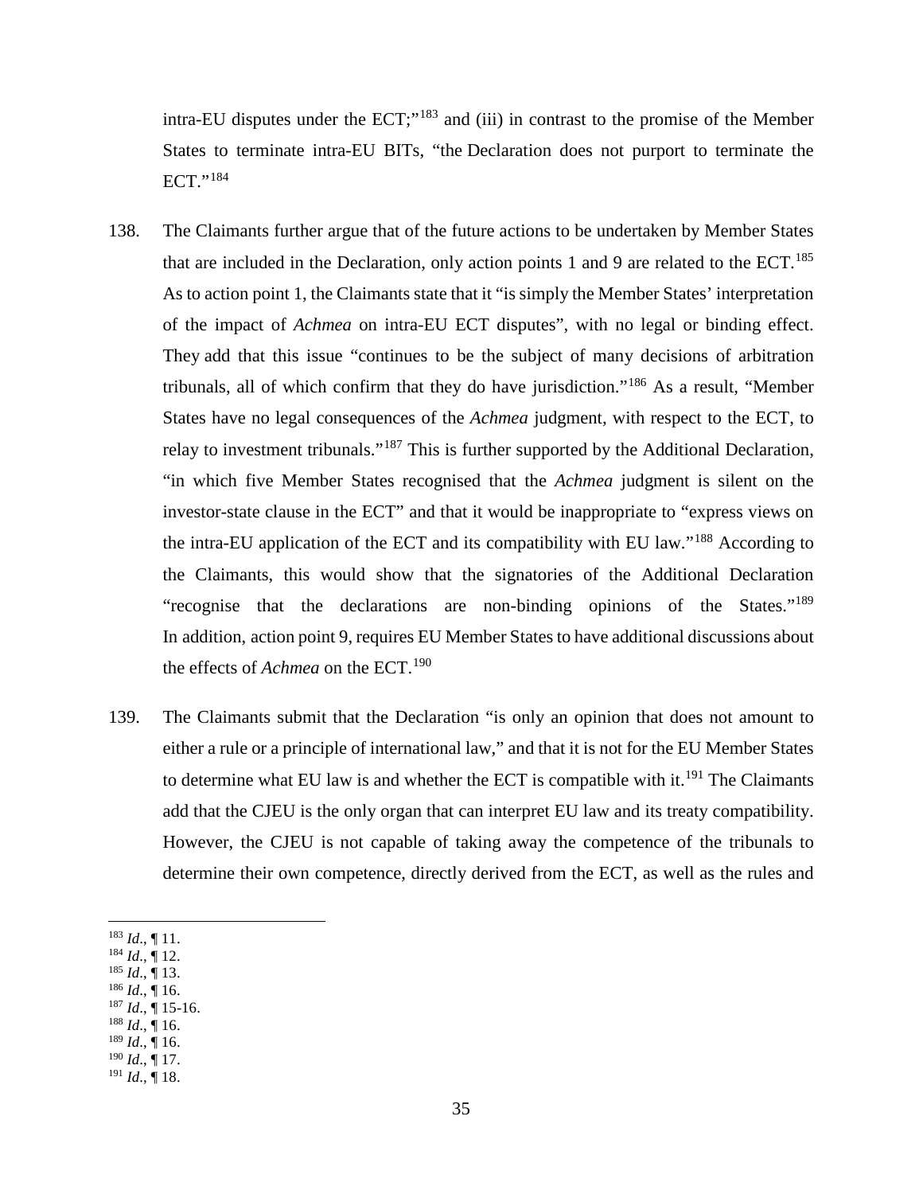intra-EU disputes under the ECT;"[183] and (iii) in contrast to the promise of the Member States to terminate intra-EU BITs, "the Declaration does not purport to terminate the ECT."[184]

138. The Claimants further argue that of the future actions to be undertaken by Member States that are included in the Declaration, only action points 1 and 9 are related to the ECT.[185] As to action point 1, the Claimants state that it "is simply the Member States' interpretation of the impact of *Achmea* on intra-EU ECT disputes", with no legal or binding effect. They add that this issue "continues to be the subject of many decisions of arbitration tribunals, all of which confirm that they do have jurisdiction."[186] As a result, "Member States have no legal consequences of the *Achmea* judgment, with respect to the ECT, to relay to investment tribunals."[187] This is further supported by the Additional Declaration, "in which five Member States recognised that the *Achmea* judgment is silent on the investor-state clause in the ECT" and that it would be inappropriate to "express views on the intra-EU application of the ECT and its compatibility with EU law."[188] According to the Claimants, this would show that the signatories of the Additional Declaration "recognise that the declarations are non-binding opinions of the States."[189] In addition, action point 9, requires EU Member States to have additional discussions about the effects of *Achmea* on the ECT.[190]

139. The Claimants submit that the Declaration "is only an opinion that does not amount to either a rule or a principle of international law," and that it is not for the EU Member States to determine what EU law is and whether the ECT is compatible with it.[191] The Claimants add that the CJEU is the only organ that can interpret EU law and its treaty compatibility. However, the CJEU is not capable of taking away the competence of the tribunals to determine their own competence, directly derived from the ECT, as well as the rules and

---

[183] *Id*., ¶ 11.
[184] *Id*., ¶ 12.
[185] *Id*., ¶ 13.
[186] *Id*., ¶ 16.
[187] *Id*., ¶ 15-16.
[188] *Id*., ¶ 16.
[189] *Id*., ¶ 16.
[190] *Id*., ¶ 17.
[191] *Id*., ¶ 18.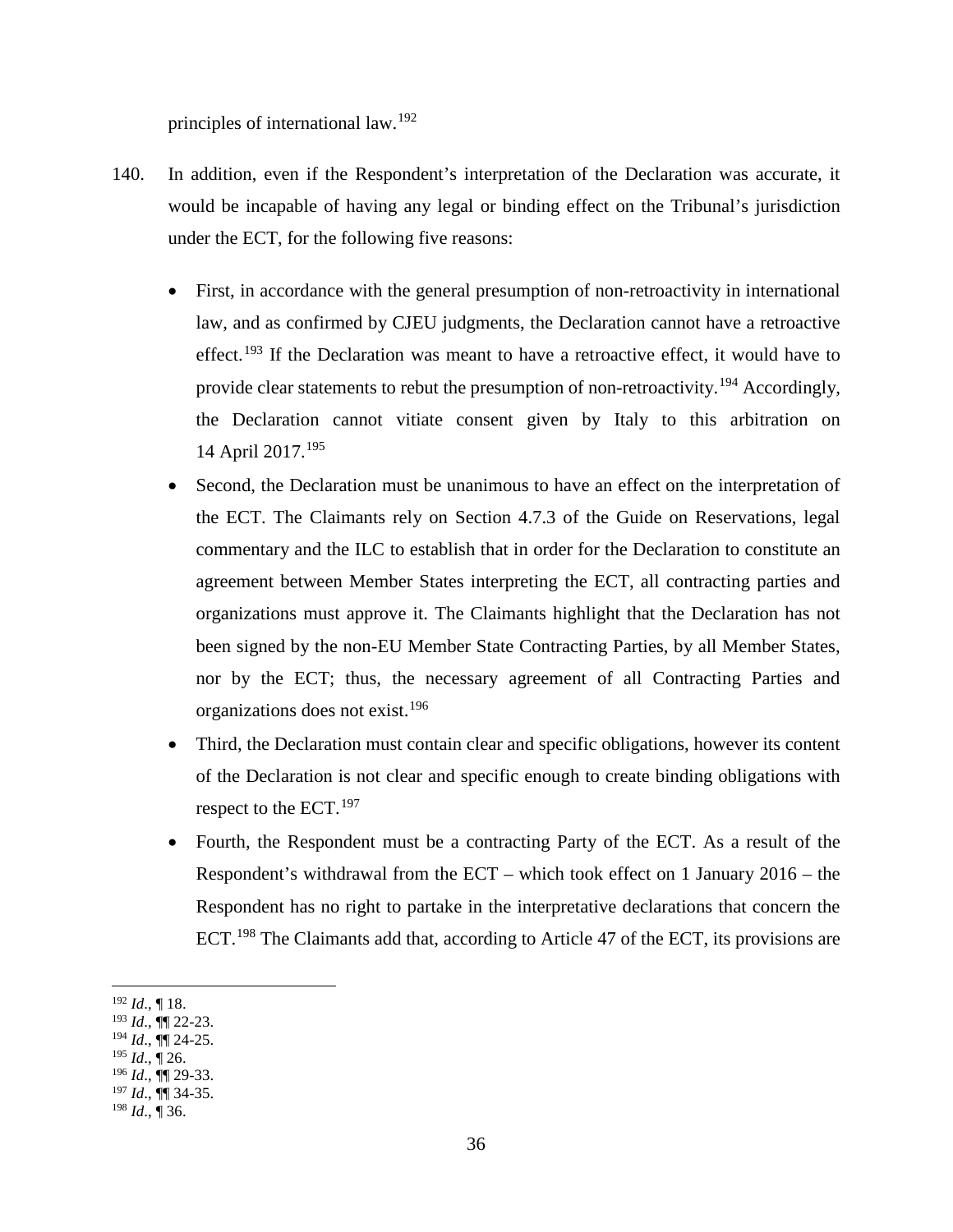principles of international law.[192]

140. In addition, even if the Respondent's interpretation of the Declaration was accurate, it would be incapable of having any legal or binding effect on the Tribunal's jurisdiction under the ECT, for the following five reasons:

- First, in accordance with the general presumption of non-retroactivity in international law, and as confirmed by CJEU judgments, the Declaration cannot have a retroactive effect.[193] If the Declaration was meant to have a retroactive effect, it would have to provide clear statements to rebut the presumption of non-retroactivity.[194] Accordingly, the Declaration cannot vitiate consent given by Italy to this arbitration on 14 April 2017.[195]
- Second, the Declaration must be unanimous to have an effect on the interpretation of the ECT. The Claimants rely on Section 4.7.3 of the Guide on Reservations, legal commentary and the ILC to establish that in order for the Declaration to constitute an agreement between Member States interpreting the ECT, all contracting parties and organizations must approve it. The Claimants highlight that the Declaration has not been signed by the non-EU Member State Contracting Parties, by all Member States, nor by the ECT; thus, the necessary agreement of all Contracting Parties and organizations does not exist.[196]
- Third, the Declaration must contain clear and specific obligations, however its content of the Declaration is not clear and specific enough to create binding obligations with respect to the ECT.[197]
- Fourth, the Respondent must be a contracting Party of the ECT. As a result of the Respondent's withdrawal from the ECT – which took effect on 1 January 2016 – the Respondent has no right to partake in the interpretative declarations that concern the ECT.[198] The Claimants add that, according to Article 47 of the ECT, its provisions are

---

[192] *Id.*, ¶ 18.
[193] *Id.*, ¶¶ 22-23.
[194] *Id.*, ¶¶ 24-25.
[195] *Id.*, ¶ 26.
[196] *Id.*, ¶¶ 29-33.
[197] *Id.*, ¶¶ 34-35.
[198] *Id.*, ¶ 36.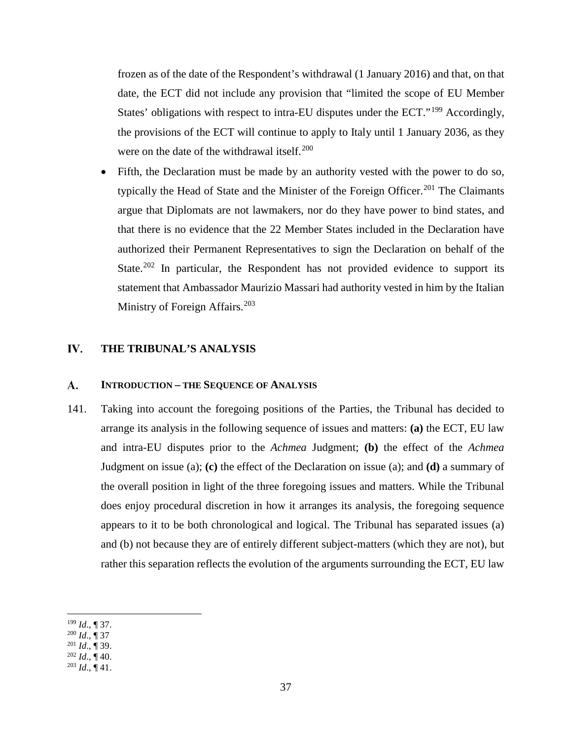frozen as of the date of the Respondent's withdrawal (1 January 2016) and that, on that date, the ECT did not include any provision that "limited the scope of EU Member States' obligations with respect to intra-EU disputes under the ECT."[199] Accordingly, the provisions of the ECT will continue to apply to Italy until 1 January 2036, as they were on the date of the withdrawal itself.[200]

- Fifth, the Declaration must be made by an authority vested with the power to do so, typically the Head of State and the Minister of the Foreign Officer.[201] The Claimants argue that Diplomats are not lawmakers, nor do they have power to bind states, and that there is no evidence that the 22 Member States included in the Declaration have authorized their Permanent Representatives to sign the Declaration on behalf of the State.[202] In particular, the Respondent has not provided evidence to support its statement that Ambassador Maurizio Massari had authority vested in him by the Italian Ministry of Foreign Affairs.[203]

# IV. THE TRIBUNAL'S ANALYSIS

## A. INTRODUCTION – THE SEQUENCE OF ANALYSIS

141. Taking into account the foregoing positions of the Parties, the Tribunal has decided to arrange its analysis in the following sequence of issues and matters: **(a)** the ECT, EU law and intra-EU disputes prior to the *Achmea* Judgment; **(b)** the effect of the *Achmea* Judgment on issue (a); **(c)** the effect of the Declaration on issue (a); and **(d)** a summary of the overall position in light of the three foregoing issues and matters. While the Tribunal does enjoy procedural discretion in how it arranges its analysis, the foregoing sequence appears to it to be both chronological and logical. The Tribunal has separated issues (a) and (b) not because they are of entirely different subject-matters (which they are not), but rather this separation reflects the evolution of the arguments surrounding the ECT, EU law

---

[199] *Id*., ¶ 37.
[200] *Id*., ¶ 37
[201] *Id*., ¶ 39.
[202] *Id*., ¶ 40.
[203] *Id*., ¶ 41.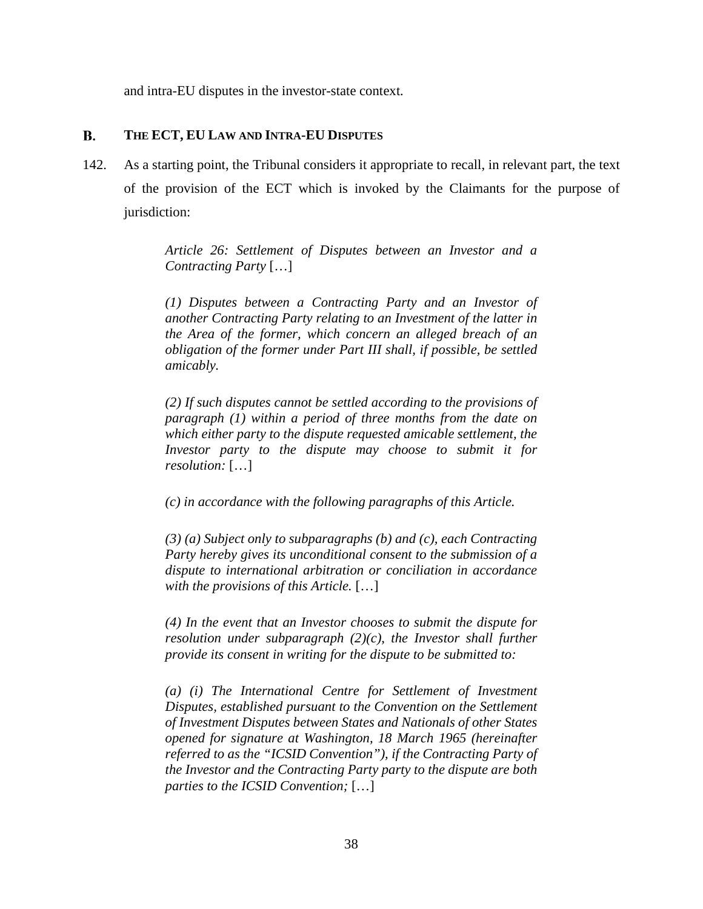and intra-EU disputes in the investor-state context.

## B. THE ECT, EU LAW AND INTRA-EU DISPUTES

142. As a starting point, the Tribunal considers it appropriate to recall, in relevant part, the text of the provision of the ECT which is invoked by the Claimants for the purpose of jurisdiction:

> *Article 26: Settlement of Disputes between an Investor and a Contracting Party* […]
>
> *(1) Disputes between a Contracting Party and an Investor of another Contracting Party relating to an Investment of the latter in the Area of the former, which concern an alleged breach of an obligation of the former under Part III shall, if possible, be settled amicably.*
>
> *(2) If such disputes cannot be settled according to the provisions of paragraph (1) within a period of three months from the date on which either party to the dispute requested amicable settlement, the Investor party to the dispute may choose to submit it for resolution:* […]
>
> *(c) in accordance with the following paragraphs of this Article.*
>
> *(3) (a) Subject only to subparagraphs (b) and (c), each Contracting Party hereby gives its unconditional consent to the submission of a dispute to international arbitration or conciliation in accordance with the provisions of this Article.* […]
>
> *(4) In the event that an Investor chooses to submit the dispute for resolution under subparagraph (2)(c), the Investor shall further provide its consent in writing for the dispute to be submitted to:*
>
> *(a) (i) The International Centre for Settlement of Investment Disputes, established pursuant to the Convention on the Settlement of Investment Disputes between States and Nationals of other States opened for signature at Washington, 18 March 1965 (hereinafter referred to as the "ICSID Convention"), if the Contracting Party of the Investor and the Contracting Party party to the dispute are both parties to the ICSID Convention;* […]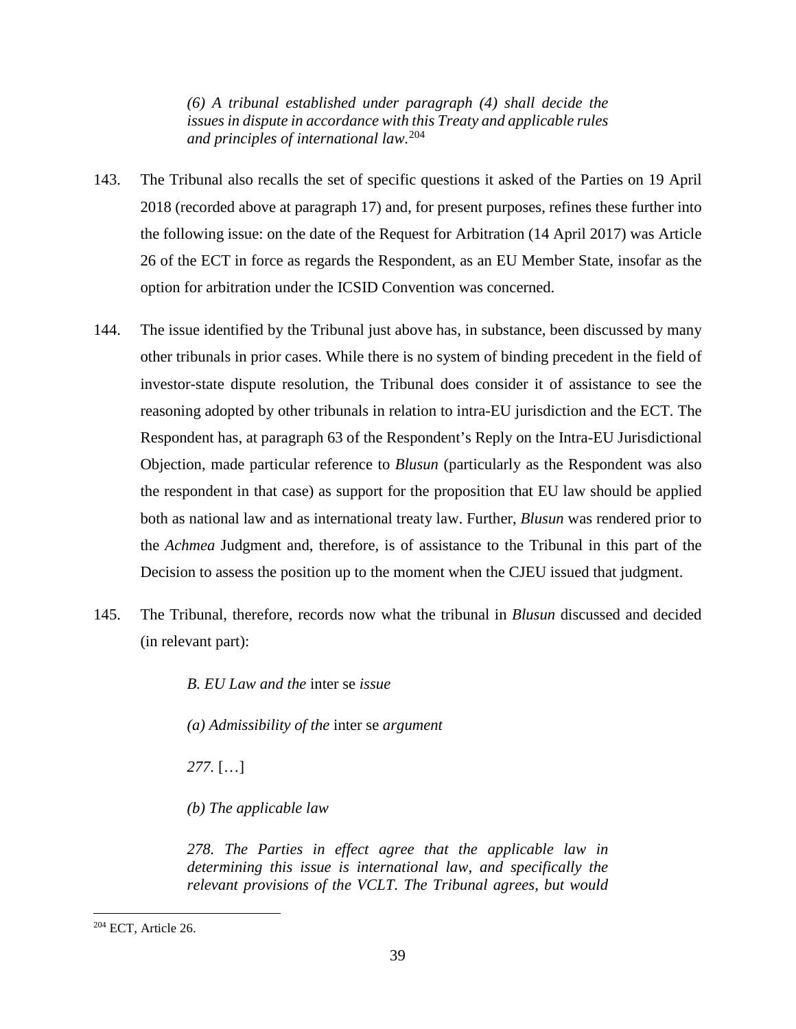> *(6) A tribunal established under paragraph (4) shall decide the issues in dispute in accordance with this Treaty and applicable rules and principles of international law.*[204]

143. The Tribunal also recalls the set of specific questions it asked of the Parties on 19 April 2018 (recorded above at paragraph 17) and, for present purposes, refines these further into the following issue: on the date of the Request for Arbitration (14 April 2017) was Article 26 of the ECT in force as regards the Respondent, as an EU Member State, insofar as the option for arbitration under the ICSID Convention was concerned.

144. The issue identified by the Tribunal just above has, in substance, been discussed by many other tribunals in prior cases. While there is no system of binding precedent in the field of investor-state dispute resolution, the Tribunal does consider it of assistance to see the reasoning adopted by other tribunals in relation to intra-EU jurisdiction and the ECT. The Respondent has, at paragraph 63 of the Respondent's Reply on the Intra-EU Jurisdictional Objection, made particular reference to *Blusun* (particularly as the Respondent was also the respondent in that case) as support for the proposition that EU law should be applied both as national law and as international treaty law. Further, *Blusun* was rendered prior to the *Achmea* Judgment and, therefore, is of assistance to the Tribunal in this part of the Decision to assess the position up to the moment when the CJEU issued that judgment.

145. The Tribunal, therefore, records now what the tribunal in *Blusun* discussed and decided (in relevant part):

> *B. EU Law and the* inter se *issue*
>
> *(a) Admissibility of the* inter se *argument*
>
> *277.* […]
>
> *(b) The applicable law*
>
> *278. The Parties in effect agree that the applicable law in determining this issue is international law, and specifically the relevant provisions of the VCLT. The Tribunal agrees, but would*

[204] ECT, Article 26.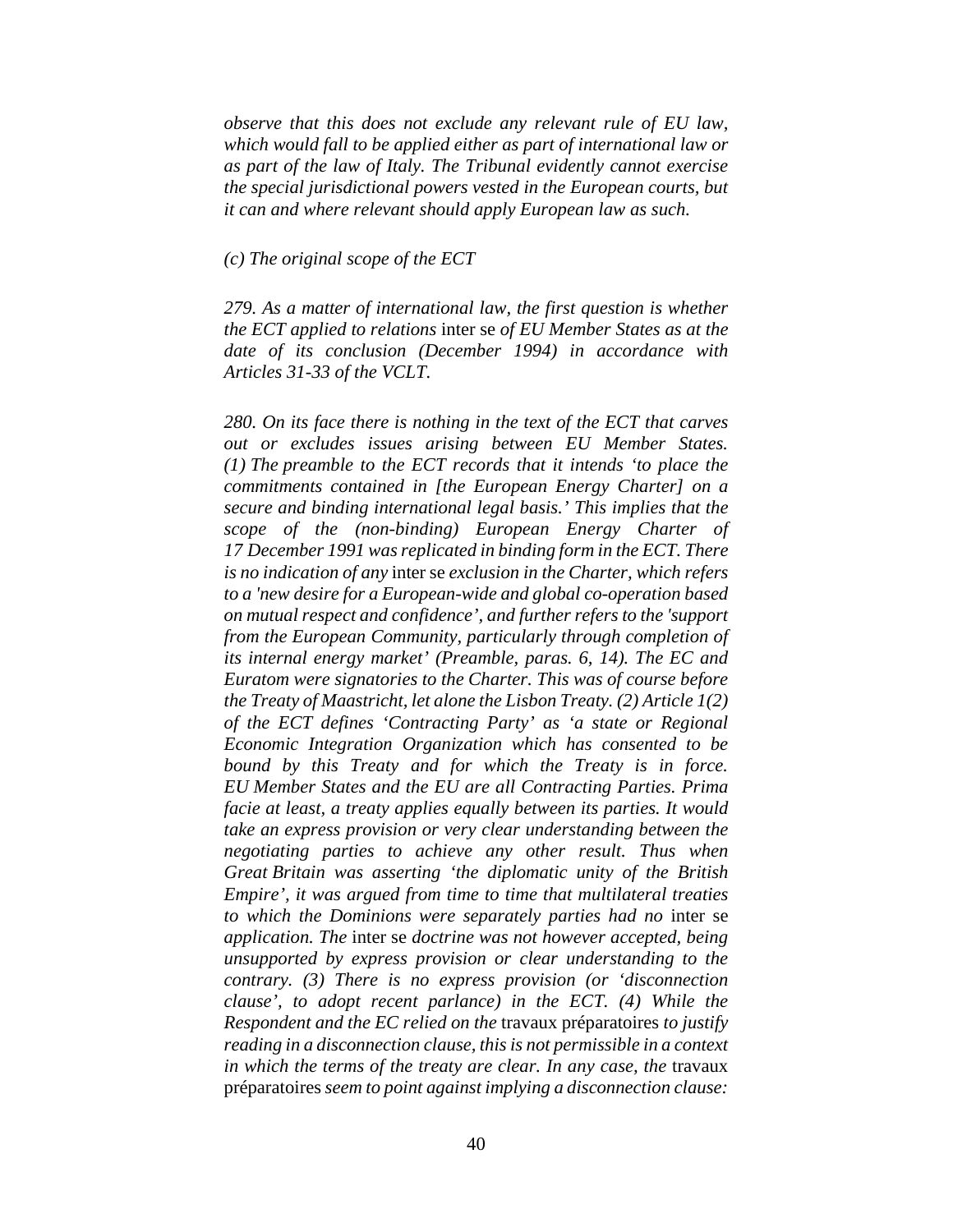*observe that this does not exclude any relevant rule of EU law, which would fall to be applied either as part of international law or as part of the law of Italy. The Tribunal evidently cannot exercise the special jurisdictional powers vested in the European courts, but it can and where relevant should apply European law as such.*

*(c) The original scope of the ECT*

*279. As a matter of international law, the first question is whether the ECT applied to relations* inter se *of EU Member States as at the date of its conclusion (December 1994) in accordance with Articles 31-33 of the VCLT.*

*280. On its face there is nothing in the text of the ECT that carves out or excludes issues arising between EU Member States. (1) The preamble to the ECT records that it intends 'to place the commitments contained in [the European Energy Charter] on a secure and binding international legal basis.' This implies that the scope of the (non-binding) European Energy Charter of 17 December 1991 was replicated in binding form in the ECT. There is no indication of any* inter se *exclusion in the Charter, which refers to a 'new desire for a European-wide and global co-operation based on mutual respect and confidence', and further refers to the 'support from the European Community, particularly through completion of its internal energy market' (Preamble, paras. 6, 14). The EC and Euratom were signatories to the Charter. This was of course before the Treaty of Maastricht, let alone the Lisbon Treaty. (2) Article 1(2) of the ECT defines 'Contracting Party' as 'a state or Regional Economic Integration Organization which has consented to be bound by this Treaty and for which the Treaty is in force. EU Member States and the EU are all Contracting Parties. Prima facie at least, a treaty applies equally between its parties. It would take an express provision or very clear understanding between the negotiating parties to achieve any other result. Thus when Great Britain was asserting 'the diplomatic unity of the British Empire', it was argued from time to time that multilateral treaties to which the Dominions were separately parties had no* inter se *application. The* inter se *doctrine was not however accepted, being unsupported by express provision or clear understanding to the contrary. (3) There is no express provision (or 'disconnection clause', to adopt recent parlance) in the ECT. (4) While the Respondent and the EC relied on the* travaux préparatoires *to justify reading in a disconnection clause, this is not permissible in a context in which the terms of the treaty are clear. In any case, the* travaux préparatoires *seem to point against implying a disconnection clause:*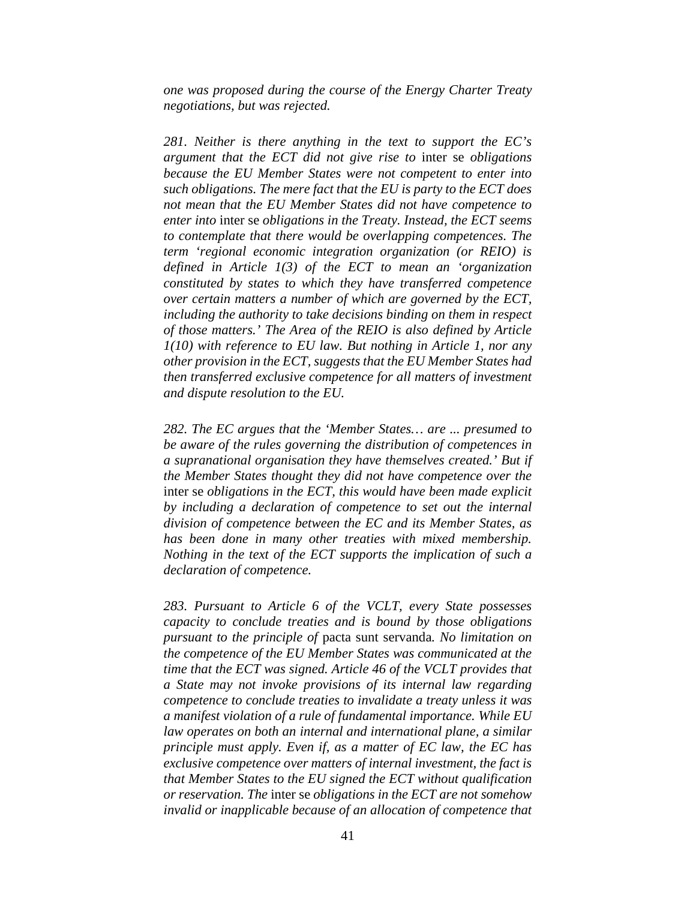*one was proposed during the course of the Energy Charter Treaty negotiations, but was rejected.*

*281. Neither is there anything in the text to support the EC's argument that the ECT did not give rise to* inter se *obligations because the EU Member States were not competent to enter into such obligations. The mere fact that the EU is party to the ECT does not mean that the EU Member States did not have competence to enter into* inter se *obligations in the Treaty. Instead, the ECT seems to contemplate that there would be overlapping competences. The term 'regional economic integration organization (or REIO) is defined in Article 1(3) of the ECT to mean an 'organization constituted by states to which they have transferred competence over certain matters a number of which are governed by the ECT, including the authority to take decisions binding on them in respect of those matters.' The Area of the REIO is also defined by Article 1(10) with reference to EU law. But nothing in Article 1, nor any other provision in the ECT, suggests that the EU Member States had then transferred exclusive competence for all matters of investment and dispute resolution to the EU.*

*282. The EC argues that the 'Member States… are ... presumed to be aware of the rules governing the distribution of competences in a supranational organisation they have themselves created.' But if the Member States thought they did not have competence over the* inter se *obligations in the ECT, this would have been made explicit by including a declaration of competence to set out the internal division of competence between the EC and its Member States, as has been done in many other treaties with mixed membership. Nothing in the text of the ECT supports the implication of such a declaration of competence.*

*283. Pursuant to Article 6 of the VCLT, every State possesses capacity to conclude treaties and is bound by those obligations pursuant to the principle of* pacta sunt servanda*. No limitation on the competence of the EU Member States was communicated at the time that the ECT was signed. Article 46 of the VCLT provides that a State may not invoke provisions of its internal law regarding competence to conclude treaties to invalidate a treaty unless it was a manifest violation of a rule of fundamental importance. While EU law operates on both an internal and international plane, a similar principle must apply. Even if, as a matter of EC law, the EC has exclusive competence over matters of internal investment, the fact is that Member States to the EU signed the ECT without qualification or reservation. The* inter se *obligations in the ECT are not somehow invalid or inapplicable because of an allocation of competence that*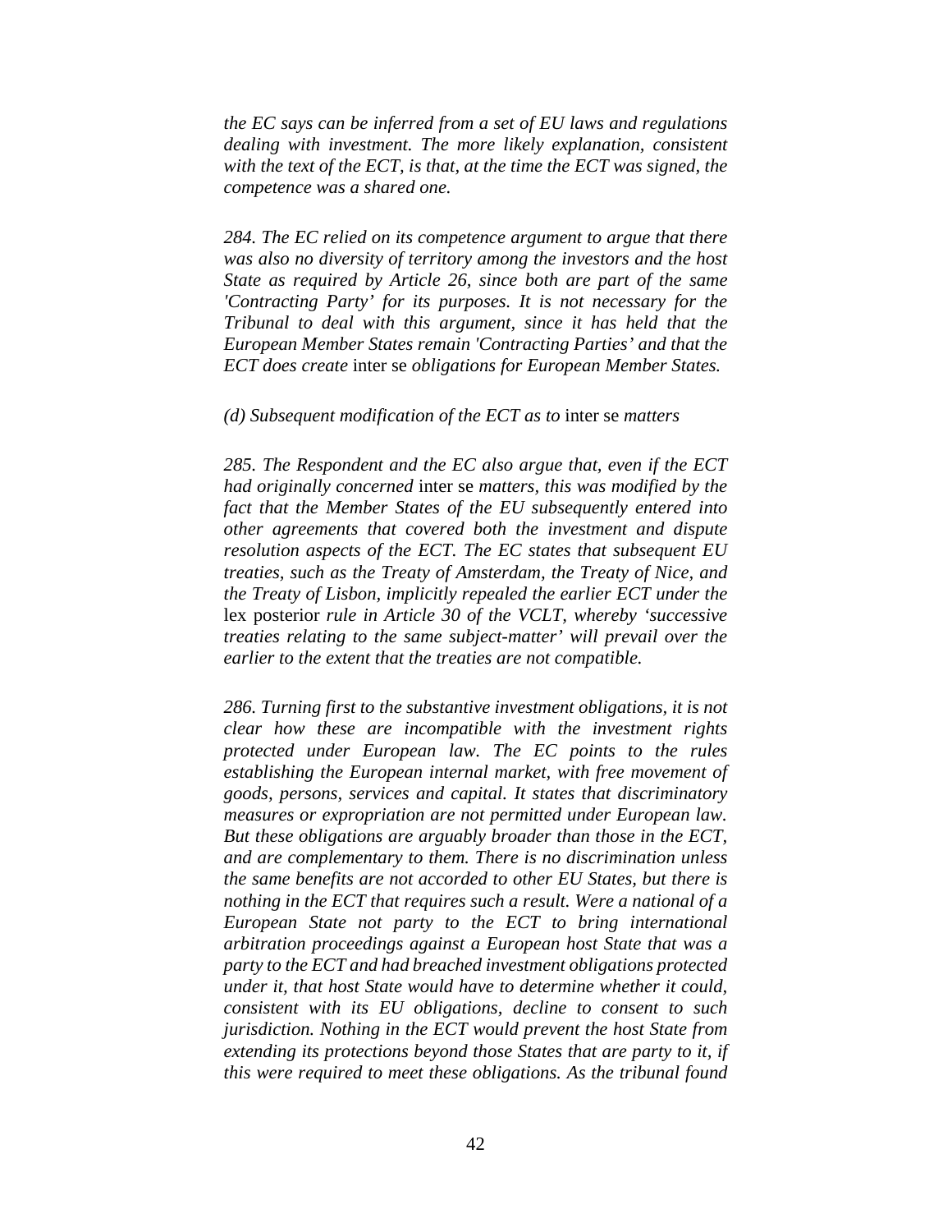*the EC says can be inferred from a set of EU laws and regulations dealing with investment. The more likely explanation, consistent with the text of the ECT, is that, at the time the ECT was signed, the competence was a shared one.*

*284. The EC relied on its competence argument to argue that there was also no diversity of territory among the investors and the host State as required by Article 26, since both are part of the same 'Contracting Party' for its purposes. It is not necessary for the Tribunal to deal with this argument, since it has held that the European Member States remain 'Contracting Parties' and that the ECT does create* inter se *obligations for European Member States.*

*(d) Subsequent modification of the ECT as to* inter se *matters*

*285. The Respondent and the EC also argue that, even if the ECT had originally concerned* inter se *matters, this was modified by the fact that the Member States of the EU subsequently entered into other agreements that covered both the investment and dispute resolution aspects of the ECT. The EC states that subsequent EU treaties, such as the Treaty of Amsterdam, the Treaty of Nice, and the Treaty of Lisbon, implicitly repealed the earlier ECT under the* lex posterior *rule in Article 30 of the VCLT, whereby 'successive treaties relating to the same subject-matter' will prevail over the earlier to the extent that the treaties are not compatible.*

*286. Turning first to the substantive investment obligations, it is not clear how these are incompatible with the investment rights protected under European law. The EC points to the rules establishing the European internal market, with free movement of goods, persons, services and capital. It states that discriminatory measures or expropriation are not permitted under European law. But these obligations are arguably broader than those in the ECT, and are complementary to them. There is no discrimination unless the same benefits are not accorded to other EU States, but there is nothing in the ECT that requires such a result. Were a national of a European State not party to the ECT to bring international arbitration proceedings against a European host State that was a party to the ECT and had breached investment obligations protected under it, that host State would have to determine whether it could, consistent with its EU obligations, decline to consent to such jurisdiction. Nothing in the ECT would prevent the host State from extending its protections beyond those States that are party to it, if this were required to meet these obligations. As the tribunal found*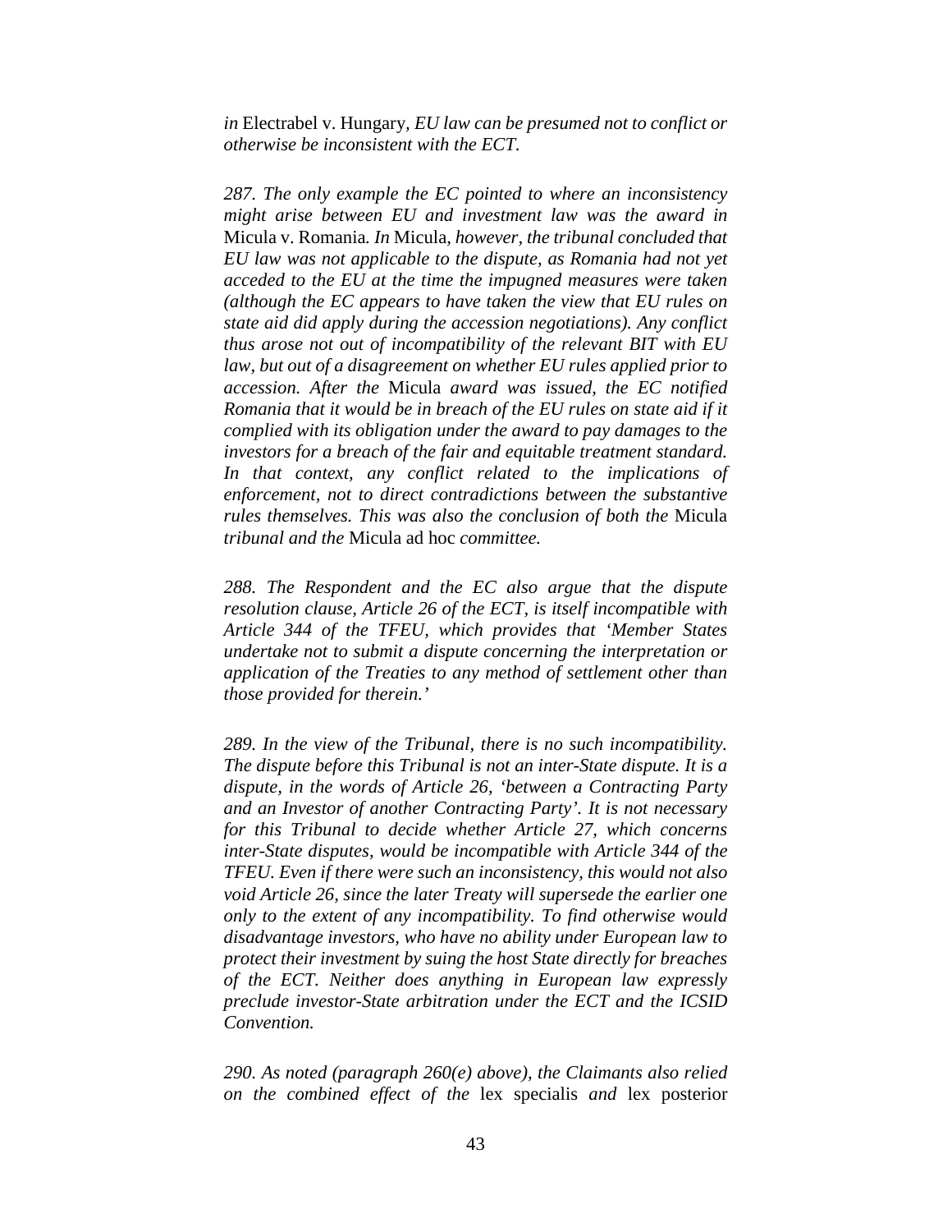*in* Electrabel v. Hungary*, EU law can be presumed not to conflict or otherwise be inconsistent with the ECT.*

*287. The only example the EC pointed to where an inconsistency might arise between EU and investment law was the award in* Micula v. Romania*. In* Micula*, however, the tribunal concluded that EU law was not applicable to the dispute, as Romania had not yet acceded to the EU at the time the impugned measures were taken (although the EC appears to have taken the view that EU rules on state aid did apply during the accession negotiations). Any conflict thus arose not out of incompatibility of the relevant BIT with EU law, but out of a disagreement on whether EU rules applied prior to accession. After the* Micula *award was issued, the EC notified Romania that it would be in breach of the EU rules on state aid if it complied with its obligation under the award to pay damages to the investors for a breach of the fair and equitable treatment standard. In that context, any conflict related to the implications of enforcement, not to direct contradictions between the substantive rules themselves. This was also the conclusion of both the* Micula *tribunal and the* Micula ad hoc *committee.*

*288. The Respondent and the EC also argue that the dispute resolution clause, Article 26 of the ECT, is itself incompatible with Article 344 of the TFEU, which provides that 'Member States undertake not to submit a dispute concerning the interpretation or application of the Treaties to any method of settlement other than those provided for therein.'*

*289. In the view of the Tribunal, there is no such incompatibility. The dispute before this Tribunal is not an inter-State dispute. It is a dispute, in the words of Article 26, 'between a Contracting Party and an Investor of another Contracting Party'. It is not necessary for this Tribunal to decide whether Article 27, which concerns inter-State disputes, would be incompatible with Article 344 of the TFEU. Even if there were such an inconsistency, this would not also void Article 26, since the later Treaty will supersede the earlier one only to the extent of any incompatibility. To find otherwise would disadvantage investors, who have no ability under European law to protect their investment by suing the host State directly for breaches of the ECT. Neither does anything in European law expressly preclude investor-State arbitration under the ECT and the ICSID Convention.*

*290. As noted (paragraph 260(e) above), the Claimants also relied on the combined effect of the* lex specialis *and* lex posterior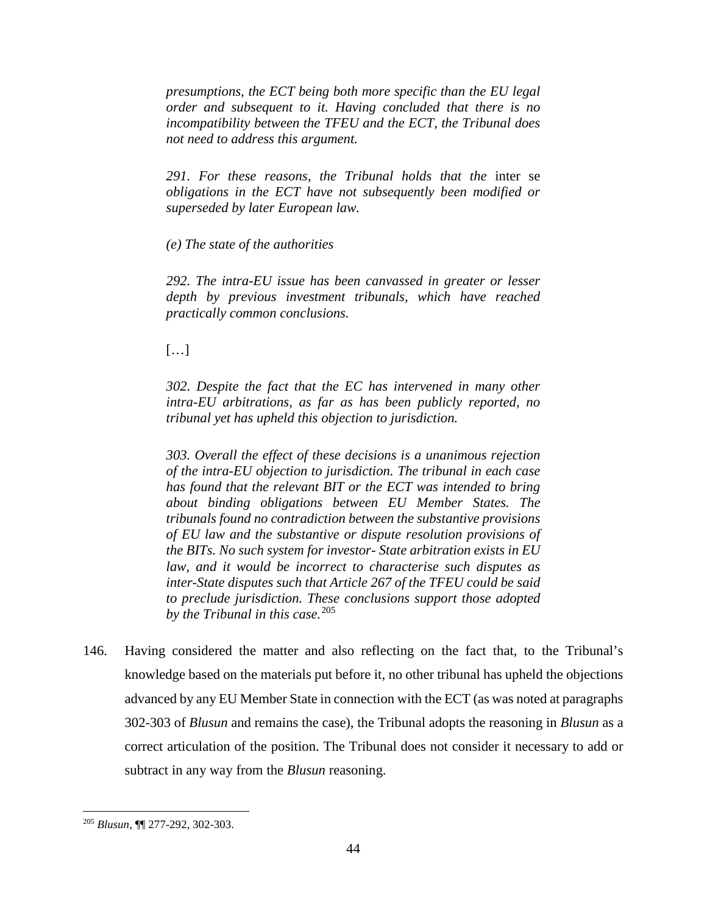> *presumptions, the ECT being both more specific than the EU legal order and subsequent to it. Having concluded that there is no incompatibility between the TFEU and the ECT, the Tribunal does not need to address this argument.*
>
> *291. For these reasons, the Tribunal holds that the* inter se *obligations in the ECT have not subsequently been modified or superseded by later European law.*
>
> *(e) The state of the authorities*
>
> *292. The intra-EU issue has been canvassed in greater or lesser depth by previous investment tribunals, which have reached practically common conclusions.*
>
> […]
>
> *302. Despite the fact that the EC has intervened in many other intra-EU arbitrations, as far as has been publicly reported, no tribunal yet has upheld this objection to jurisdiction.*
>
> *303. Overall the effect of these decisions is a unanimous rejection of the intra-EU objection to jurisdiction. The tribunal in each case has found that the relevant BIT or the ECT was intended to bring about binding obligations between EU Member States. The tribunals found no contradiction between the substantive provisions of EU law and the substantive or dispute resolution provisions of the BITs. No such system for investor- State arbitration exists in EU law, and it would be incorrect to characterise such disputes as inter-State disputes such that Article 267 of the TFEU could be said to preclude jurisdiction. These conclusions support those adopted by the Tribunal in this case.*[205]

146. Having considered the matter and also reflecting on the fact that, to the Tribunal's knowledge based on the materials put before it, no other tribunal has upheld the objections advanced by any EU Member State in connection with the ECT (as was noted at paragraphs 302-303 of *Blusun* and remains the case), the Tribunal adopts the reasoning in *Blusun* as a correct articulation of the position. The Tribunal does not consider it necessary to add or subtract in any way from the *Blusun* reasoning.

---

[205] *Blusun*, ¶¶ 277-292, 302-303.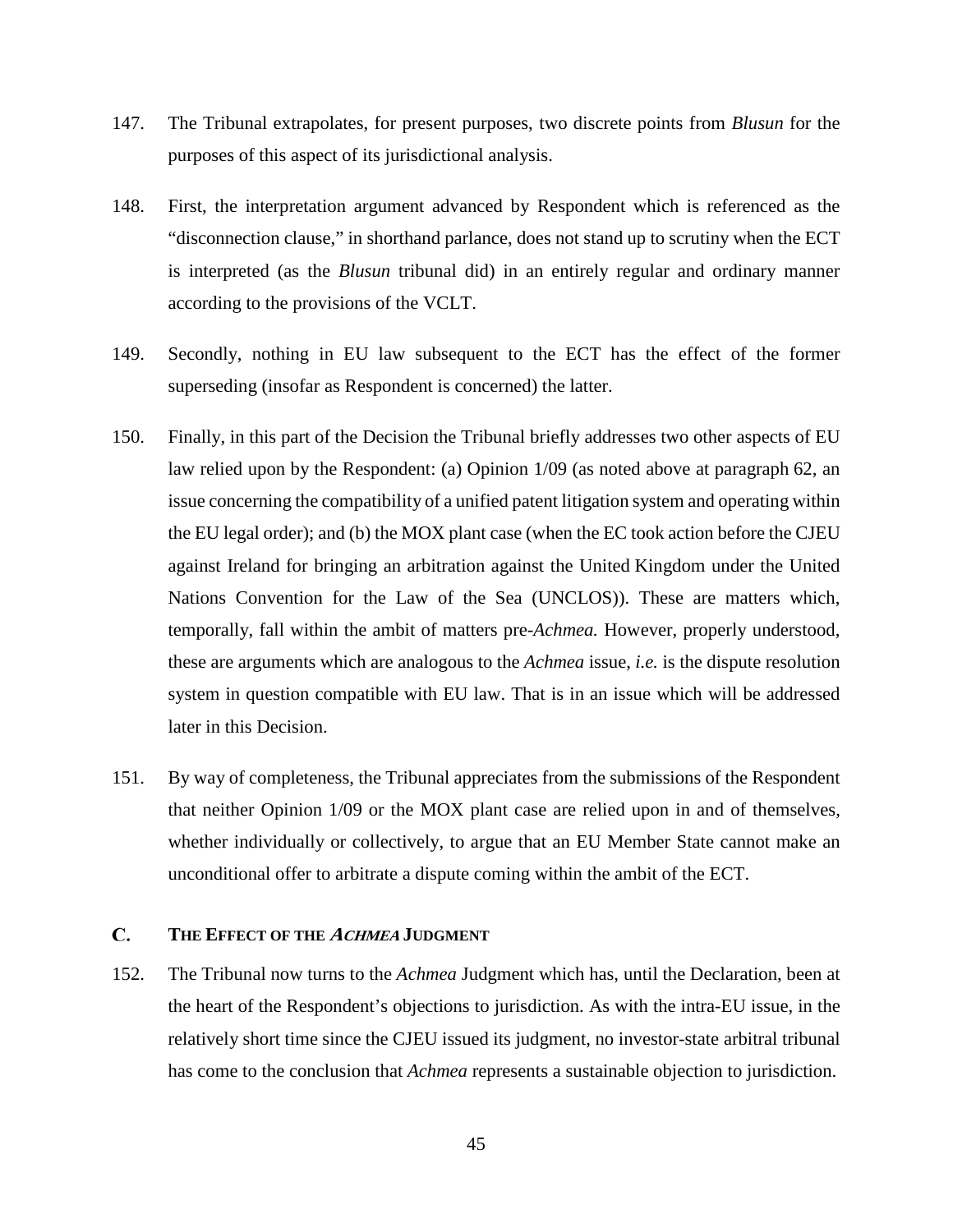147. The Tribunal extrapolates, for present purposes, two discrete points from *Blusun* for the purposes of this aspect of its jurisdictional analysis.

148. First, the interpretation argument advanced by Respondent which is referenced as the "disconnection clause," in shorthand parlance, does not stand up to scrutiny when the ECT is interpreted (as the *Blusun* tribunal did) in an entirely regular and ordinary manner according to the provisions of the VCLT.

149. Secondly, nothing in EU law subsequent to the ECT has the effect of the former superseding (insofar as Respondent is concerned) the latter.

150. Finally, in this part of the Decision the Tribunal briefly addresses two other aspects of EU law relied upon by the Respondent: (a) Opinion 1/09 (as noted above at paragraph 62, an issue concerning the compatibility of a unified patent litigation system and operating within the EU legal order); and (b) the MOX plant case (when the EC took action before the CJEU against Ireland for bringing an arbitration against the United Kingdom under the United Nations Convention for the Law of the Sea (UNCLOS)). These are matters which, temporally, fall within the ambit of matters pre-*Achmea.* However, properly understood, these are arguments which are analogous to the *Achmea* issue, *i.e.* is the dispute resolution system in question compatible with EU law. That is in an issue which will be addressed later in this Decision.

151. By way of completeness, the Tribunal appreciates from the submissions of the Respondent that neither Opinion 1/09 or the MOX plant case are relied upon in and of themselves, whether individually or collectively, to argue that an EU Member State cannot make an unconditional offer to arbitrate a dispute coming within the ambit of the ECT.

## C. THE EFFECT OF THE *ACHMEA* JUDGMENT

152. The Tribunal now turns to the *Achmea* Judgment which has, until the Declaration, been at the heart of the Respondent's objections to jurisdiction. As with the intra-EU issue, in the relatively short time since the CJEU issued its judgment, no investor-state arbitral tribunal has come to the conclusion that *Achmea* represents a sustainable objection to jurisdiction.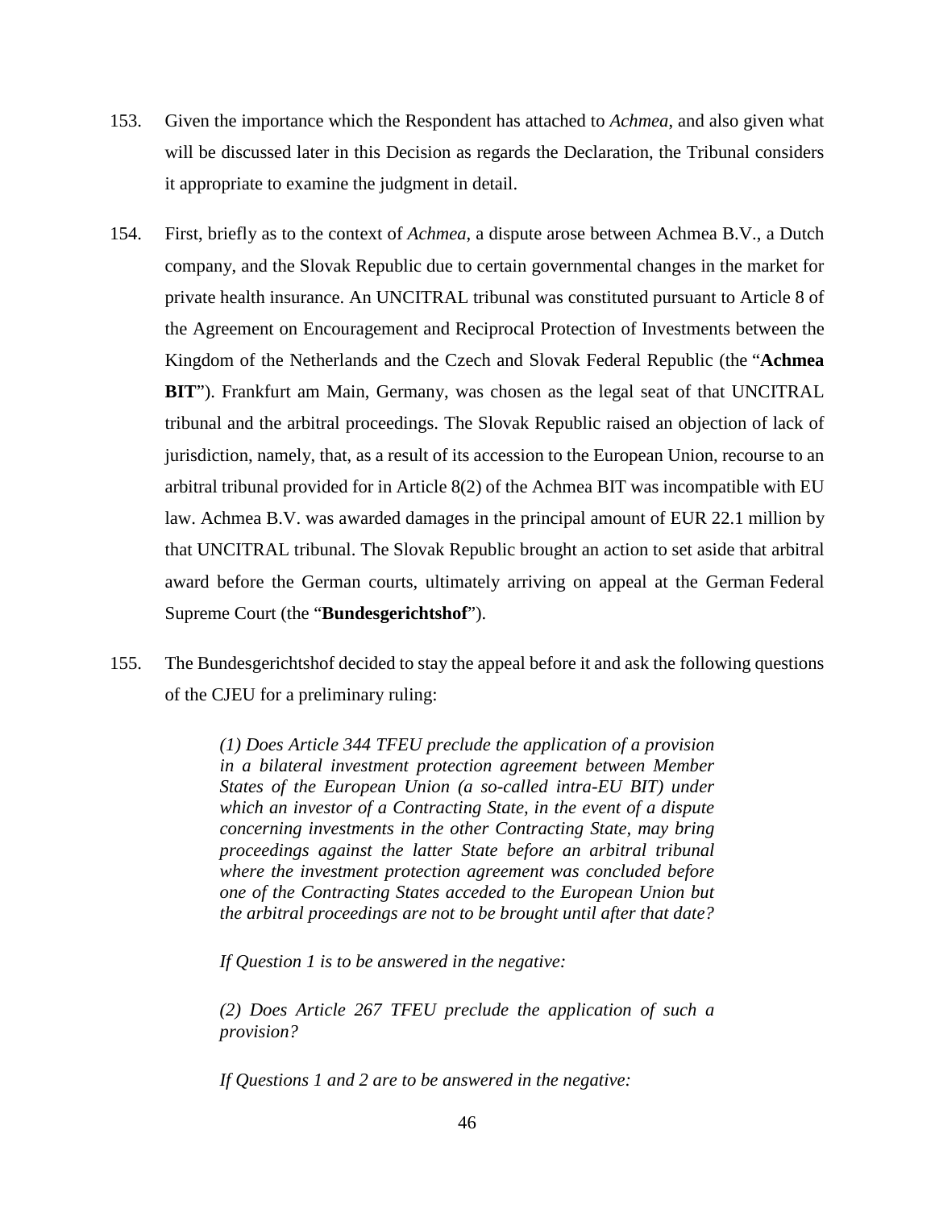153. Given the importance which the Respondent has attached to *Achmea*, and also given what will be discussed later in this Decision as regards the Declaration, the Tribunal considers it appropriate to examine the judgment in detail.

154. First, briefly as to the context of *Achmea*, a dispute arose between Achmea B.V., a Dutch company, and the Slovak Republic due to certain governmental changes in the market for private health insurance. An UNCITRAL tribunal was constituted pursuant to Article 8 of the Agreement on Encouragement and Reciprocal Protection of Investments between the Kingdom of the Netherlands and the Czech and Slovak Federal Republic (the "**Achmea BIT**"). Frankfurt am Main, Germany, was chosen as the legal seat of that UNCITRAL tribunal and the arbitral proceedings. The Slovak Republic raised an objection of lack of jurisdiction, namely, that, as a result of its accession to the European Union, recourse to an arbitral tribunal provided for in Article 8(2) of the Achmea BIT was incompatible with EU law. Achmea B.V. was awarded damages in the principal amount of EUR 22.1 million by that UNCITRAL tribunal. The Slovak Republic brought an action to set aside that arbitral award before the German courts, ultimately arriving on appeal at the German Federal Supreme Court (the "**Bundesgerichtshof**").

155. The Bundesgerichtshof decided to stay the appeal before it and ask the following questions of the CJEU for a preliminary ruling:

> *(1) Does Article 344 TFEU preclude the application of a provision in a bilateral investment protection agreement between Member States of the European Union (a so-called intra-EU BIT) under which an investor of a Contracting State, in the event of a dispute concerning investments in the other Contracting State, may bring proceedings against the latter State before an arbitral tribunal where the investment protection agreement was concluded before one of the Contracting States acceded to the European Union but the arbitral proceedings are not to be brought until after that date?*
>
> *If Question 1 is to be answered in the negative:*
>
> *(2) Does Article 267 TFEU preclude the application of such a provision?*
>
> *If Questions 1 and 2 are to be answered in the negative:*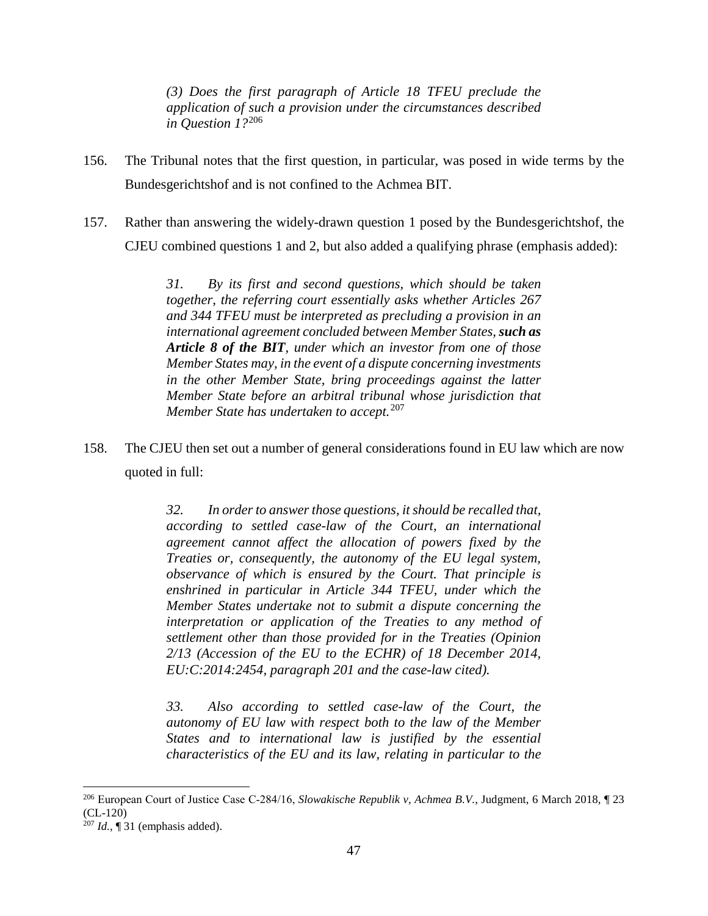> *(3) Does the first paragraph of Article 18 TFEU preclude the application of such a provision under the circumstances described in Question 1?*[206]

156. The Tribunal notes that the first question, in particular, was posed in wide terms by the Bundesgerichtshof and is not confined to the Achmea BIT.

157. Rather than answering the widely-drawn question 1 posed by the Bundesgerichtshof, the CJEU combined questions 1 and 2, but also added a qualifying phrase (emphasis added):

> *31. By its first and second questions, which should be taken together, the referring court essentially asks whether Articles 267 and 344 TFEU must be interpreted as precluding a provision in an international agreement concluded between Member States, **such as Article 8 of the BIT**, under which an investor from one of those Member States may, in the event of a dispute concerning investments in the other Member State, bring proceedings against the latter Member State before an arbitral tribunal whose jurisdiction that Member State has undertaken to accept.*[207]

158. The CJEU then set out a number of general considerations found in EU law which are now quoted in full:

> *32. In order to answer those questions, it should be recalled that, according to settled case-law of the Court, an international agreement cannot affect the allocation of powers fixed by the Treaties or, consequently, the autonomy of the EU legal system, observance of which is ensured by the Court. That principle is enshrined in particular in Article 344 TFEU, under which the Member States undertake not to submit a dispute concerning the interpretation or application of the Treaties to any method of settlement other than those provided for in the Treaties (Opinion 2/13 (Accession of the EU to the ECHR) of 18 December 2014, EU:C:2014:2454, paragraph 201 and the case-law cited).*
>
> *33. Also according to settled case-law of the Court, the autonomy of EU law with respect both to the law of the Member States and to international law is justified by the essential characteristics of the EU and its law, relating in particular to the*

---

[206] European Court of Justice Case C-284/16, *Slowakische Republik v, Achmea B.V.*, Judgment, 6 March 2018, ¶ 23 (CL-120)

[207] *Id.*, ¶ 31 (emphasis added).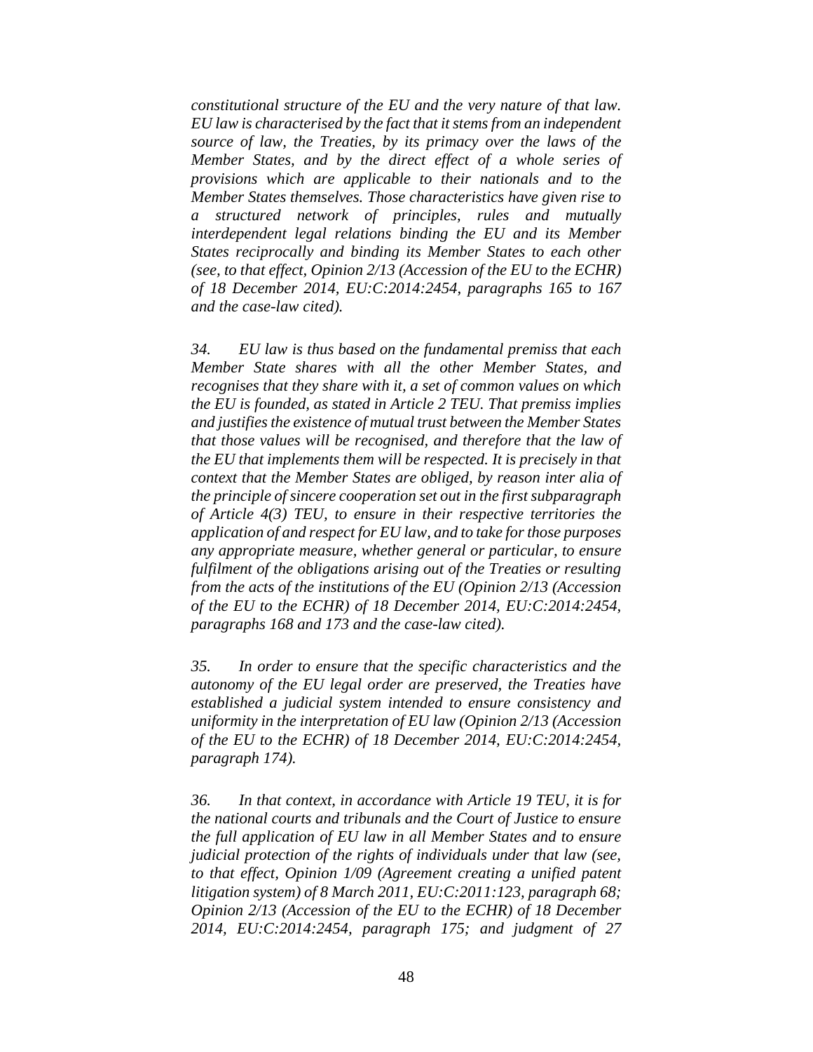*constitutional structure of the EU and the very nature of that law. EU law is characterised by the fact that it stems from an independent source of law, the Treaties, by its primacy over the laws of the Member States, and by the direct effect of a whole series of provisions which are applicable to their nationals and to the Member States themselves. Those characteristics have given rise to a structured network of principles, rules and mutually interdependent legal relations binding the EU and its Member States reciprocally and binding its Member States to each other (see, to that effect, Opinion 2/13 (Accession of the EU to the ECHR) of 18 December 2014, EU:C:2014:2454, paragraphs 165 to 167 and the case-law cited).*

*34. EU law is thus based on the fundamental premiss that each Member State shares with all the other Member States, and recognises that they share with it, a set of common values on which the EU is founded, as stated in Article 2 TEU. That premiss implies and justifies the existence of mutual trust between the Member States that those values will be recognised, and therefore that the law of the EU that implements them will be respected. It is precisely in that context that the Member States are obliged, by reason inter alia of the principle of sincere cooperation set out in the first subparagraph of Article 4(3) TEU, to ensure in their respective territories the application of and respect for EU law, and to take for those purposes any appropriate measure, whether general or particular, to ensure fulfilment of the obligations arising out of the Treaties or resulting from the acts of the institutions of the EU (Opinion 2/13 (Accession of the EU to the ECHR) of 18 December 2014, EU:C:2014:2454, paragraphs 168 and 173 and the case-law cited).*

*35. In order to ensure that the specific characteristics and the autonomy of the EU legal order are preserved, the Treaties have established a judicial system intended to ensure consistency and uniformity in the interpretation of EU law (Opinion 2/13 (Accession of the EU to the ECHR) of 18 December 2014, EU:C:2014:2454, paragraph 174).*

*36. In that context, in accordance with Article 19 TEU, it is for the national courts and tribunals and the Court of Justice to ensure the full application of EU law in all Member States and to ensure judicial protection of the rights of individuals under that law (see, to that effect, Opinion 1/09 (Agreement creating a unified patent litigation system) of 8 March 2011, EU:C:2011:123, paragraph 68; Opinion 2/13 (Accession of the EU to the ECHR) of 18 December 2014, EU:C:2014:2454, paragraph 175; and judgment of 27*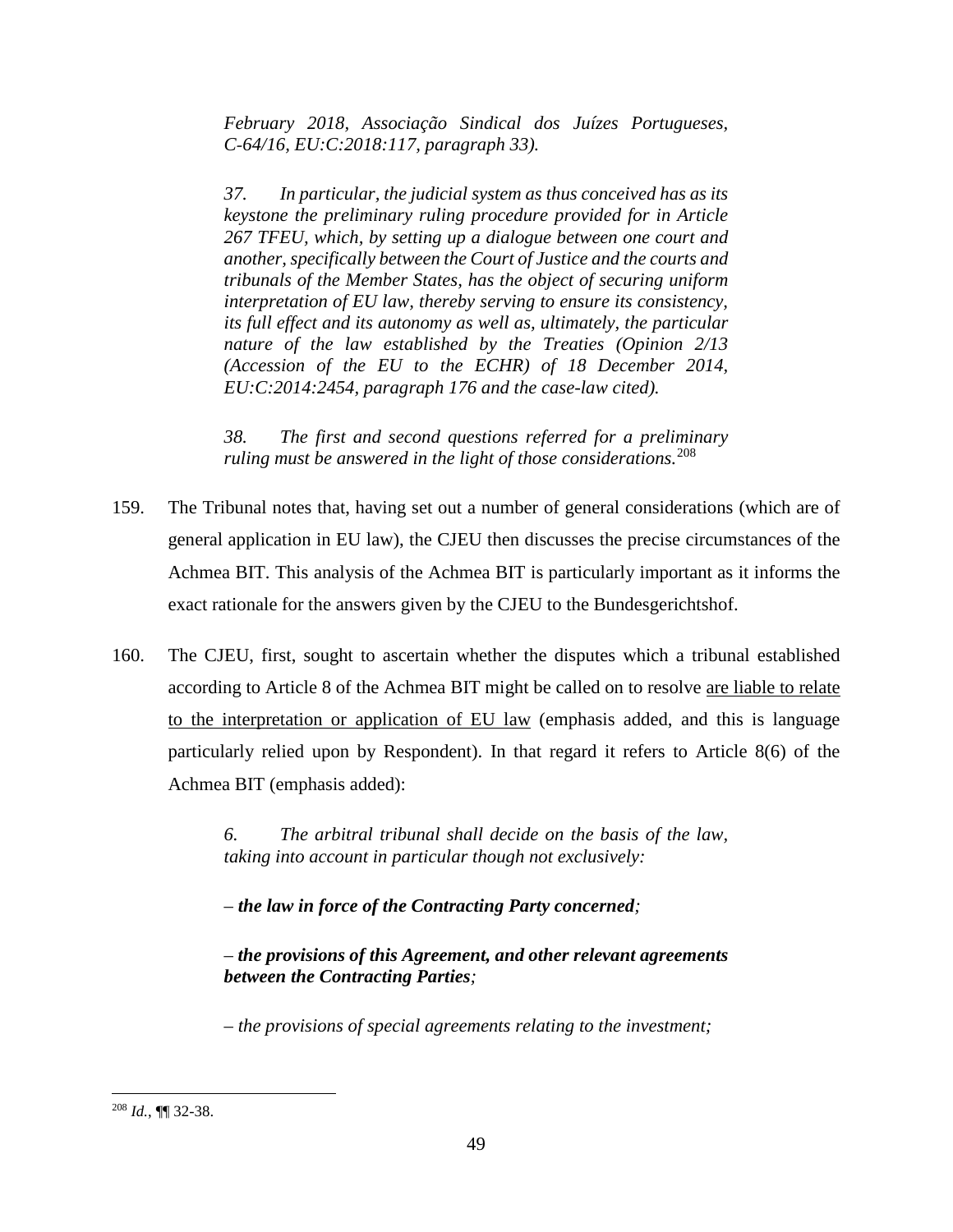*February 2018, Associação Sindical dos Juízes Portugueses, C-64/16, EU:C:2018:117, paragraph 33).*

> *37. In particular, the judicial system as thus conceived has as its keystone the preliminary ruling procedure provided for in Article 267 TFEU, which, by setting up a dialogue between one court and another, specifically between the Court of Justice and the courts and tribunals of the Member States, has the object of securing uniform interpretation of EU law, thereby serving to ensure its consistency, its full effect and its autonomy as well as, ultimately, the particular nature of the law established by the Treaties (Opinion 2/13 (Accession of the EU to the ECHR) of 18 December 2014, EU:C:2014:2454, paragraph 176 and the case-law cited).*
>
> *38. The first and second questions referred for a preliminary ruling must be answered in the light of those considerations.*[208]

159. The Tribunal notes that, having set out a number of general considerations (which are of general application in EU law), the CJEU then discusses the precise circumstances of the Achmea BIT. This analysis of the Achmea BIT is particularly important as it informs the exact rationale for the answers given by the CJEU to the Bundesgerichtshof.

160. The CJEU, first, sought to ascertain whether the disputes which a tribunal established according to Article 8 of the Achmea BIT might be called on to resolve <u>are liable to relate to the interpretation or application of EU law</u> (emphasis added, and this is language particularly relied upon by Respondent). In that regard it refers to Article 8(6) of the Achmea BIT (emphasis added):

> *6. The arbitral tribunal shall decide on the basis of the law, taking into account in particular though not exclusively:*
>
> *– **the law in force of the Contracting Party concerned**;*
>
> *– **the provisions of this Agreement, and other relevant agreements between the Contracting Parties**;*
>
> *– the provisions of special agreements relating to the investment;*

---

[208] *Id.*, ¶¶ 32-38.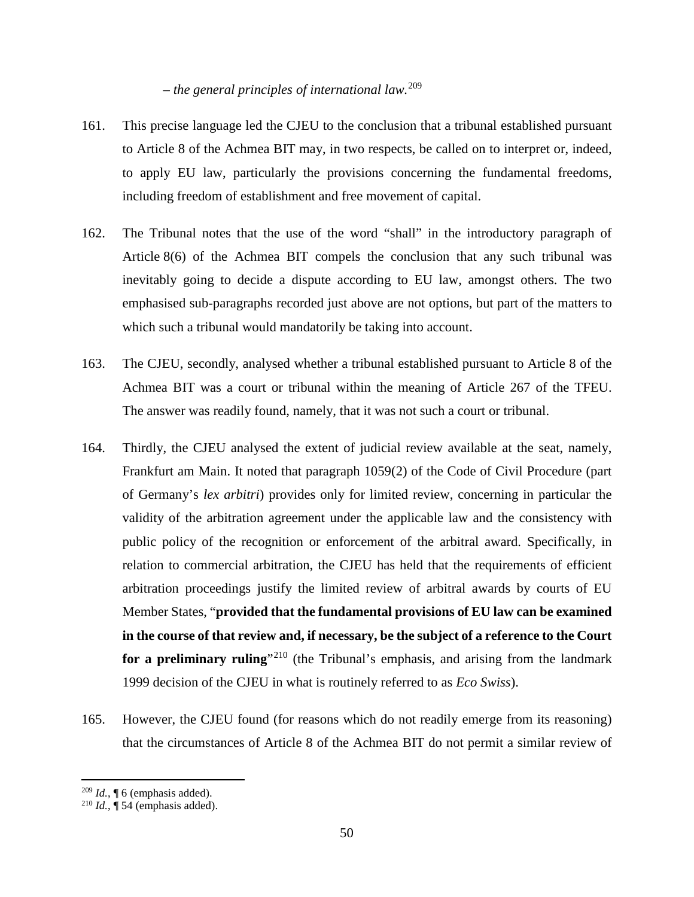*– the general principles of international law.*[209]

161. This precise language led the CJEU to the conclusion that a tribunal established pursuant to Article 8 of the Achmea BIT may, in two respects, be called on to interpret or, indeed, to apply EU law, particularly the provisions concerning the fundamental freedoms, including freedom of establishment and free movement of capital.

162. The Tribunal notes that the use of the word "shall" in the introductory paragraph of Article 8(6) of the Achmea BIT compels the conclusion that any such tribunal was inevitably going to decide a dispute according to EU law, amongst others. The two emphasised sub-paragraphs recorded just above are not options, but part of the matters to which such a tribunal would mandatorily be taking into account.

163. The CJEU, secondly, analysed whether a tribunal established pursuant to Article 8 of the Achmea BIT was a court or tribunal within the meaning of Article 267 of the TFEU. The answer was readily found, namely, that it was not such a court or tribunal.

164. Thirdly, the CJEU analysed the extent of judicial review available at the seat, namely, Frankfurt am Main. It noted that paragraph 1059(2) of the Code of Civil Procedure (part of Germany's *lex arbitri*) provides only for limited review, concerning in particular the validity of the arbitration agreement under the applicable law and the consistency with public policy of the recognition or enforcement of the arbitral award. Specifically, in relation to commercial arbitration, the CJEU has held that the requirements of efficient arbitration proceedings justify the limited review of arbitral awards by courts of EU Member States, "**provided that the fundamental provisions of EU law can be examined in the course of that review and, if necessary, be the subject of a reference to the Court for a preliminary ruling**"[210] (the Tribunal's emphasis, and arising from the landmark 1999 decision of the CJEU in what is routinely referred to as *Eco Swiss*).

165. However, the CJEU found (for reasons which do not readily emerge from its reasoning) that the circumstances of Article 8 of the Achmea BIT do not permit a similar review of

---

[209] *Id.*, ¶ 6 (emphasis added).

[210] *Id.*, ¶ 54 (emphasis added).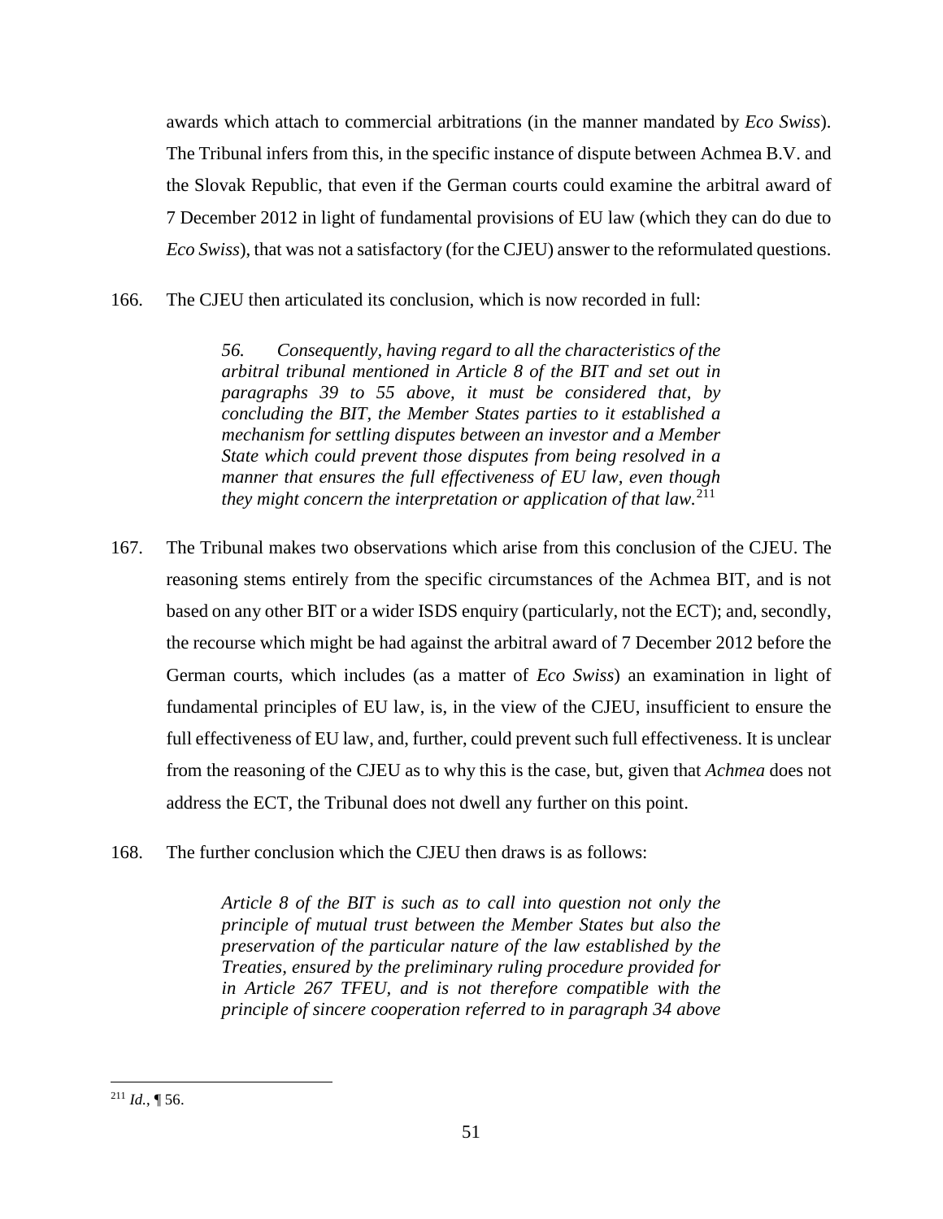awards which attach to commercial arbitrations (in the manner mandated by *Eco Swiss*). The Tribunal infers from this, in the specific instance of dispute between Achmea B.V. and the Slovak Republic, that even if the German courts could examine the arbitral award of 7 December 2012 in light of fundamental provisions of EU law (which they can do due to *Eco Swiss*), that was not a satisfactory (for the CJEU) answer to the reformulated questions.

166. The CJEU then articulated its conclusion, which is now recorded in full:

> *56. Consequently, having regard to all the characteristics of the arbitral tribunal mentioned in Article 8 of the BIT and set out in paragraphs 39 to 55 above, it must be considered that, by concluding the BIT, the Member States parties to it established a mechanism for settling disputes between an investor and a Member State which could prevent those disputes from being resolved in a manner that ensures the full effectiveness of EU law, even though they might concern the interpretation or application of that law.*[211]

167. The Tribunal makes two observations which arise from this conclusion of the CJEU. The reasoning stems entirely from the specific circumstances of the Achmea BIT, and is not based on any other BIT or a wider ISDS enquiry (particularly, not the ECT); and, secondly, the recourse which might be had against the arbitral award of 7 December 2012 before the German courts, which includes (as a matter of *Eco Swiss*) an examination in light of fundamental principles of EU law, is, in the view of the CJEU, insufficient to ensure the full effectiveness of EU law, and, further, could prevent such full effectiveness. It is unclear from the reasoning of the CJEU as to why this is the case, but, given that *Achmea* does not address the ECT, the Tribunal does not dwell any further on this point.

168. The further conclusion which the CJEU then draws is as follows:

> *Article 8 of the BIT is such as to call into question not only the principle of mutual trust between the Member States but also the preservation of the particular nature of the law established by the Treaties, ensured by the preliminary ruling procedure provided for in Article 267 TFEU, and is not therefore compatible with the principle of sincere cooperation referred to in paragraph 34 above*

---

[211] *Id.*, ¶ 56.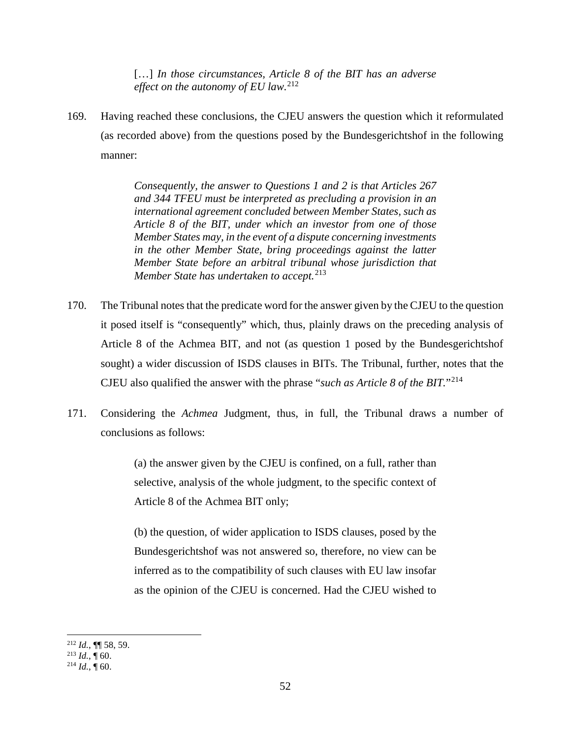> […] *In those circumstances, Article 8 of the BIT has an adverse effect on the autonomy of EU law.*[212]

169. Having reached these conclusions, the CJEU answers the question which it reformulated (as recorded above) from the questions posed by the Bundesgerichtshof in the following manner:

> *Consequently, the answer to Questions 1 and 2 is that Articles 267 and 344 TFEU must be interpreted as precluding a provision in an international agreement concluded between Member States, such as Article 8 of the BIT, under which an investor from one of those Member States may, in the event of a dispute concerning investments in the other Member State, bring proceedings against the latter Member State before an arbitral tribunal whose jurisdiction that Member State has undertaken to accept.*[213]

170. The Tribunal notes that the predicate word for the answer given by the CJEU to the question it posed itself is "consequently" which, thus, plainly draws on the preceding analysis of Article 8 of the Achmea BIT, and not (as question 1 posed by the Bundesgerichtshof sought) a wider discussion of ISDS clauses in BITs. The Tribunal, further, notes that the CJEU also qualified the answer with the phrase "*such as Article 8 of the BIT*."[214]

171. Considering the *Achmea* Judgment, thus, in full, the Tribunal draws a number of conclusions as follows:

> (a) the answer given by the CJEU is confined, on a full, rather than selective, analysis of the whole judgment, to the specific context of Article 8 of the Achmea BIT only;
>
> (b) the question, of wider application to ISDS clauses, posed by the Bundesgerichtshof was not answered so, therefore, no view can be inferred as to the compatibility of such clauses with EU law insofar as the opinion of the CJEU is concerned. Had the CJEU wished to

---

[212] *Id.*, ¶¶ 58, 59.

[213] *Id.*, ¶ 60.

[214] *Id.*, ¶ 60.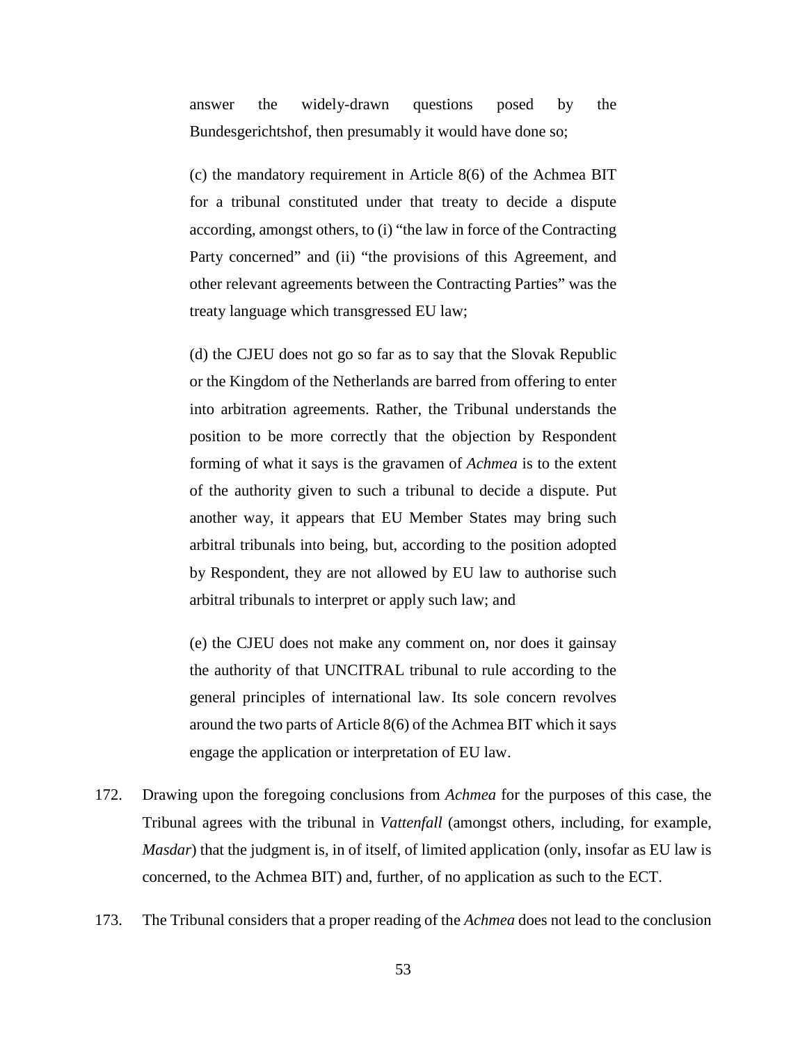answer the widely-drawn questions posed by the Bundesgerichtshof, then presumably it would have done so;

(c) the mandatory requirement in Article 8(6) of the Achmea BIT for a tribunal constituted under that treaty to decide a dispute according, amongst others, to (i) "the law in force of the Contracting Party concerned" and (ii) "the provisions of this Agreement, and other relevant agreements between the Contracting Parties" was the treaty language which transgressed EU law;

(d) the CJEU does not go so far as to say that the Slovak Republic or the Kingdom of the Netherlands are barred from offering to enter into arbitration agreements. Rather, the Tribunal understands the position to be more correctly that the objection by Respondent forming of what it says is the gravamen of *Achmea* is to the extent of the authority given to such a tribunal to decide a dispute. Put another way, it appears that EU Member States may bring such arbitral tribunals into being, but, according to the position adopted by Respondent, they are not allowed by EU law to authorise such arbitral tribunals to interpret or apply such law; and

(e) the CJEU does not make any comment on, nor does it gainsay the authority of that UNCITRAL tribunal to rule according to the general principles of international law. Its sole concern revolves around the two parts of Article 8(6) of the Achmea BIT which it says engage the application or interpretation of EU law.

172. Drawing upon the foregoing conclusions from *Achmea* for the purposes of this case, the Tribunal agrees with the tribunal in *Vattenfall* (amongst others, including, for example, *Masdar*) that the judgment is, in of itself, of limited application (only, insofar as EU law is concerned, to the Achmea BIT) and, further, of no application as such to the ECT.

173. The Tribunal considers that a proper reading of the *Achmea* does not lead to the conclusion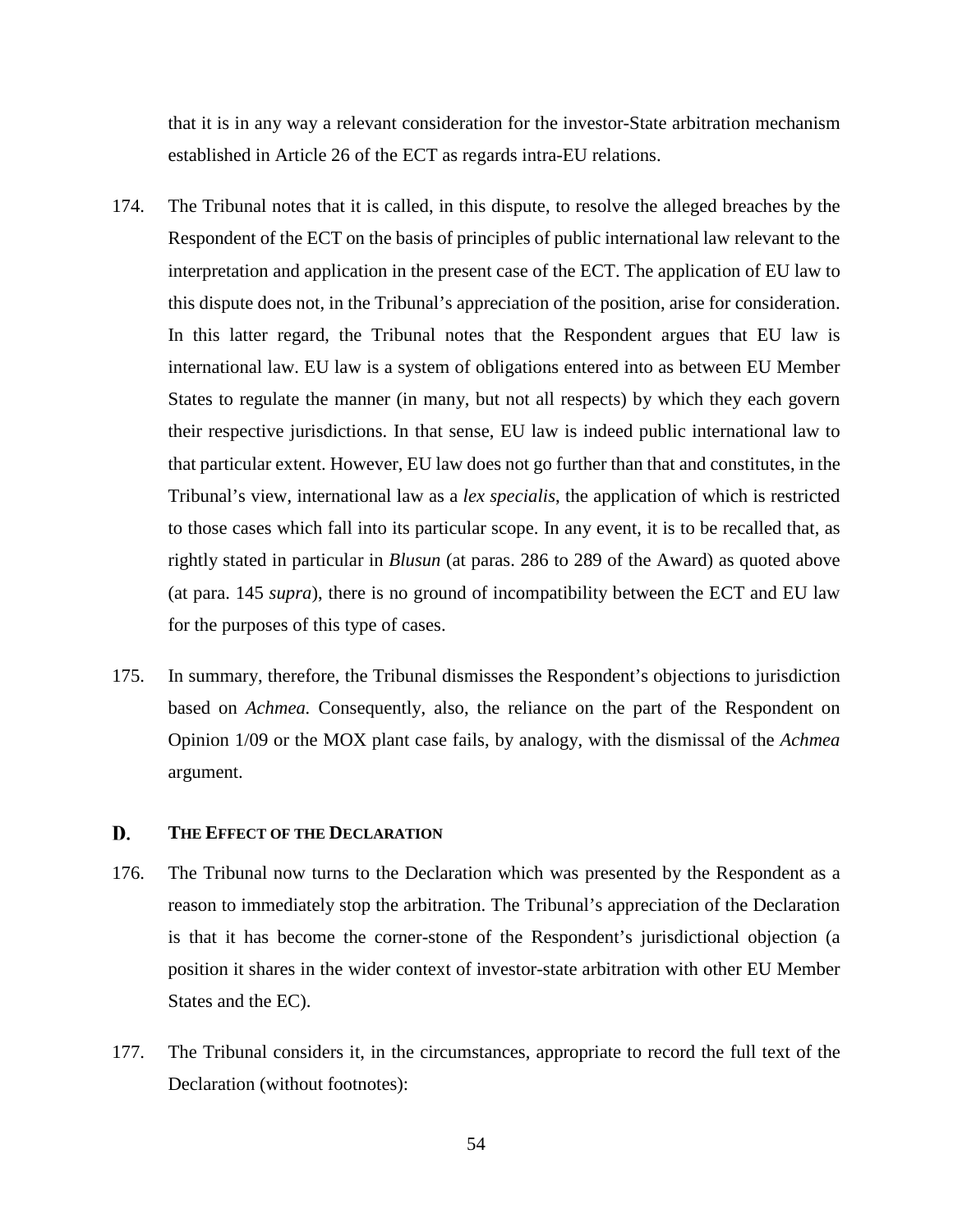that it is in any way a relevant consideration for the investor-State arbitration mechanism established in Article 26 of the ECT as regards intra-EU relations.

174. The Tribunal notes that it is called, in this dispute, to resolve the alleged breaches by the Respondent of the ECT on the basis of principles of public international law relevant to the interpretation and application in the present case of the ECT. The application of EU law to this dispute does not, in the Tribunal's appreciation of the position, arise for consideration. In this latter regard, the Tribunal notes that the Respondent argues that EU law is international law. EU law is a system of obligations entered into as between EU Member States to regulate the manner (in many, but not all respects) by which they each govern their respective jurisdictions. In that sense, EU law is indeed public international law to that particular extent. However, EU law does not go further than that and constitutes, in the Tribunal's view, international law as a *lex specialis*, the application of which is restricted to those cases which fall into its particular scope. In any event, it is to be recalled that, as rightly stated in particular in *Blusun* (at paras. 286 to 289 of the Award) as quoted above (at para. 145 *supra*), there is no ground of incompatibility between the ECT and EU law for the purposes of this type of cases.

175. In summary, therefore, the Tribunal dismisses the Respondent's objections to jurisdiction based on *Achmea.* Consequently, also, the reliance on the part of the Respondent on Opinion 1/09 or the MOX plant case fails, by analogy, with the dismissal of the *Achmea* argument.

## D. THE EFFECT OF THE DECLARATION

176. The Tribunal now turns to the Declaration which was presented by the Respondent as a reason to immediately stop the arbitration. The Tribunal's appreciation of the Declaration is that it has become the corner-stone of the Respondent's jurisdictional objection (a position it shares in the wider context of investor-state arbitration with other EU Member States and the EC).

177. The Tribunal considers it, in the circumstances, appropriate to record the full text of the Declaration (without footnotes):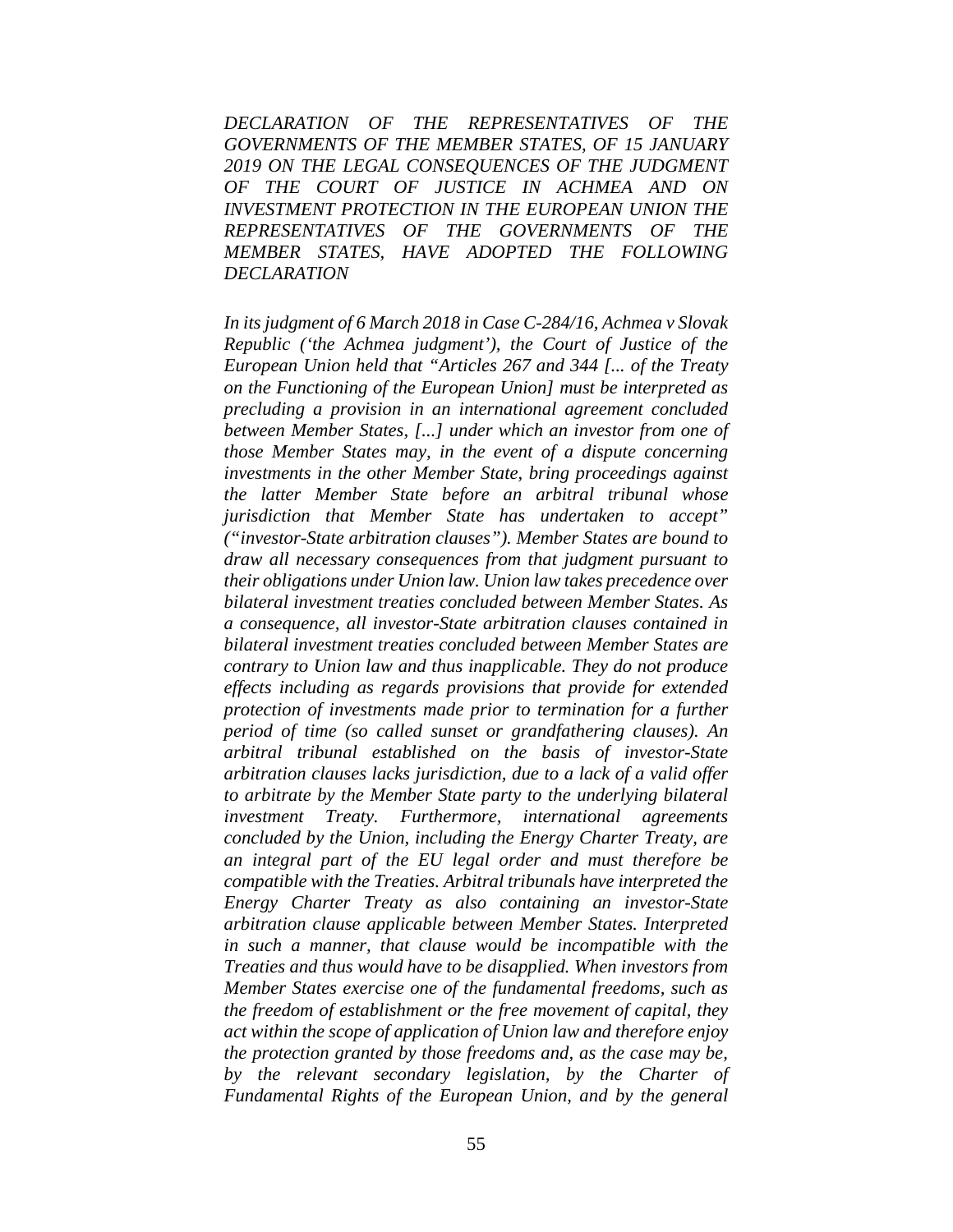*DECLARATION OF THE REPRESENTATIVES OF THE GOVERNMENTS OF THE MEMBER STATES, OF 15 JANUARY 2019 ON THE LEGAL CONSEQUENCES OF THE JUDGMENT OF THE COURT OF JUSTICE IN ACHMEA AND ON INVESTMENT PROTECTION IN THE EUROPEAN UNION THE REPRESENTATIVES OF THE GOVERNMENTS OF THE MEMBER STATES, HAVE ADOPTED THE FOLLOWING DECLARATION*

*In its judgment of 6 March 2018 in Case C-284/16, Achmea v Slovak Republic ('the Achmea judgment'), the Court of Justice of the European Union held that "Articles 267 and 344 [... of the Treaty on the Functioning of the European Union] must be interpreted as precluding a provision in an international agreement concluded between Member States, [...] under which an investor from one of those Member States may, in the event of a dispute concerning investments in the other Member State, bring proceedings against the latter Member State before an arbitral tribunal whose jurisdiction that Member State has undertaken to accept" ("investor-State arbitration clauses"). Member States are bound to draw all necessary consequences from that judgment pursuant to their obligations under Union law. Union law takes precedence over bilateral investment treaties concluded between Member States. As a consequence, all investor-State arbitration clauses contained in bilateral investment treaties concluded between Member States are contrary to Union law and thus inapplicable. They do not produce effects including as regards provisions that provide for extended protection of investments made prior to termination for a further period of time (so called sunset or grandfathering clauses). An arbitral tribunal established on the basis of investor-State arbitration clauses lacks jurisdiction, due to a lack of a valid offer to arbitrate by the Member State party to the underlying bilateral investment Treaty. Furthermore, international agreements concluded by the Union, including the Energy Charter Treaty, are an integral part of the EU legal order and must therefore be compatible with the Treaties. Arbitral tribunals have interpreted the Energy Charter Treaty as also containing an investor-State arbitration clause applicable between Member States. Interpreted in such a manner, that clause would be incompatible with the Treaties and thus would have to be disapplied. When investors from Member States exercise one of the fundamental freedoms, such as the freedom of establishment or the free movement of capital, they act within the scope of application of Union law and therefore enjoy the protection granted by those freedoms and, as the case may be, by the relevant secondary legislation, by the Charter of Fundamental Rights of the European Union, and by the general*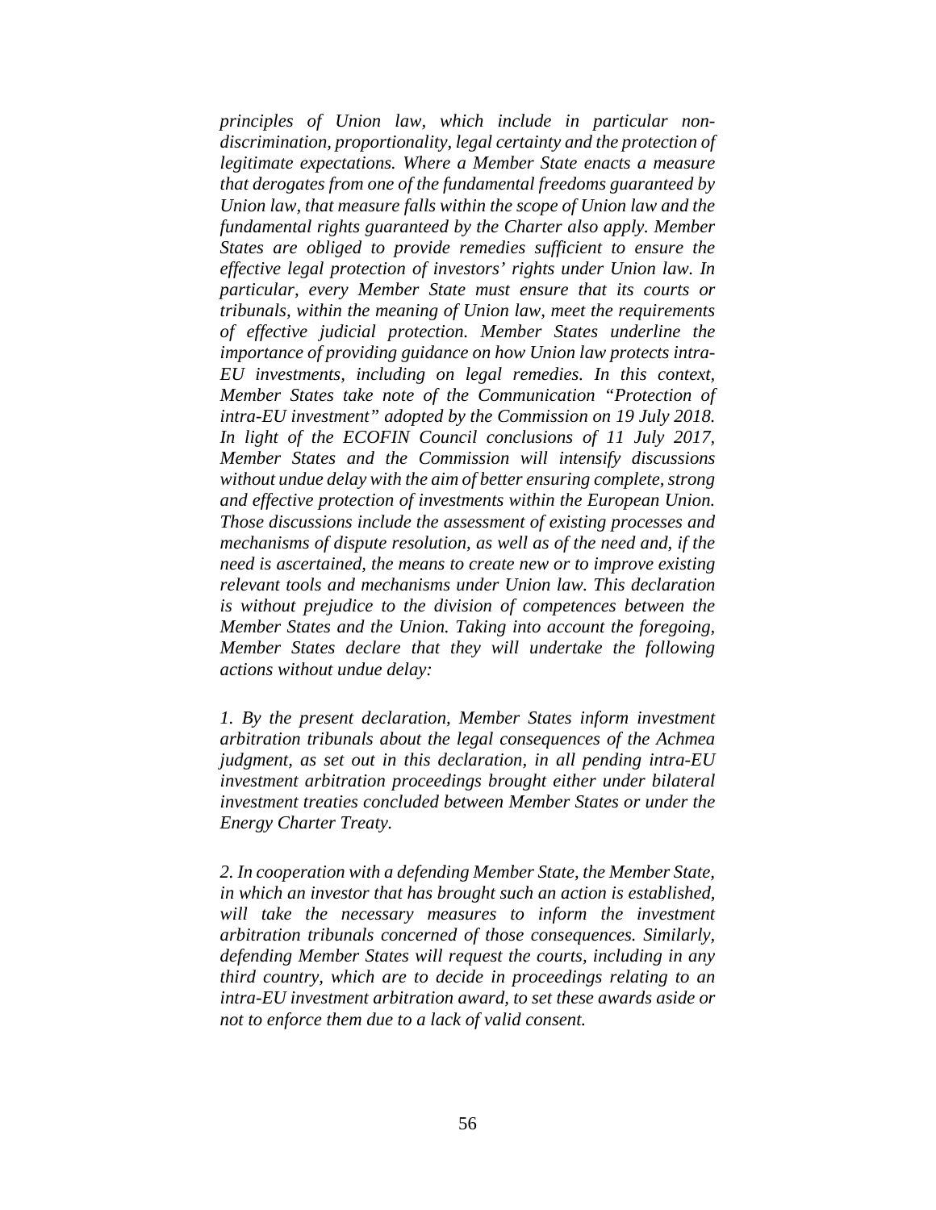*principles of Union law, which include in particular non-discrimination, proportionality, legal certainty and the protection of legitimate expectations. Where a Member State enacts a measure that derogates from one of the fundamental freedoms guaranteed by Union law, that measure falls within the scope of Union law and the fundamental rights guaranteed by the Charter also apply. Member States are obliged to provide remedies sufficient to ensure the effective legal protection of investors' rights under Union law. In particular, every Member State must ensure that its courts or tribunals, within the meaning of Union law, meet the requirements of effective judicial protection. Member States underline the importance of providing guidance on how Union law protects intra-EU investments, including on legal remedies. In this context, Member States take note of the Communication "Protection of intra-EU investment" adopted by the Commission on 19 July 2018. In light of the ECOFIN Council conclusions of 11 July 2017, Member States and the Commission will intensify discussions without undue delay with the aim of better ensuring complete, strong and effective protection of investments within the European Union. Those discussions include the assessment of existing processes and mechanisms of dispute resolution, as well as of the need and, if the need is ascertained, the means to create new or to improve existing relevant tools and mechanisms under Union law. This declaration is without prejudice to the division of competences between the Member States and the Union. Taking into account the foregoing, Member States declare that they will undertake the following actions without undue delay:*

*1. By the present declaration, Member States inform investment arbitration tribunals about the legal consequences of the Achmea judgment, as set out in this declaration, in all pending intra-EU investment arbitration proceedings brought either under bilateral investment treaties concluded between Member States or under the Energy Charter Treaty.*

*2. In cooperation with a defending Member State, the Member State, in which an investor that has brought such an action is established, will take the necessary measures to inform the investment arbitration tribunals concerned of those consequences. Similarly, defending Member States will request the courts, including in any third country, which are to decide in proceedings relating to an intra-EU investment arbitration award, to set these awards aside or not to enforce them due to a lack of valid consent.*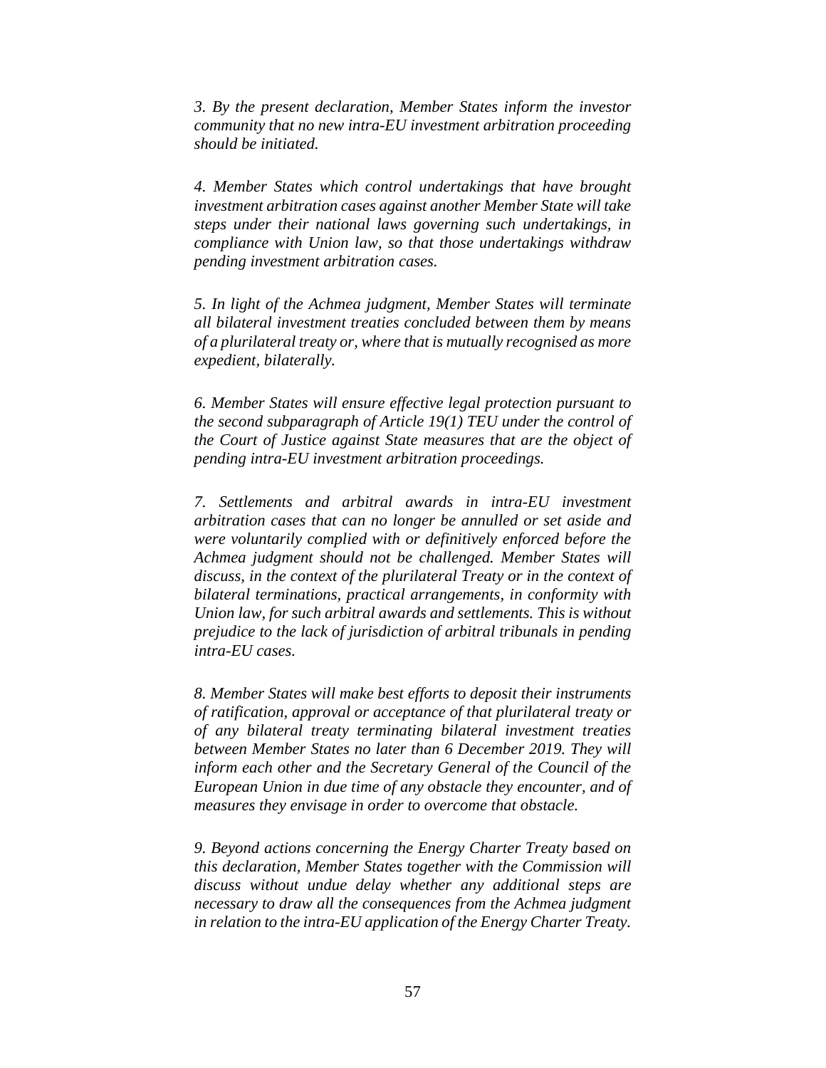*3. By the present declaration, Member States inform the investor community that no new intra-EU investment arbitration proceeding should be initiated.*

*4. Member States which control undertakings that have brought investment arbitration cases against another Member State will take steps under their national laws governing such undertakings, in compliance with Union law, so that those undertakings withdraw pending investment arbitration cases.*

*5. In light of the Achmea judgment, Member States will terminate all bilateral investment treaties concluded between them by means of a plurilateral treaty or, where that is mutually recognised as more expedient, bilaterally.*

*6. Member States will ensure effective legal protection pursuant to the second subparagraph of Article 19(1) TEU under the control of the Court of Justice against State measures that are the object of pending intra-EU investment arbitration proceedings.*

*7. Settlements and arbitral awards in intra-EU investment arbitration cases that can no longer be annulled or set aside and were voluntarily complied with or definitively enforced before the Achmea judgment should not be challenged. Member States will discuss, in the context of the plurilateral Treaty or in the context of bilateral terminations, practical arrangements, in conformity with Union law, for such arbitral awards and settlements. This is without prejudice to the lack of jurisdiction of arbitral tribunals in pending intra-EU cases.*

*8. Member States will make best efforts to deposit their instruments of ratification, approval or acceptance of that plurilateral treaty or of any bilateral treaty terminating bilateral investment treaties between Member States no later than 6 December 2019. They will inform each other and the Secretary General of the Council of the European Union in due time of any obstacle they encounter, and of measures they envisage in order to overcome that obstacle.*

*9. Beyond actions concerning the Energy Charter Treaty based on this declaration, Member States together with the Commission will discuss without undue delay whether any additional steps are necessary to draw all the consequences from the Achmea judgment in relation to the intra-EU application of the Energy Charter Treaty.*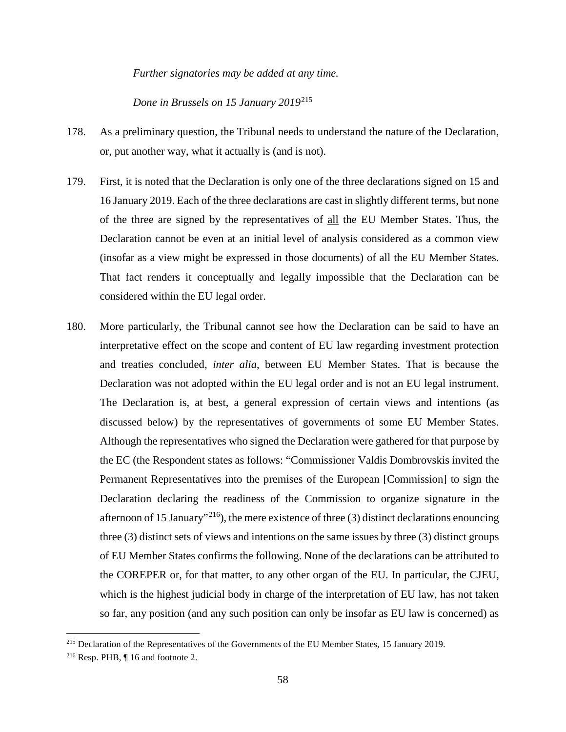*Further signatories may be added at any time.*

*Done in Brussels on 15 January 2019*[215]

178. As a preliminary question, the Tribunal needs to understand the nature of the Declaration, or, put another way, what it actually is (and is not).

179. First, it is noted that the Declaration is only one of the three declarations signed on 15 and 16 January 2019. Each of the three declarations are cast in slightly different terms, but none of the three are signed by the representatives of <u>all</u> the EU Member States. Thus, the Declaration cannot be even at an initial level of analysis considered as a common view (insofar as a view might be expressed in those documents) of all the EU Member States. That fact renders it conceptually and legally impossible that the Declaration can be considered within the EU legal order.

180. More particularly, the Tribunal cannot see how the Declaration can be said to have an interpretative effect on the scope and content of EU law regarding investment protection and treaties concluded, *inter alia*, between EU Member States. That is because the Declaration was not adopted within the EU legal order and is not an EU legal instrument. The Declaration is, at best, a general expression of certain views and intentions (as discussed below) by the representatives of governments of some EU Member States. Although the representatives who signed the Declaration were gathered for that purpose by the EC (the Respondent states as follows: "Commissioner Valdis Dombrovskis invited the Permanent Representatives into the premises of the European [Commission] to sign the Declaration declaring the readiness of the Commission to organize signature in the afternoon of 15 January"[216]), the mere existence of three (3) distinct declarations enouncing three (3) distinct sets of views and intentions on the same issues by three (3) distinct groups of EU Member States confirms the following. None of the declarations can be attributed to the COREPER or, for that matter, to any other organ of the EU. In particular, the CJEU, which is the highest judicial body in charge of the interpretation of EU law, has not taken so far, any position (and any such position can only be insofar as EU law is concerned) as

[215] Declaration of the Representatives of the Governments of the EU Member States, 15 January 2019.

[216] Resp. PHB, ¶ 16 and footnote 2.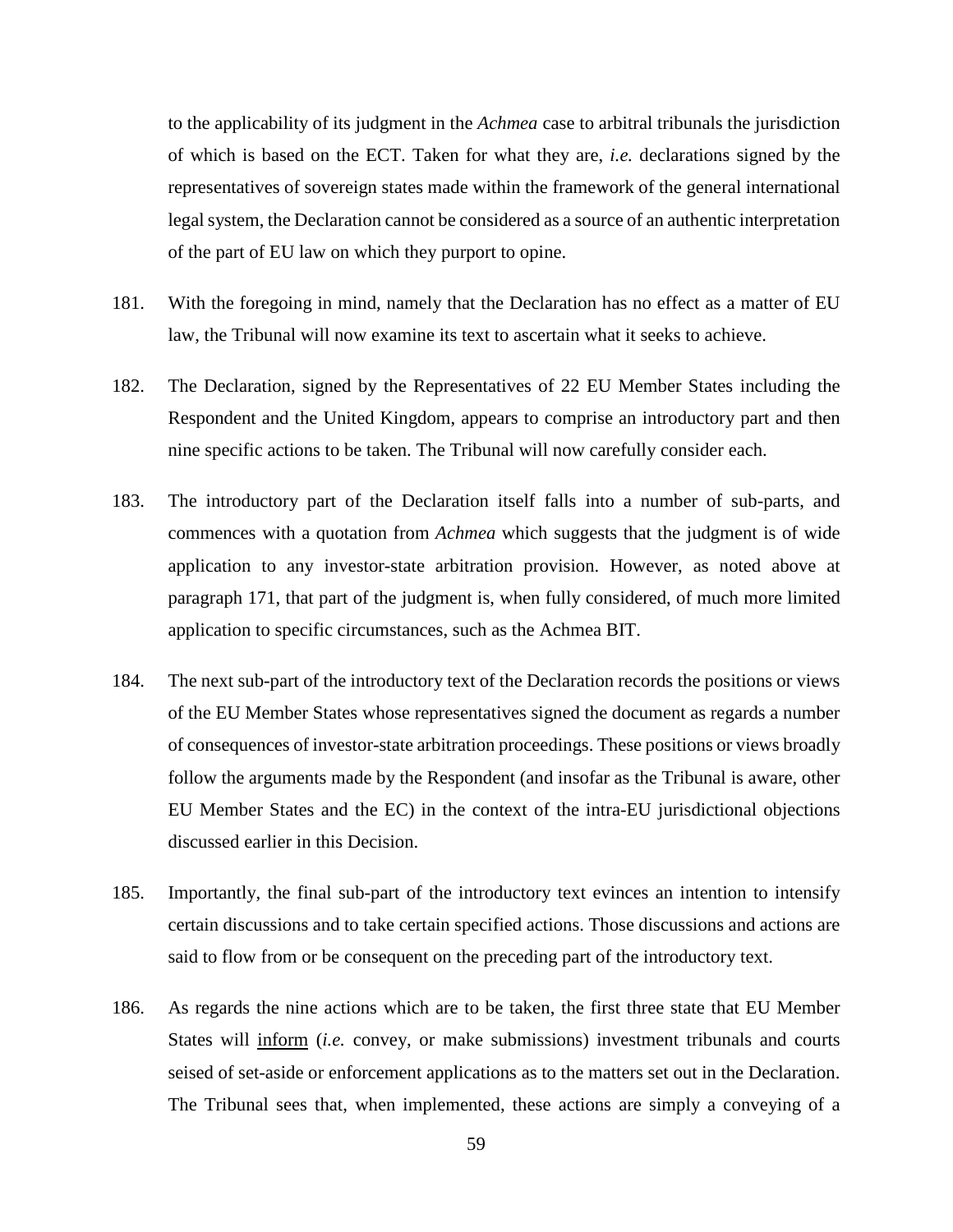to the applicability of its judgment in the *Achmea* case to arbitral tribunals the jurisdiction of which is based on the ECT. Taken for what they are, *i.e.* declarations signed by the representatives of sovereign states made within the framework of the general international legal system, the Declaration cannot be considered as a source of an authentic interpretation of the part of EU law on which they purport to opine.

181. With the foregoing in mind, namely that the Declaration has no effect as a matter of EU law, the Tribunal will now examine its text to ascertain what it seeks to achieve.

182. The Declaration, signed by the Representatives of 22 EU Member States including the Respondent and the United Kingdom, appears to comprise an introductory part and then nine specific actions to be taken. The Tribunal will now carefully consider each.

183. The introductory part of the Declaration itself falls into a number of sub-parts, and commences with a quotation from *Achmea* which suggests that the judgment is of wide application to any investor-state arbitration provision. However, as noted above at paragraph 171, that part of the judgment is, when fully considered, of much more limited application to specific circumstances, such as the Achmea BIT.

184. The next sub-part of the introductory text of the Declaration records the positions or views of the EU Member States whose representatives signed the document as regards a number of consequences of investor-state arbitration proceedings. These positions or views broadly follow the arguments made by the Respondent (and insofar as the Tribunal is aware, other EU Member States and the EC) in the context of the intra-EU jurisdictional objections discussed earlier in this Decision.

185. Importantly, the final sub-part of the introductory text evinces an intention to intensify certain discussions and to take certain specified actions. Those discussions and actions are said to flow from or be consequent on the preceding part of the introductory text.

186. As regards the nine actions which are to be taken, the first three state that EU Member States will <u>inform</u> (*i.e.* convey, or make submissions) investment tribunals and courts seised of set-aside or enforcement applications as to the matters set out in the Declaration. The Tribunal sees that, when implemented, these actions are simply a conveying of a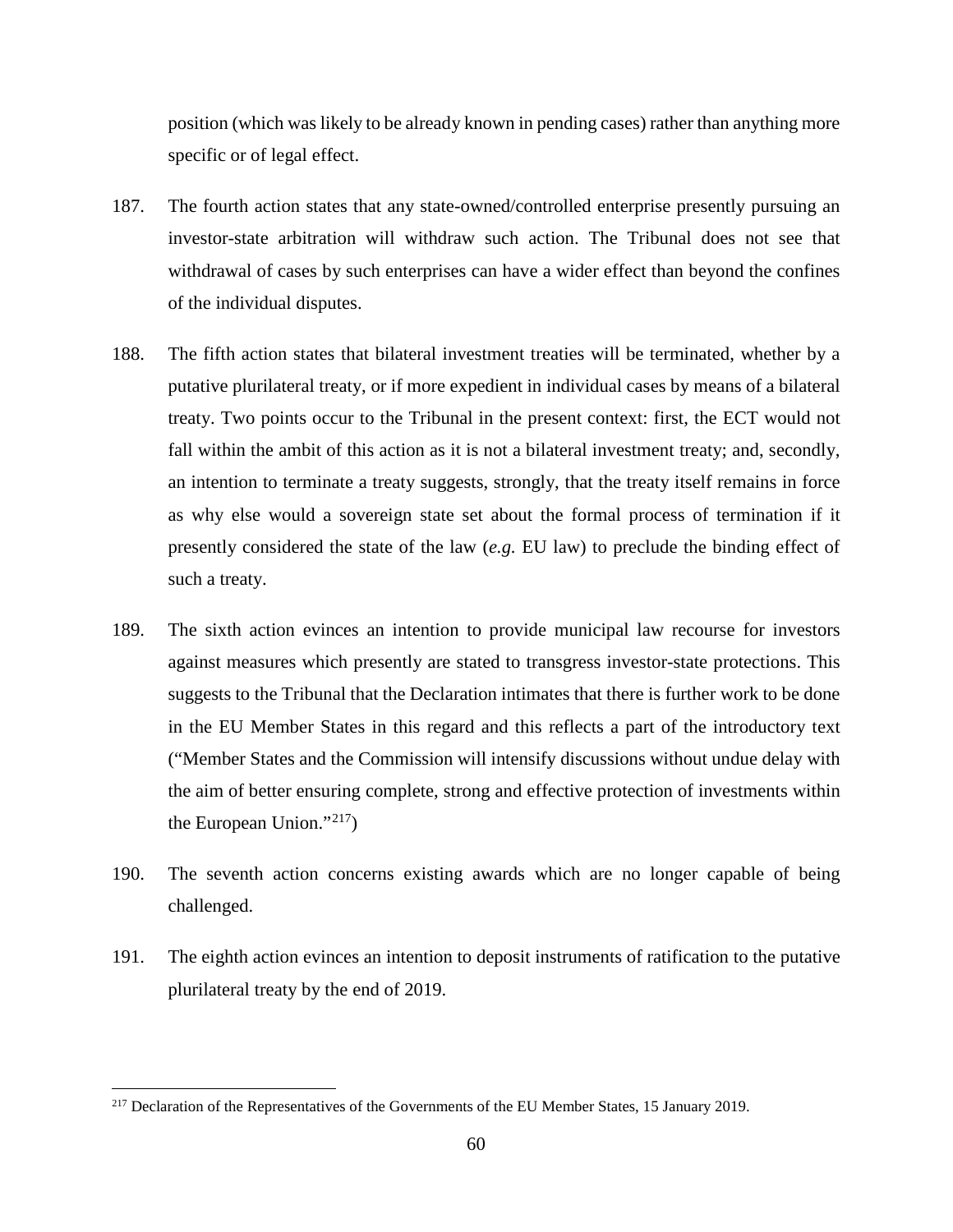position (which was likely to be already known in pending cases) rather than anything more specific or of legal effect.

187. The fourth action states that any state-owned/controlled enterprise presently pursuing an investor-state arbitration will withdraw such action. The Tribunal does not see that withdrawal of cases by such enterprises can have a wider effect than beyond the confines of the individual disputes.

188. The fifth action states that bilateral investment treaties will be terminated, whether by a putative plurilateral treaty, or if more expedient in individual cases by means of a bilateral treaty. Two points occur to the Tribunal in the present context: first, the ECT would not fall within the ambit of this action as it is not a bilateral investment treaty; and, secondly, an intention to terminate a treaty suggests, strongly, that the treaty itself remains in force as why else would a sovereign state set about the formal process of termination if it presently considered the state of the law (*e.g.* EU law) to preclude the binding effect of such a treaty.

189. The sixth action evinces an intention to provide municipal law recourse for investors against measures which presently are stated to transgress investor-state protections. This suggests to the Tribunal that the Declaration intimates that there is further work to be done in the EU Member States in this regard and this reflects a part of the introductory text ("Member States and the Commission will intensify discussions without undue delay with the aim of better ensuring complete, strong and effective protection of investments within the European Union."[217])

190. The seventh action concerns existing awards which are no longer capable of being challenged.

191. The eighth action evinces an intention to deposit instruments of ratification to the putative plurilateral treaty by the end of 2019.

---

[217] Declaration of the Representatives of the Governments of the EU Member States, 15 January 2019.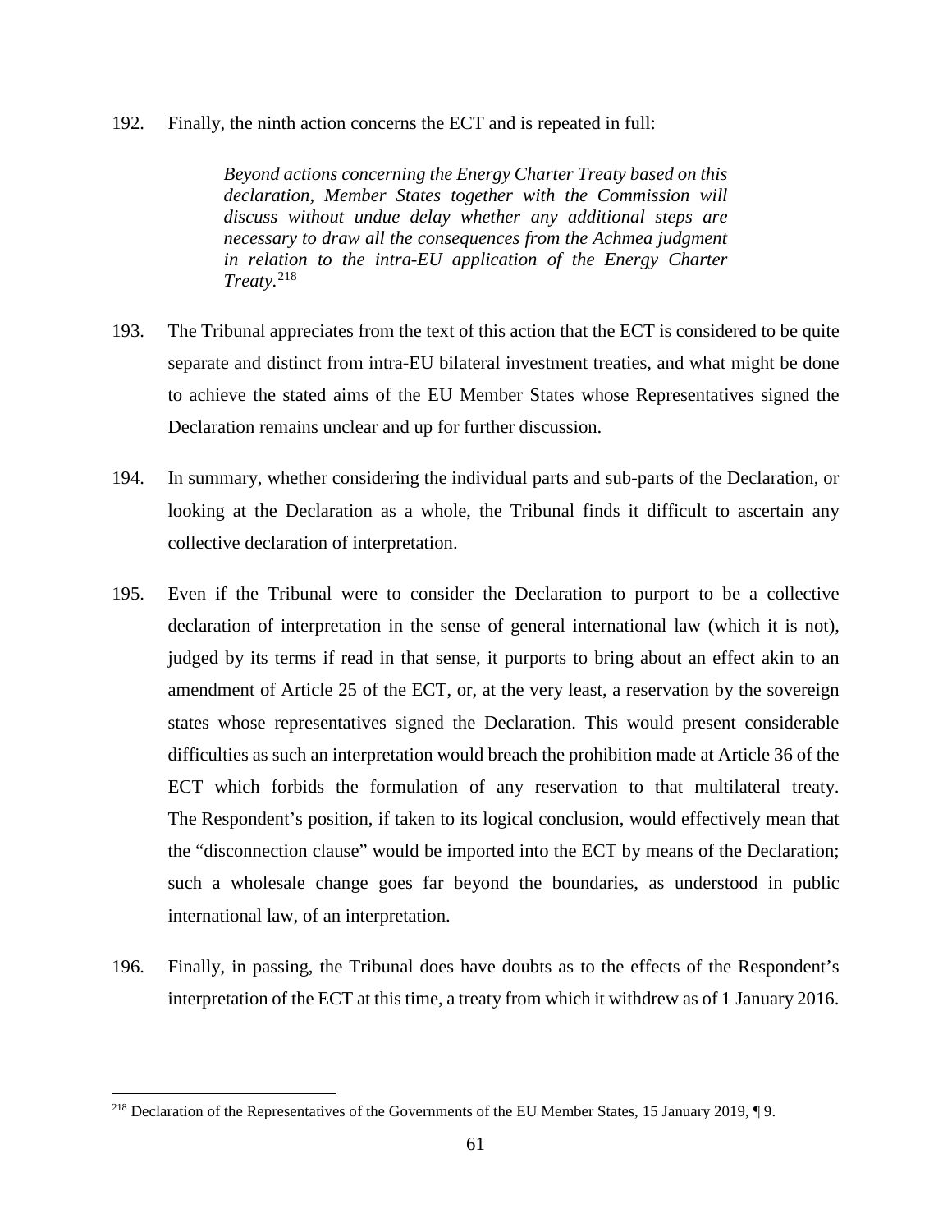192. Finally, the ninth action concerns the ECT and is repeated in full:

> *Beyond actions concerning the Energy Charter Treaty based on this declaration, Member States together with the Commission will discuss without undue delay whether any additional steps are necessary to draw all the consequences from the Achmea judgment in relation to the intra-EU application of the Energy Charter Treaty.*[218]

193. The Tribunal appreciates from the text of this action that the ECT is considered to be quite separate and distinct from intra-EU bilateral investment treaties, and what might be done to achieve the stated aims of the EU Member States whose Representatives signed the Declaration remains unclear and up for further discussion.

194. In summary, whether considering the individual parts and sub-parts of the Declaration, or looking at the Declaration as a whole, the Tribunal finds it difficult to ascertain any collective declaration of interpretation.

195. Even if the Tribunal were to consider the Declaration to purport to be a collective declaration of interpretation in the sense of general international law (which it is not), judged by its terms if read in that sense, it purports to bring about an effect akin to an amendment of Article 25 of the ECT, or, at the very least, a reservation by the sovereign states whose representatives signed the Declaration. This would present considerable difficulties as such an interpretation would breach the prohibition made at Article 36 of the ECT which forbids the formulation of any reservation to that multilateral treaty. The Respondent's position, if taken to its logical conclusion, would effectively mean that the "disconnection clause" would be imported into the ECT by means of the Declaration; such a wholesale change goes far beyond the boundaries, as understood in public international law, of an interpretation.

196. Finally, in passing, the Tribunal does have doubts as to the effects of the Respondent's interpretation of the ECT at this time, a treaty from which it withdrew as of 1 January 2016.

---

[218] Declaration of the Representatives of the Governments of the EU Member States, 15 January 2019, ¶ 9.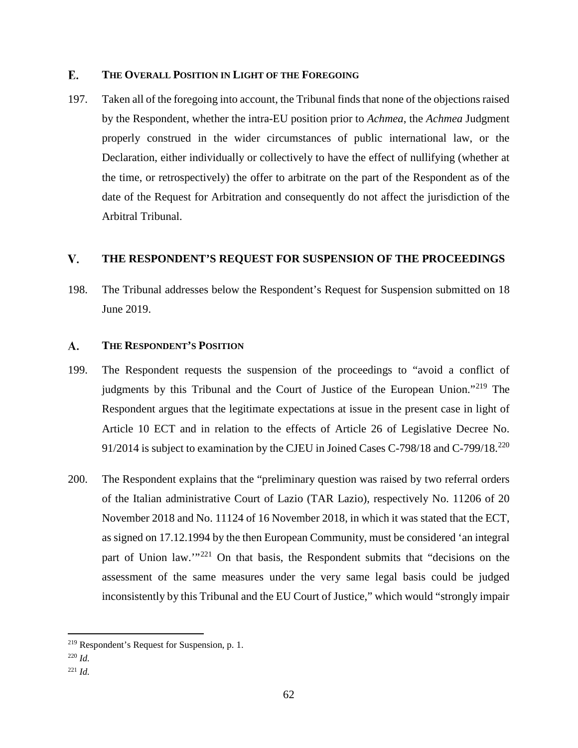## E. THE OVERALL POSITION IN LIGHT OF THE FOREGOING

197. Taken all of the foregoing into account, the Tribunal finds that none of the objections raised by the Respondent, whether the intra-EU position prior to *Achmea*, the *Achmea* Judgment properly construed in the wider circumstances of public international law, or the Declaration, either individually or collectively to have the effect of nullifying (whether at the time, or retrospectively) the offer to arbitrate on the part of the Respondent as of the date of the Request for Arbitration and consequently do not affect the jurisdiction of the Arbitral Tribunal.

# V. THE RESPONDENT'S REQUEST FOR SUSPENSION OF THE PROCEEDINGS

198. The Tribunal addresses below the Respondent's Request for Suspension submitted on 18 June 2019.

## A. THE RESPONDENT'S POSITION

199. The Respondent requests the suspension of the proceedings to "avoid a conflict of judgments by this Tribunal and the Court of Justice of the European Union."[219] The Respondent argues that the legitimate expectations at issue in the present case in light of Article 10 ECT and in relation to the effects of Article 26 of Legislative Decree No. 91/2014 is subject to examination by the CJEU in Joined Cases C-798/18 and C-799/18.[220]

200. The Respondent explains that the "preliminary question was raised by two referral orders of the Italian administrative Court of Lazio (TAR Lazio), respectively No. 11206 of 20 November 2018 and No. 11124 of 16 November 2018, in which it was stated that the ECT, as signed on 17.12.1994 by the then European Community, must be considered 'an integral part of Union law.'"[221] On that basis, the Respondent submits that "decisions on the assessment of the same measures under the very same legal basis could be judged inconsistently by this Tribunal and the EU Court of Justice," which would "strongly impair

[219] Respondent's Request for Suspension, p. 1.

[220] *Id.*

[221] *Id.*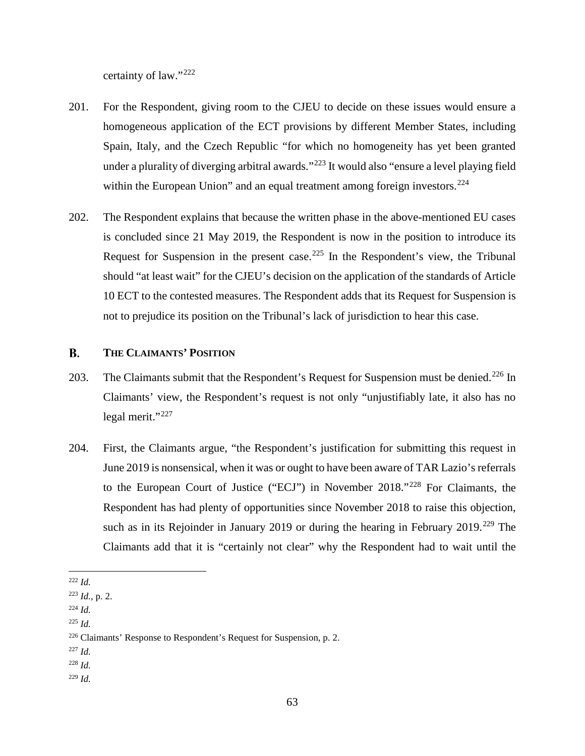certainty of law."[222]

201. For the Respondent, giving room to the CJEU to decide on these issues would ensure a homogeneous application of the ECT provisions by different Member States, including Spain, Italy, and the Czech Republic "for which no homogeneity has yet been granted under a plurality of diverging arbitral awards."[223] It would also "ensure a level playing field within the European Union" and an equal treatment among foreign investors.[224]

202. The Respondent explains that because the written phase in the above-mentioned EU cases is concluded since 21 May 2019, the Respondent is now in the position to introduce its Request for Suspension in the present case.[225] In the Respondent's view, the Tribunal should "at least wait" for the CJEU's decision on the application of the standards of Article 10 ECT to the contested measures. The Respondent adds that its Request for Suspension is not to prejudice its position on the Tribunal's lack of jurisdiction to hear this case.

## B. THE CLAIMANTS' POSITION

203. The Claimants submit that the Respondent's Request for Suspension must be denied.[226] In Claimants' view, the Respondent's request is not only "unjustifiably late, it also has no legal merit."[227]

204. First, the Claimants argue, "the Respondent's justification for submitting this request in June 2019 is nonsensical, when it was or ought to have been aware of TAR Lazio's referrals to the European Court of Justice ("ECJ") in November 2018."[228] For Claimants, the Respondent has had plenty of opportunities since November 2018 to raise this objection, such as in its Rejoinder in January 2019 or during the hearing in February 2019.[229] The Claimants add that it is "certainly not clear" why the Respondent had to wait until the

---

[222] *Id.*

[223] *Id.*, p. 2.

[224] *Id.*

[225] *Id.*

[226] Claimants' Response to Respondent's Request for Suspension, p. 2.

[227] *Id.*

[228] *Id.*

[229] *Id.*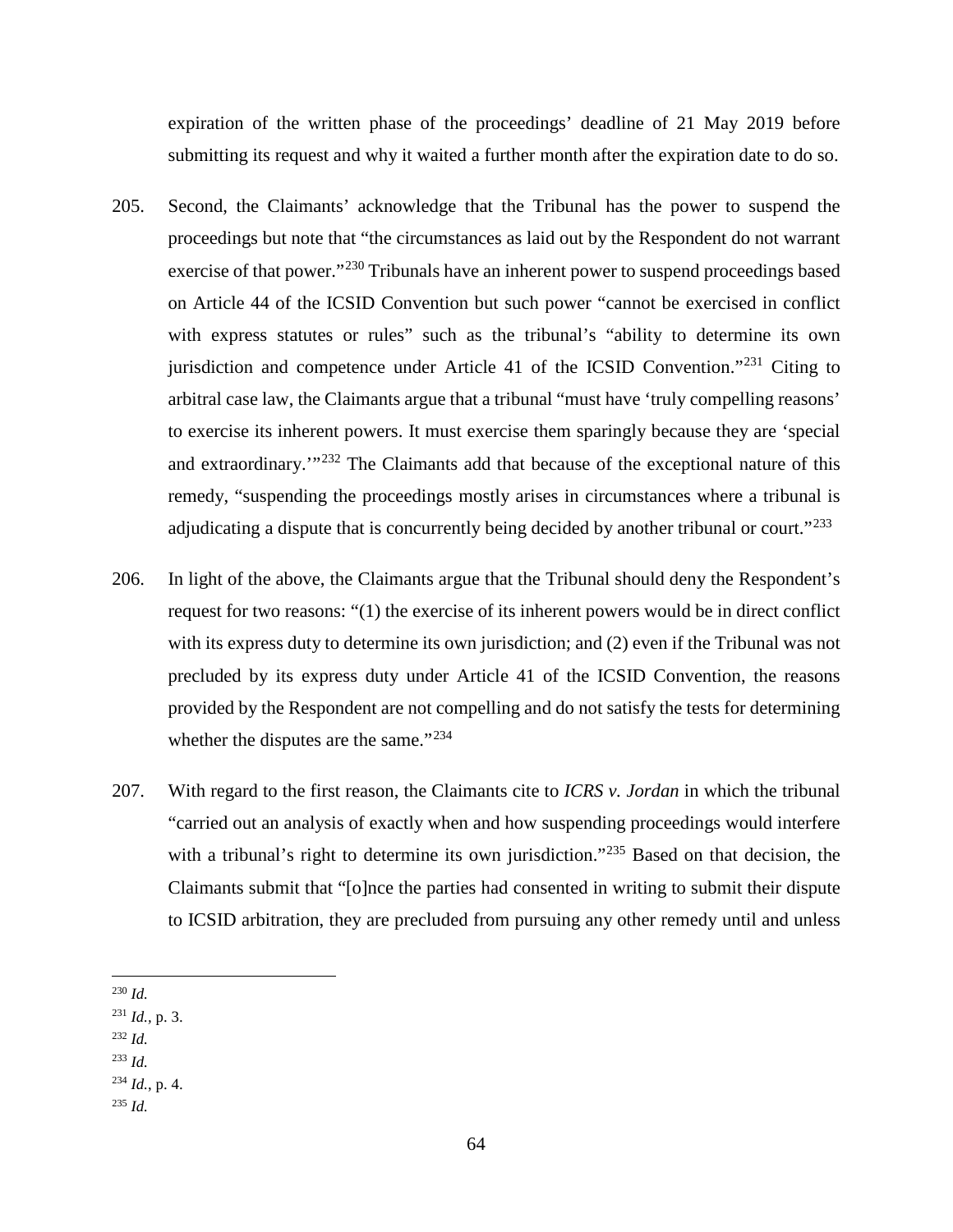expiration of the written phase of the proceedings' deadline of 21 May 2019 before submitting its request and why it waited a further month after the expiration date to do so.

205. Second, the Claimants' acknowledge that the Tribunal has the power to suspend the proceedings but note that "the circumstances as laid out by the Respondent do not warrant exercise of that power."[230] Tribunals have an inherent power to suspend proceedings based on Article 44 of the ICSID Convention but such power "cannot be exercised in conflict with express statutes or rules" such as the tribunal's "ability to determine its own jurisdiction and competence under Article 41 of the ICSID Convention."[231] Citing to arbitral case law, the Claimants argue that a tribunal "must have 'truly compelling reasons' to exercise its inherent powers. It must exercise them sparingly because they are 'special and extraordinary.'"[232] The Claimants add that because of the exceptional nature of this remedy, "suspending the proceedings mostly arises in circumstances where a tribunal is adjudicating a dispute that is concurrently being decided by another tribunal or court."[233]

206. In light of the above, the Claimants argue that the Tribunal should deny the Respondent's request for two reasons: "(1) the exercise of its inherent powers would be in direct conflict with its express duty to determine its own jurisdiction; and (2) even if the Tribunal was not precluded by its express duty under Article 41 of the ICSID Convention, the reasons provided by the Respondent are not compelling and do not satisfy the tests for determining whether the disputes are the same."[234]

207. With regard to the first reason, the Claimants cite to *ICRS v. Jordan* in which the tribunal "carried out an analysis of exactly when and how suspending proceedings would interfere with a tribunal's right to determine its own jurisdiction."[235] Based on that decision, the Claimants submit that "[o]nce the parties had consented in writing to submit their dispute to ICSID arbitration, they are precluded from pursuing any other remedy until and unless

---

[230] *Id.*

[231] *Id.*, p. 3.

[232] *Id.*

[233] *Id.*

[234] *Id.*, p. 4.

[235] *Id.*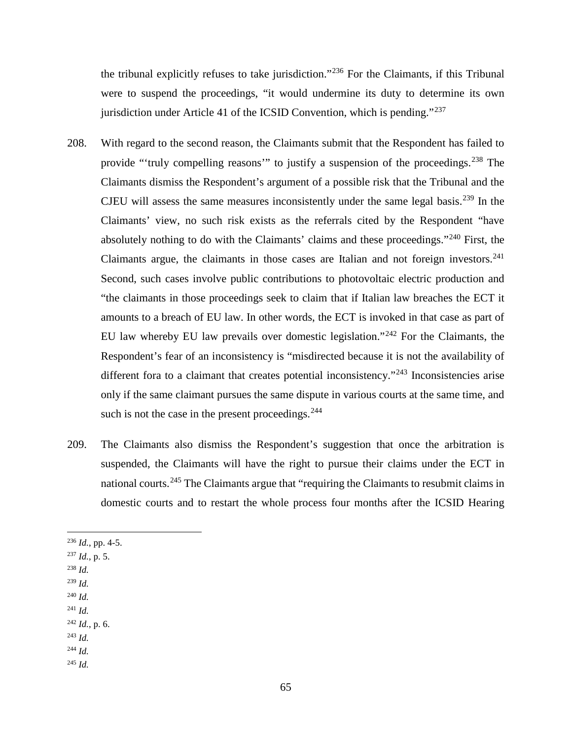the tribunal explicitly refuses to take jurisdiction."[236] For the Claimants, if this Tribunal were to suspend the proceedings, "it would undermine its duty to determine its own jurisdiction under Article 41 of the ICSID Convention, which is pending."[237]

208. With regard to the second reason, the Claimants submit that the Respondent has failed to provide "'truly compelling reasons'" to justify a suspension of the proceedings.[238] The Claimants dismiss the Respondent's argument of a possible risk that the Tribunal and the CJEU will assess the same measures inconsistently under the same legal basis.[239] In the Claimants' view, no such risk exists as the referrals cited by the Respondent "have absolutely nothing to do with the Claimants' claims and these proceedings."[240] First, the Claimants argue, the claimants in those cases are Italian and not foreign investors.[241] Second, such cases involve public contributions to photovoltaic electric production and "the claimants in those proceedings seek to claim that if Italian law breaches the ECT it amounts to a breach of EU law. In other words, the ECT is invoked in that case as part of EU law whereby EU law prevails over domestic legislation."[242] For the Claimants, the Respondent's fear of an inconsistency is "misdirected because it is not the availability of different fora to a claimant that creates potential inconsistency."[243] Inconsistencies arise only if the same claimant pursues the same dispute in various courts at the same time, and such is not the case in the present proceedings.[244]

209. The Claimants also dismiss the Respondent's suggestion that once the arbitration is suspended, the Claimants will have the right to pursue their claims under the ECT in national courts.[245] The Claimants argue that "requiring the Claimants to resubmit claims in domestic courts and to restart the whole process four months after the ICSID Hearing

---

[236] *Id.*, pp. 4-5.

[237] *Id.*, p. 5.

[238] *Id.*

[239] *Id.*

[240] *Id.*

[241] *Id.*

[242] *Id.*, p. 6.

[243] *Id.*

[244] *Id.*

[245] *Id.*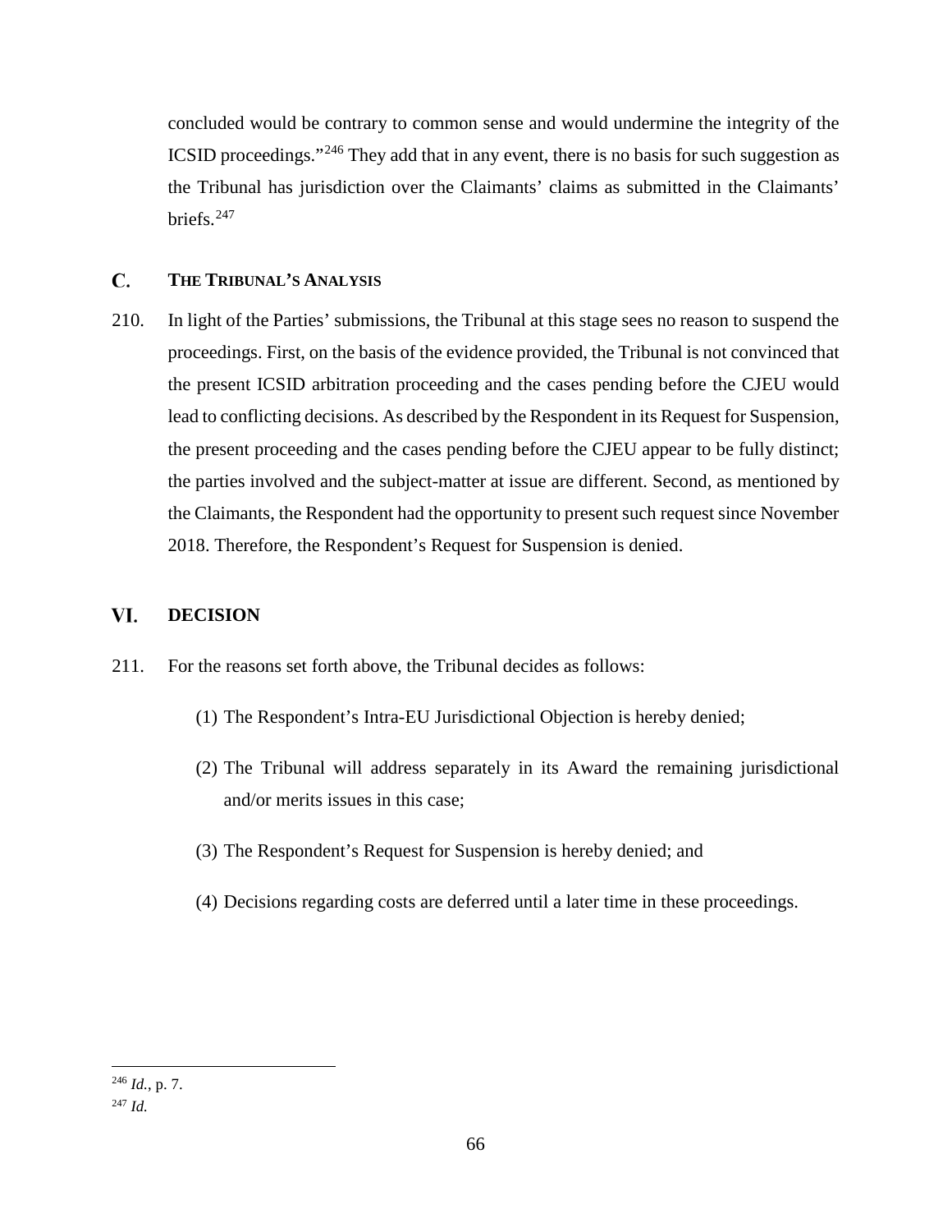concluded would be contrary to common sense and would undermine the integrity of the ICSID proceedings."[246] They add that in any event, there is no basis for such suggestion as the Tribunal has jurisdiction over the Claimants' claims as submitted in the Claimants' briefs.[247]

### C. THE TRIBUNAL'S ANALYSIS

210. In light of the Parties' submissions, the Tribunal at this stage sees no reason to suspend the proceedings. First, on the basis of the evidence provided, the Tribunal is not convinced that the present ICSID arbitration proceeding and the cases pending before the CJEU would lead to conflicting decisions. As described by the Respondent in its Request for Suspension, the present proceeding and the cases pending before the CJEU appear to be fully distinct; the parties involved and the subject-matter at issue are different. Second, as mentioned by the Claimants, the Respondent had the opportunity to present such request since November 2018. Therefore, the Respondent's Request for Suspension is denied.

## VI. DECISION

211. For the reasons set forth above, the Tribunal decides as follows:

(1) The Respondent's Intra-EU Jurisdictional Objection is hereby denied;

(2) The Tribunal will address separately in its Award the remaining jurisdictional and/or merits issues in this case;

(3) The Respondent's Request for Suspension is hereby denied; and

(4) Decisions regarding costs are deferred until a later time in these proceedings.

---

[246] *Id.*, p. 7.

[247] *Id.*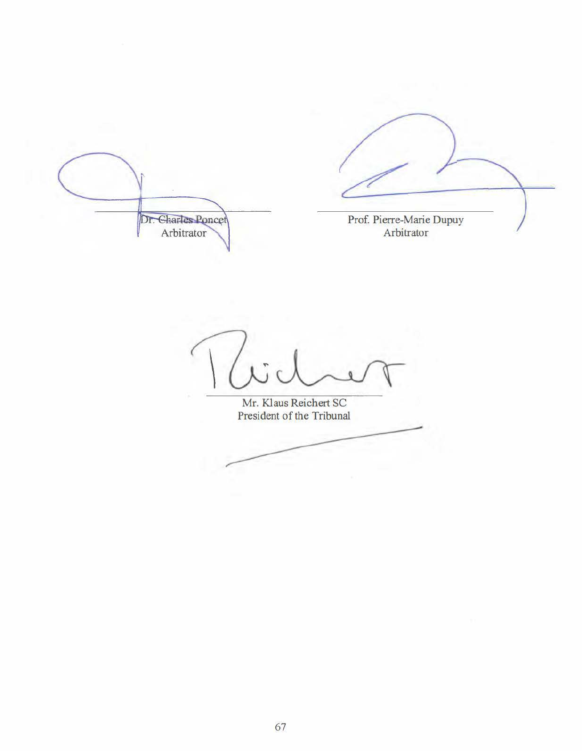Dr. Charles Poncet
Arbitrator

Prof. Pierre-Marie Dupuy
Arbitrator

Mr. Klaus Reichert SC
President of the Tribunal